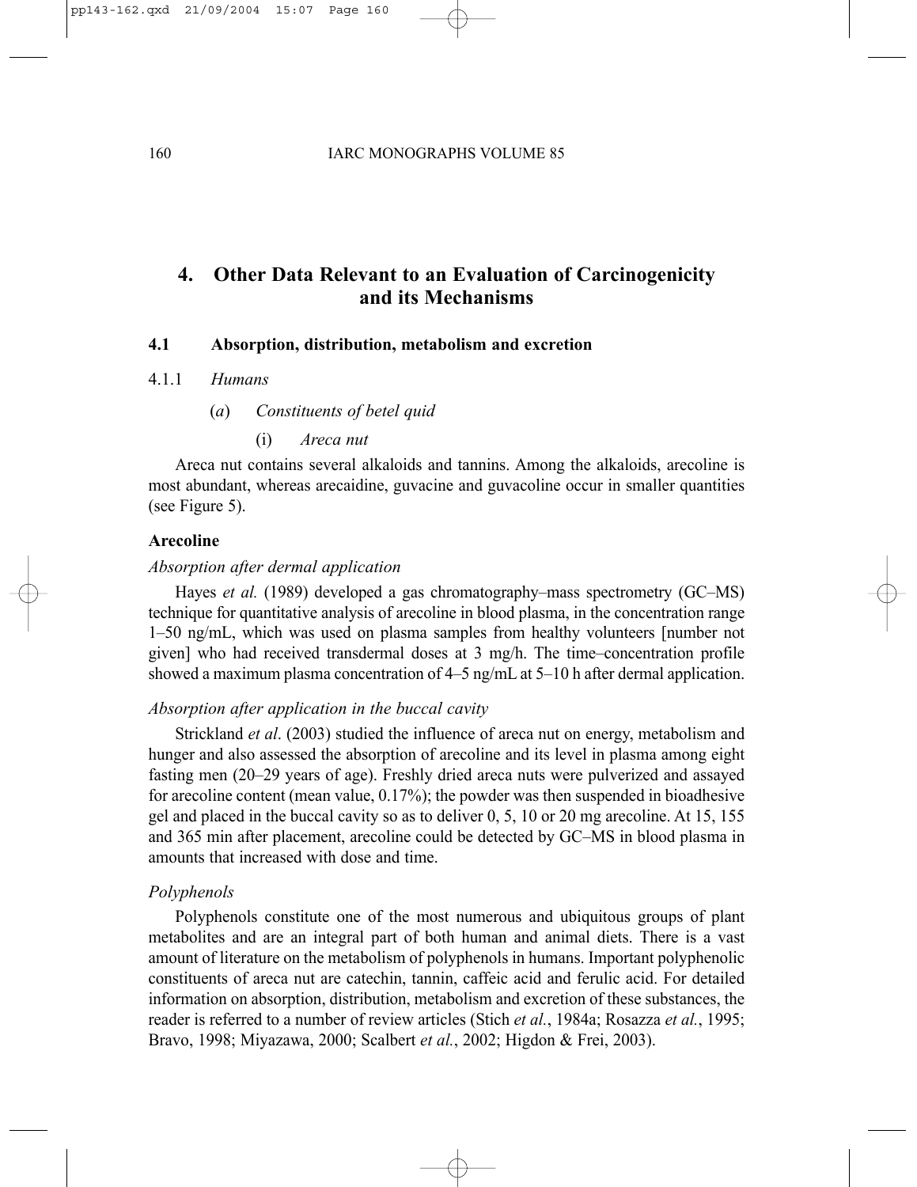# 4. Other Data Relevant to an Evaluation of Carcinogenicity and its Mechanisms

## 4.1 Absorption, distribution, metabolism and excretion

### 4.1.1 *Humans*

#### (*a*) *Constituents of betel quid*

##### (i) *Areca nut*

Areca nut contains several alkaloids and tannins. Among the alkaloids, arecoline is most abundant, whereas arecaidine, guvacine and guvacoline occur in smaller quantities (see Figure 5).

**Arecoline**

*Absorption after dermal application*

Hayes *et al.* (1989) developed a gas chromatography–mass spectrometry (GC–MS) technique for quantitative analysis of arecoline in blood plasma, in the concentration range 1–50 ng/mL, which was used on plasma samples from healthy volunteers [number not given] who had received transdermal doses at 3 mg/h. The time–concentration profile showed a maximum plasma concentration of 4–5 ng/mL at 5–10 h after dermal application.

*Absorption after application in the buccal cavity*

Strickland *et al*. (2003) studied the influence of areca nut on energy, metabolism and hunger and also assessed the absorption of arecoline and its level in plasma among eight fasting men (20–29 years of age). Freshly dried areca nuts were pulverized and assayed for arecoline content (mean value, 0.17%); the powder was then suspended in bioadhesive gel and placed in the buccal cavity so as to deliver 0, 5, 10 or 20 mg arecoline. At 15, 155 and 365 min after placement, arecoline could be detected by GC–MS in blood plasma in amounts that increased with dose and time.

*Polyphenols*

Polyphenols constitute one of the most numerous and ubiquitous groups of plant metabolites and are an integral part of both human and animal diets. There is a vast amount of literature on the metabolism of polyphenols in humans. Important polyphenolic constituents of areca nut are catechin, tannin, caffeic acid and ferulic acid. For detailed information on absorption, distribution, metabolism and excretion of these substances, the reader is referred to a number of review articles (Stich *et al.*, 1984a; Rosazza *et al.*, 1995; Bravo, 1998; Miyazawa, 2000; Scalbert *et al.*, 2002; Higdon & Frei, 2003).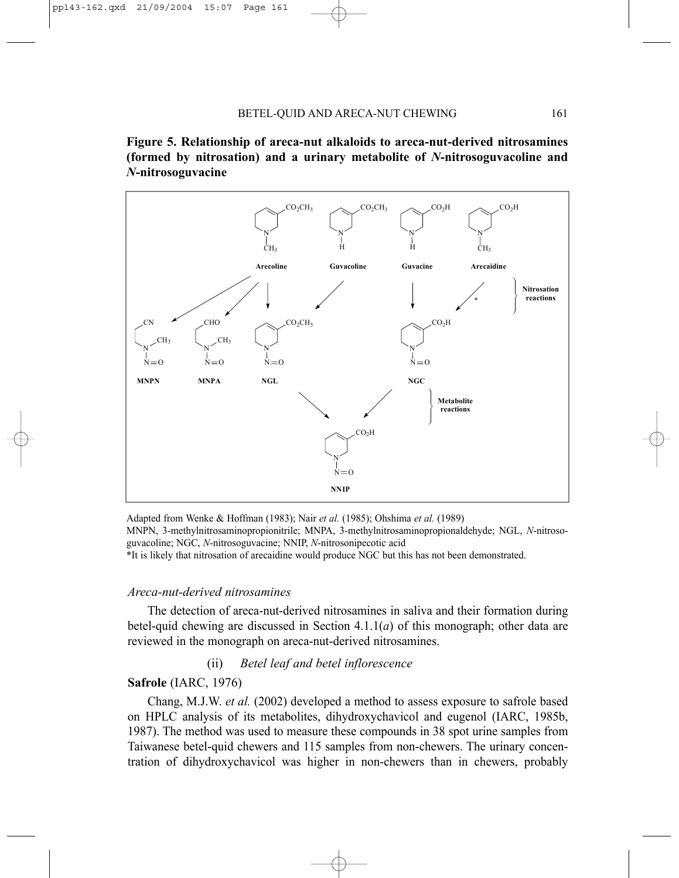**Figure 5. Relationship of areca-nut alkaloids to areca-nut-derived nitrosamines (formed by nitrosation) and a urinary metabolite of *N*-nitrosoguvacoline and *N*-nitrosoguvacine**

Adapted from Wenke & Hoffman (1983); Nair *et al.* (1985); Ohshima *et al.* (1989)

MNPN, 3-methylnitrosaminopropionitrile; MNPA, 3-methylnitrosaminopropionaldehyde; NGL, *N*-nitrosoguvacoline; NGC, *N*-nitrosoguvacine; NNIP, *N*-nitrosonipecotic acid

*It is likely that nitrosation of arecaidine would produce NGC but this has not been demonstrated.

*Areca-nut-derived nitrosamines*

The detection of areca-nut-derived nitrosamines in saliva and their formation during betel-quid chewing are discussed in Section 4.1.1(*a*) of this monograph; other data are reviewed in the monograph on areca-nut-derived nitrosamines.

(ii) *Betel leaf and betel inflorescence*

**Safrole** (IARC, 1976)

Chang, M.J.W. *et al.* (2002) developed a method to assess exposure to safrole based on HPLC analysis of its metabolites, dihydroxychavicol and eugenol (IARC, 1985b, 1987). The method was used to measure these compounds in 38 spot urine samples from Taiwanese betel-quid chewers and 115 samples from non-chewers. The urinary concentration of dihydroxychavicol was higher in non-chewers than in chewers, probably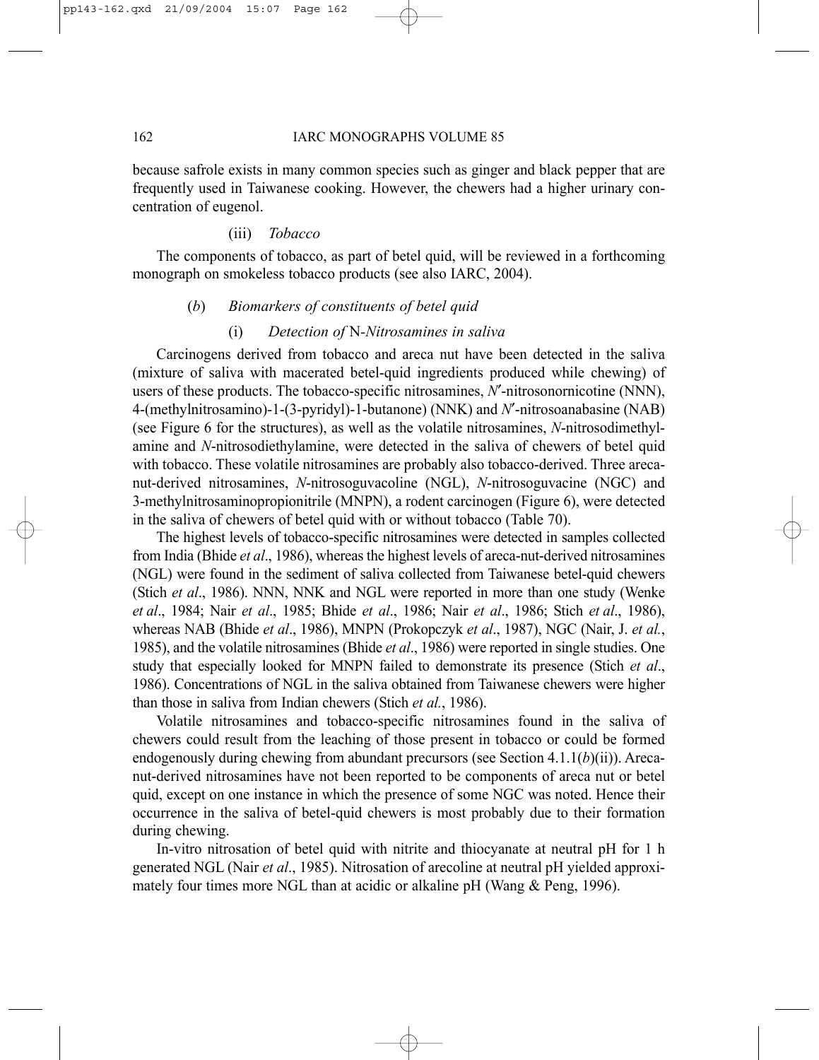because safrole exists in many common species such as ginger and black pepper that are frequently used in Taiwanese cooking. However, the chewers had a higher urinary concentration of eugenol.

#### (iii) *Tobacco*

The components of tobacco, as part of betel quid, will be reviewed in a forthcoming monograph on smokeless tobacco products (see also IARC, 2004).

### (*b*) *Biomarkers of constituents of betel quid*

#### (i) *Detection of* N*-Nitrosamines in saliva*

Carcinogens derived from tobacco and areca nut have been detected in the saliva (mixture of saliva with macerated betel-quid ingredients produced while chewing) of users of these products. The tobacco-specific nitrosamines, *N*′-nitrosonornicotine (NNN), 4-(methylnitrosamino)-1-(3-pyridyl)-1-butanone) (NNK) and *N*′-nitrosoanabasine (NAB) (see Figure 6 for the structures), as well as the volatile nitrosamines, *N*-nitrosodimethylamine and *N*-nitrosodiethylamine, were detected in the saliva of chewers of betel quid with tobacco. These volatile nitrosamines are probably also tobacco-derived. Three areca-nut-derived nitrosamines, *N*-nitrosoguvacoline (NGL), *N*-nitrosoguvacine (NGC) and 3-methylnitrosaminopropionitrile (MNPN), a rodent carcinogen (Figure 6), were detected in the saliva of chewers of betel quid with or without tobacco (Table 70).

The highest levels of tobacco-specific nitrosamines were detected in samples collected from India (Bhide *et al*., 1986), whereas the highest levels of areca-nut-derived nitrosamines (NGL) were found in the sediment of saliva collected from Taiwanese betel-quid chewers (Stich *et al*., 1986). NNN, NNK and NGL were reported in more than one study (Wenke *et al*., 1984; Nair *et al*., 1985; Bhide *et al*., 1986; Nair *et al*., 1986; Stich *et al*., 1986), whereas NAB (Bhide *et al*., 1986), MNPN (Prokopczyk *et al*., 1987), NGC (Nair, J. *et al.*, 1985), and the volatile nitrosamines (Bhide *et al*., 1986) were reported in single studies. One study that especially looked for MNPN failed to demonstrate its presence (Stich *et al*., 1986). Concentrations of NGL in the saliva obtained from Taiwanese chewers were higher than those in saliva from Indian chewers (Stich *et al.*, 1986).

Volatile nitrosamines and tobacco-specific nitrosamines found in the saliva of chewers could result from the leaching of those present in tobacco or could be formed endogenously during chewing from abundant precursors (see Section 4.1.1(*b*)(ii)). Areca-nut-derived nitrosamines have not been reported to be components of areca nut or betel quid, except on one instance in which the presence of some NGC was noted. Hence their occurrence in the saliva of betel-quid chewers is most probably due to their formation during chewing.

In-vitro nitrosation of betel quid with nitrite and thiocyanate at neutral pH for 1 h generated NGL (Nair *et al*., 1985). Nitrosation of arecoline at neutral pH yielded approximately four times more NGL than at acidic or alkaline pH (Wang & Peng, 1996).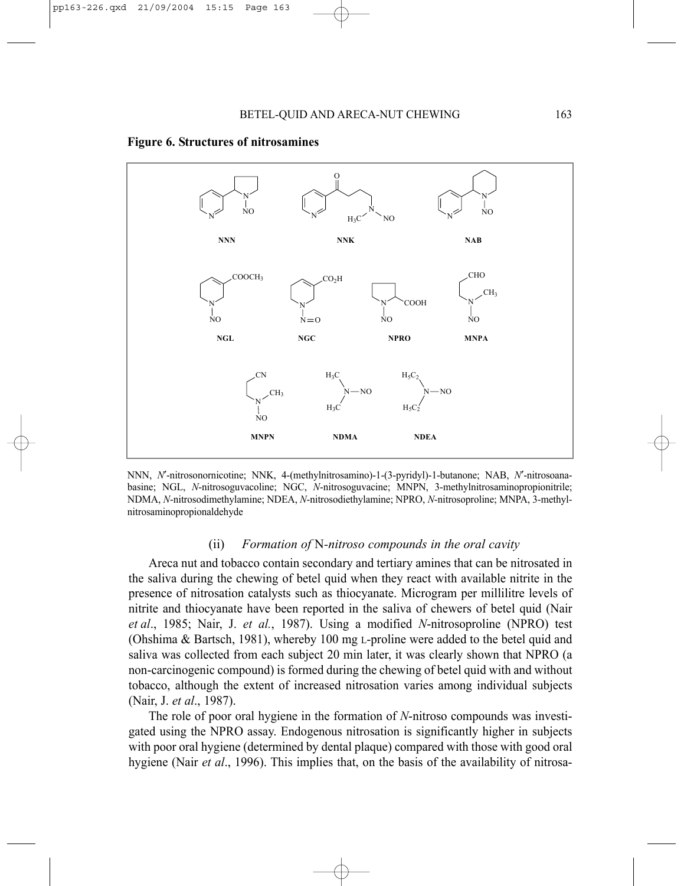**Figure 6. Structures of nitrosamines**

NNN, *N′*-nitrosonornicotine; NNK, 4-(methylnitrosamino)-1-(3-pyridyl)-1-butanone; NAB, *N′*-nitrosoanabasine; NGL, *N*-nitrosoguvacoline; NGC, *N*-nitrosoguvacine; MNPN, 3-methylnitrosaminopropionitrile; NDMA, *N*-nitrosodimethylamine; NDEA, *N*-nitrosodiethylamine; NPRO, *N*-nitrosoproline; MNPA, 3-methylnitrosaminopropionaldehyde

### (ii) *Formation of* N*-nitroso compounds in the oral cavity*

Areca nut and tobacco contain secondary and tertiary amines that can be nitrosated in the saliva during the chewing of betel quid when they react with available nitrite in the presence of nitrosation catalysts such as thiocyanate. Microgram per millilitre levels of nitrite and thiocyanate have been reported in the saliva of chewers of betel quid (Nair *et al*., 1985; Nair, J. *et al.*, 1987). Using a modified *N*-nitrosoproline (NPRO) test (Ohshima & Bartsch, 1981), whereby 100 mg L-proline were added to the betel quid and saliva was collected from each subject 20 min later, it was clearly shown that NPRO (a non-carcinogenic compound) is formed during the chewing of betel quid with and without tobacco, although the extent of increased nitrosation varies among individual subjects (Nair, J. *et al*., 1987).

The role of poor oral hygiene in the formation of *N*-nitroso compounds was investigated using the NPRO assay. Endogenous nitrosation is significantly higher in subjects with poor oral hygiene (determined by dental plaque) compared with those with good oral hygiene (Nair *et al*., 1996). This implies that, on the basis of the availability of nitrosa-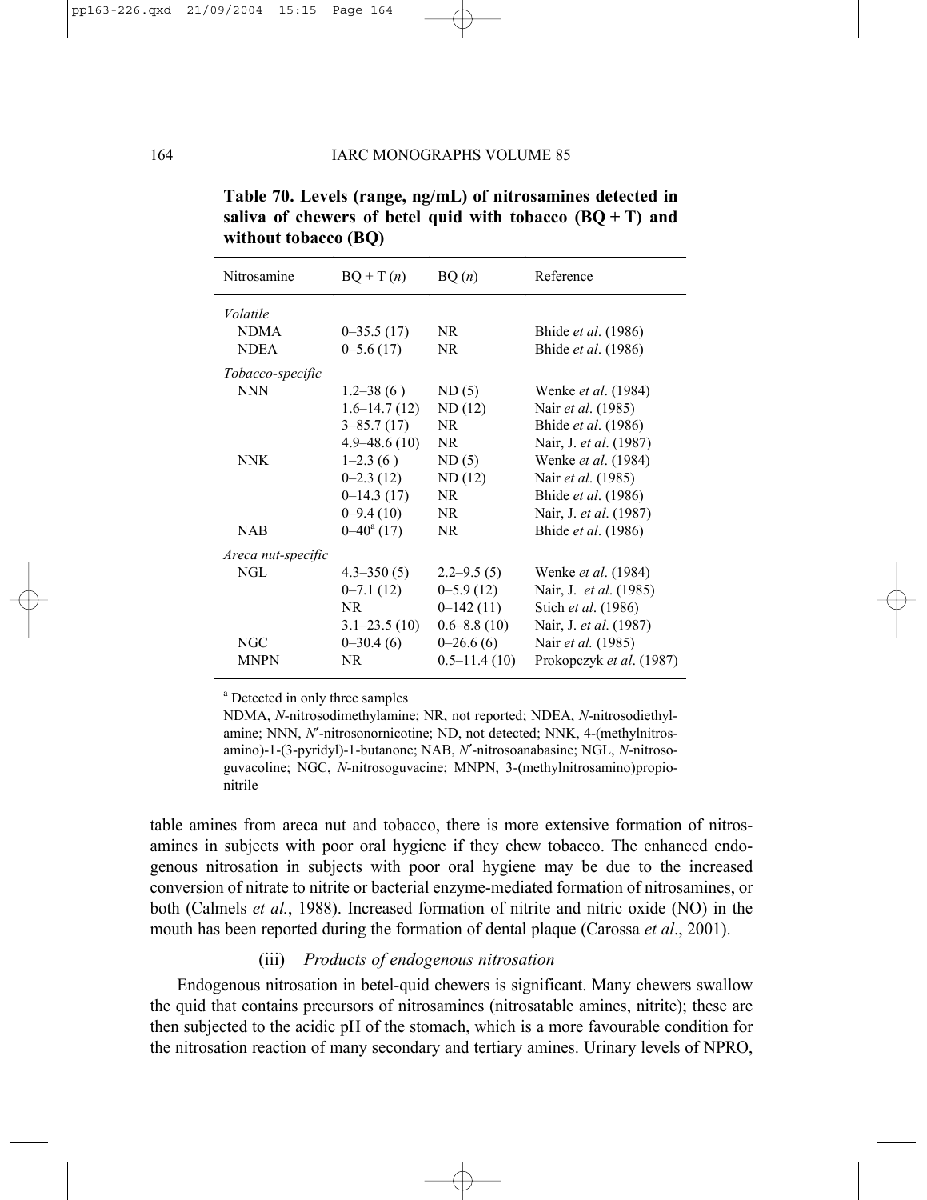**Table 70. Levels (range, ng/mL) of nitrosamines detected in saliva of chewers of betel quid with tobacco (BQ + T) and without tobacco (BQ)**

| Nitrosamine | BQ + T (*n*) | BQ (*n*) | Reference |
|---|---|---|---|
| *Volatile* | | | |
| NDMA | 0–35.5 (17) | NR | Bhide *et al*. (1986) |
| NDEA | 0–5.6 (17) | NR | Bhide *et al*. (1986) |
| *Tobacco-specific* | | | |
| NNN | 1.2–38 (6 ) | ND (5) | Wenke *et al*. (1984) |
| | 1.6–14.7 (12) | ND (12) | Nair *et al*. (1985) |
| | 3–85.7 (17) | NR | Bhide *et al*. (1986) |
| | 4.9–48.6 (10) | NR | Nair, J. *et al*. (1987) |
| NNK | 1–2.3 (6 ) | ND (5) | Wenke *et al*. (1984) |
| | 0–2.3 (12) | ND (12) | Nair *et al*. (1985) |
| | 0–14.3 (17) | NR | Bhide *et al*. (1986) |
| | 0–9.4 (10) | NR | Nair, J. *et al*. (1987) |
| NAB | 0–40[a] (17) | NR | Bhide *et al*. (1986) |
| *Areca nut-specific* | | | |
| NGL | 4.3–350 (5) | 2.2–9.5 (5) | Wenke *et al*. (1984) |
| | 0–7.1 (12) | 0–5.9 (12) | Nair, J. *et al*. (1985) |
| | NR | 0–142 (11) | Stich *et al*. (1986) |
| | 3.1–23.5 (10) | 0.6–8.8 (10) | Nair, J. *et al*. (1987) |
| NGC | 0–30.4 (6) | 0–26.6 (6) | Nair *et al.* (1985) |
| MNPN | NR | 0.5–11.4 (10) | Prokopczyk *et al*. (1987) |

[a] Detected in only three samples

NDMA, *N*-nitrosodimethylamine; NR, not reported; NDEA, *N*-nitrosodiethylamine; NNN, *N*′-nitrosonornicotine; ND, not detected; NNK, 4-(methylnitrosamino)-1-(3-pyridyl)-1-butanone; NAB, *N*′-nitrosoanabasine; NGL, *N*-nitrosoguvacoline; NGC, *N*-nitrosoguvacine; MNPN, 3-(methylnitrosamino)propionitrile

table amines from areca nut and tobacco, there is more extensive formation of nitrosamines in subjects with poor oral hygiene if they chew tobacco. The enhanced endogenous nitrosation in subjects with poor oral hygiene may be due to the increased conversion of nitrate to nitrite or bacterial enzyme-mediated formation of nitrosamines, or both (Calmels *et al.*, 1988). Increased formation of nitrite and nitric oxide (NO) in the mouth has been reported during the formation of dental plaque (Carossa *et al*., 2001).

(iii) *Products of endogenous nitrosation*

Endogenous nitrosation in betel-quid chewers is significant. Many chewers swallow the quid that contains precursors of nitrosamines (nitrosatable amines, nitrite); these are then subjected to the acidic pH of the stomach, which is a more favourable condition for the nitrosation reaction of many secondary and tertiary amines. Urinary levels of NPRO,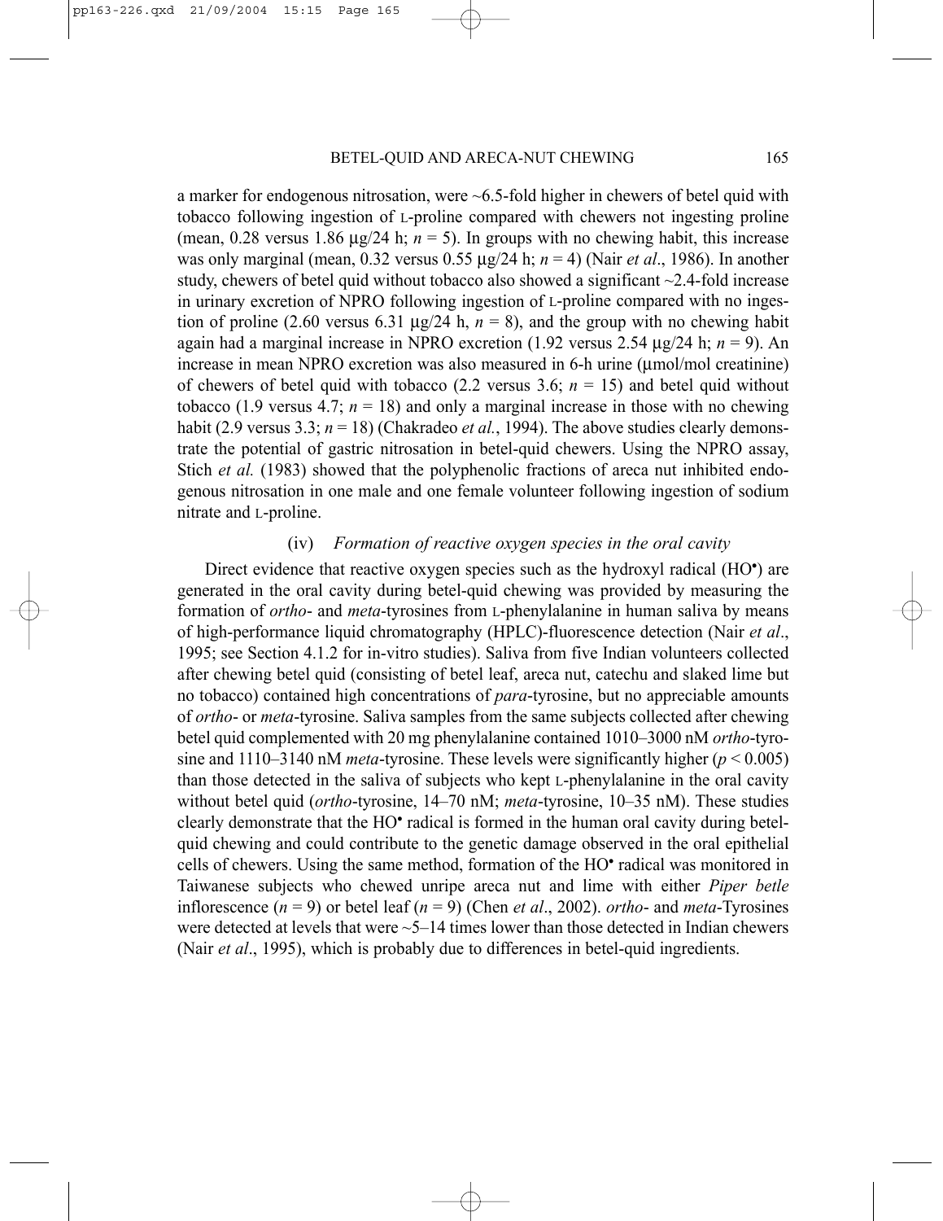a marker for endogenous nitrosation, were ~6.5-fold higher in chewers of betel quid with tobacco following ingestion of L-proline compared with chewers not ingesting proline (mean, 0.28 versus 1.86 μg/24 h; $n = 5$). In groups with no chewing habit, this increase was only marginal (mean, 0.32 versus 0.55 μg/24 h; $n = 4$) (Nair *et al*., 1986). In another study, chewers of betel quid without tobacco also showed a significant ~2.4-fold increase in urinary excretion of NPRO following ingestion of L-proline compared with no ingestion of proline (2.60 versus 6.31 μg/24 h, $n = 8$), and the group with no chewing habit again had a marginal increase in NPRO excretion (1.92 versus 2.54 μg/24 h; $n = 9$). An increase in mean NPRO excretion was also measured in 6-h urine (μmol/mol creatinine) of chewers of betel quid with tobacco (2.2 versus 3.6; $n = 15$) and betel quid without tobacco (1.9 versus 4.7; $n = 18$) and only a marginal increase in those with no chewing habit (2.9 versus 3.3; $n = 18$) (Chakradeo *et al.*, 1994). The above studies clearly demonstrate the potential of gastric nitrosation in betel-quid chewers. Using the NPRO assay, Stich *et al.* (1983) showed that the polyphenolic fractions of areca nut inhibited endogenous nitrosation in one male and one female volunteer following ingestion of sodium nitrate and L-proline.

#### (iv) *Formation of reactive oxygen species in the oral cavity*

Direct evidence that reactive oxygen species such as the hydroxyl radical ($HO^•$) are generated in the oral cavity during betel-quid chewing was provided by measuring the formation of *ortho*- and *meta*-tyrosines from L-phenylalanine in human saliva by means of high-performance liquid chromatography (HPLC)-fluorescence detection (Nair *et al*., 1995; see Section 4.1.2 for in-vitro studies). Saliva from five Indian volunteers collected after chewing betel quid (consisting of betel leaf, areca nut, catechu and slaked lime but no tobacco) contained high concentrations of *para*-tyrosine, but no appreciable amounts of *ortho*- or *meta*-tyrosine. Saliva samples from the same subjects collected after chewing betel quid complemented with 20 mg phenylalanine contained 1010–3000 nM *ortho*-tyrosine and 1110–3140 nM *meta*-tyrosine. These levels were significantly higher ($p < 0.005$) than those detected in the saliva of subjects who kept L-phenylalanine in the oral cavity without betel quid (*ortho*-tyrosine, 14–70 nM; *meta*-tyrosine, 10–35 nM). These studies clearly demonstrate that the $HO^•$ radical is formed in the human oral cavity during betel-quid chewing and could contribute to the genetic damage observed in the oral epithelial cells of chewers. Using the same method, formation of the $HO^•$ radical was monitored in Taiwanese subjects who chewed unripe areca nut and lime with either *Piper betle* inflorescence ($n = 9$) or betel leaf ($n = 9$) (Chen *et al*., 2002). *ortho*- and *meta*-Tyrosines were detected at levels that were ~5–14 times lower than those detected in Indian chewers (Nair *et al*., 1995), which is probably due to differences in betel-quid ingredients.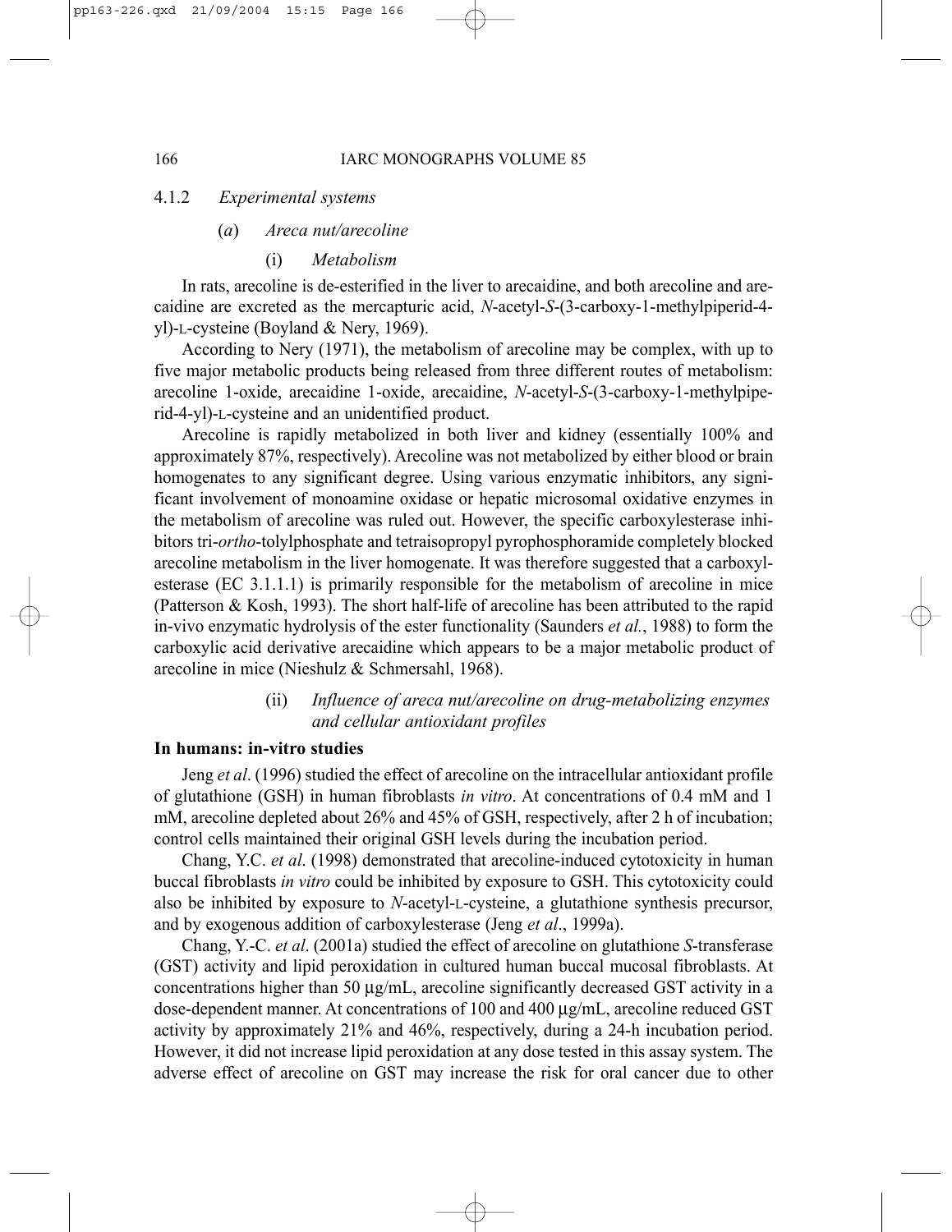### 4.1.2 *Experimental systems*

#### (*a*) *Areca nut/arecoline*

##### (i) *Metabolism*

In rats, arecoline is de-esterified in the liver to arecaidine, and both arecoline and arecaidine are excreted as the mercapturic acid, *N*-acetyl-*S*-(3-carboxy-1-methylpiperid-4-yl)-L-cysteine (Boyland & Nery, 1969).

According to Nery (1971), the metabolism of arecoline may be complex, with up to five major metabolic products being released from three different routes of metabolism: arecoline 1-oxide, arecaidine 1-oxide, arecaidine, *N*-acetyl-*S*-(3-carboxy-1-methylpiperid-4-yl)-L-cysteine and an unidentified product.

Arecoline is rapidly metabolized in both liver and kidney (essentially 100% and approximately 87%, respectively). Arecoline was not metabolized by either blood or brain homogenates to any significant degree. Using various enzymatic inhibitors, any significant involvement of monoamine oxidase or hepatic microsomal oxidative enzymes in the metabolism of arecoline was ruled out. However, the specific carboxylesterase inhibitors tri-*ortho*-tolylphosphate and tetraisopropyl pyrophosphoramide completely blocked arecoline metabolism in the liver homogenate. It was therefore suggested that a carboxylesterase (EC 3.1.1.1) is primarily responsible for the metabolism of arecoline in mice (Patterson & Kosh, 1993). The short half-life of arecoline has been attributed to the rapid in-vivo enzymatic hydrolysis of the ester functionality (Saunders *et al.*, 1988) to form the carboxylic acid derivative arecaidine which appears to be a major metabolic product of arecoline in mice (Nieshulz & Schmersahl, 1968).

##### (ii) *Influence of areca nut/arecoline on drug-metabolizing enzymes and cellular antioxidant profiles*

**In humans: in-vitro studies**

Jeng *et al*. (1996) studied the effect of arecoline on the intracellular antioxidant profile of glutathione (GSH) in human fibroblasts *in vitro*. At concentrations of 0.4 mM and 1 mM, arecoline depleted about 26% and 45% of GSH, respectively, after 2 h of incubation; control cells maintained their original GSH levels during the incubation period.

Chang, Y.C. *et al*. (1998) demonstrated that arecoline-induced cytotoxicity in human buccal fibroblasts *in vitro* could be inhibited by exposure to GSH. This cytotoxicity could also be inhibited by exposure to *N*-acetyl-L-cysteine, a glutathione synthesis precursor, and by exogenous addition of carboxylesterase (Jeng *et al*., 1999a).

Chang, Y.-C. *et al*. (2001a) studied the effect of arecoline on glutathione *S*-transferase (GST) activity and lipid peroxidation in cultured human buccal mucosal fibroblasts. At concentrations higher than 50 µg/mL, arecoline significantly decreased GST activity in a dose-dependent manner. At concentrations of 100 and 400 µg/mL, arecoline reduced GST activity by approximately 21% and 46%, respectively, during a 24-h incubation period. However, it did not increase lipid peroxidation at any dose tested in this assay system. The adverse effect of arecoline on GST may increase the risk for oral cancer due to other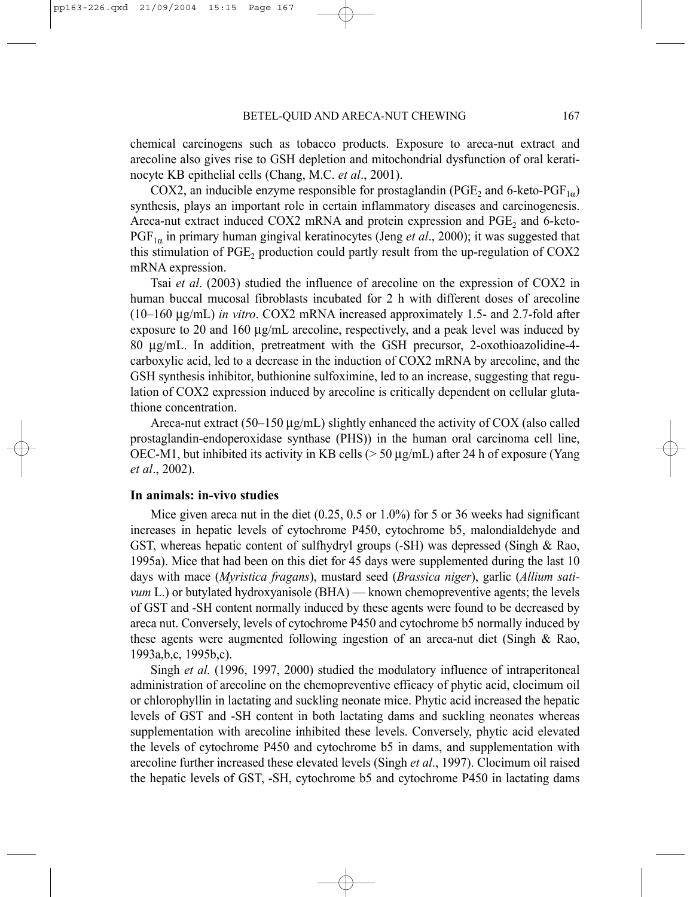chemical carcinogens such as tobacco products. Exposure to areca-nut extract and arecoline also gives rise to GSH depletion and mitochondrial dysfunction of oral keratinocyte KB epithelial cells (Chang, M.C. *et al*., 2001).

COX2, an inducible enzyme responsible for prostaglandin ($PGE_2$ and 6-keto-$PGF_{1\alpha}$) synthesis, plays an important role in certain inflammatory diseases and carcinogenesis. Areca-nut extract induced COX2 mRNA and protein expression and $PGE_2$ and 6-keto-$PGF_{1\alpha}$ in primary human gingival keratinocytes (Jeng *et al*., 2000); it was suggested that this stimulation of $PGE_2$ production could partly result from the up-regulation of COX2 mRNA expression.

Tsai *et al*. (2003) studied the influence of arecoline on the expression of COX2 in human buccal mucosal fibroblasts incubated for 2 h with different doses of arecoline (10–160 μg/mL) *in vitro*. COX2 mRNA increased approximately 1.5- and 2.7-fold after exposure to 20 and 160 μg/mL arecoline, respectively, and a peak level was induced by 80 μg/mL. In addition, pretreatment with the GSH precursor, 2-oxothioazolidine-4-carboxylic acid, led to a decrease in the induction of COX2 mRNA by arecoline, and the GSH synthesis inhibitor, buthionine sulfoximine, led to an increase, suggesting that regulation of COX2 expression induced by arecoline is critically dependent on cellular glutathione concentration.

Areca-nut extract (50–150 μg/mL) slightly enhanced the activity of COX (also called prostaglandin-endoperoxidase synthase (PHS)) in the human oral carcinoma cell line, OEC-M1, but inhibited its activity in KB cells (> 50 μg/mL) after 24 h of exposure (Yang *et al*., 2002).

### In animals: in-vivo studies

Mice given areca nut in the diet (0.25, 0.5 or 1.0%) for 5 or 36 weeks had significant increases in hepatic levels of cytochrome P450, cytochrome b5, malondialdehyde and GST, whereas hepatic content of sulfhydryl groups (-SH) was depressed (Singh & Rao, 1995a). Mice that had been on this diet for 45 days were supplemented during the last 10 days with mace (*Myristica fragans*), mustard seed (*Brassica niger*), garlic (*Allium sativum* L.) or butylated hydroxyanisole (BHA) — known chemopreventive agents; the levels of GST and -SH content normally induced by these agents were found to be decreased by areca nut. Conversely, levels of cytochrome P450 and cytochrome b5 normally induced by these agents were augmented following ingestion of an areca-nut diet (Singh & Rao, 1993a,b,c, 1995b,c).

Singh *et al.* (1996, 1997, 2000) studied the modulatory influence of intraperitoneal administration of arecoline on the chemopreventive efficacy of phytic acid, clocimum oil or chlorophyllin in lactating and suckling neonate mice. Phytic acid increased the hepatic levels of GST and -SH content in both lactating dams and suckling neonates whereas supplementation with arecoline inhibited these levels. Conversely, phytic acid elevated the levels of cytochrome P450 and cytochrome b5 in dams, and supplementation with arecoline further increased these elevated levels (Singh *et al*., 1997). Clocimum oil raised the hepatic levels of GST, -SH, cytochrome b5 and cytochrome P450 in lactating dams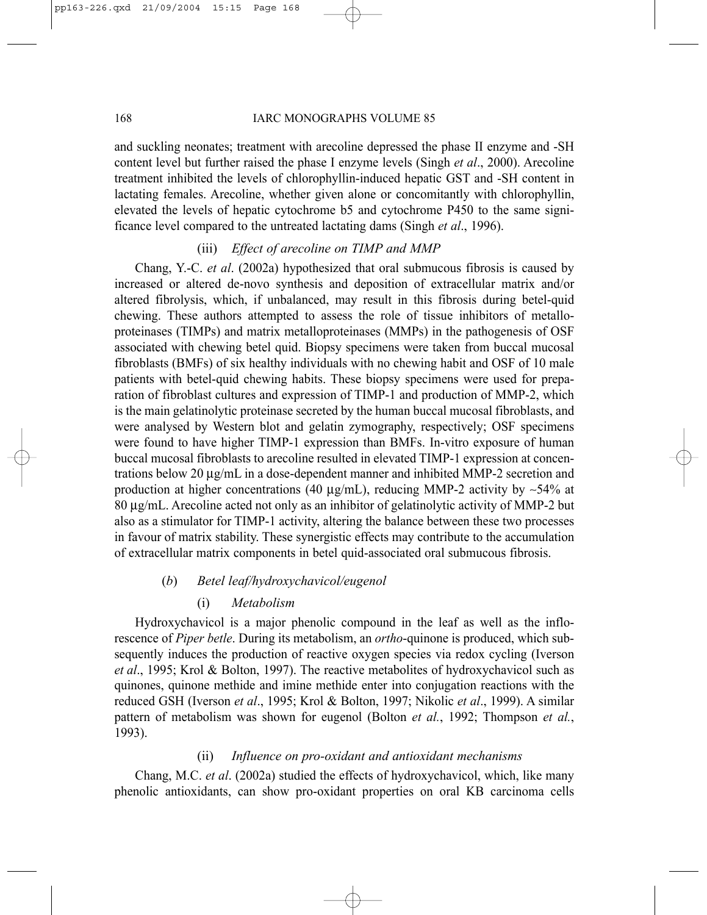and suckling neonates; treatment with arecoline depressed the phase II enzyme and -SH content level but further raised the phase I enzyme levels (Singh *et al*., 2000). Arecoline treatment inhibited the levels of chlorophyllin-induced hepatic GST and -SH content in lactating females. Arecoline, whether given alone or concomitantly with chlorophyllin, elevated the levels of hepatic cytochrome b5 and cytochrome P450 to the same significance level compared to the untreated lactating dams (Singh *et al*., 1996).

#### (iii) *Effect of arecoline on TIMP and MMP*

Chang, Y.-C. *et al*. (2002a) hypothesized that oral submucous fibrosis is caused by increased or altered de-novo synthesis and deposition of extracellular matrix and/or altered fibrolysis, which, if unbalanced, may result in this fibrosis during betel-quid chewing. These authors attempted to assess the role of tissue inhibitors of metalloproteinases (TIMPs) and matrix metalloproteinases (MMPs) in the pathogenesis of OSF associated with chewing betel quid. Biopsy specimens were taken from buccal mucosal fibroblasts (BMFs) of six healthy individuals with no chewing habit and OSF of 10 male patients with betel-quid chewing habits. These biopsy specimens were used for preparation of fibroblast cultures and expression of TIMP-1 and production of MMP-2, which is the main gelatinolytic proteinase secreted by the human buccal mucosal fibroblasts, and were analysed by Western blot and gelatin zymography, respectively; OSF specimens were found to have higher TIMP-1 expression than BMFs. In-vitro exposure of human buccal mucosal fibroblasts to arecoline resulted in elevated TIMP-1 expression at concentrations below 20 µg/mL in a dose-dependent manner and inhibited MMP-2 secretion and production at higher concentrations (40 µg/mL), reducing MMP-2 activity by ~54% at 80 µg/mL. Arecoline acted not only as an inhibitor of gelatinolytic activity of MMP-2 but also as a stimulator for TIMP-1 activity, altering the balance between these two processes in favour of matrix stability. These synergistic effects may contribute to the accumulation of extracellular matrix components in betel quid-associated oral submucous fibrosis.

### (*b*) *Betel leaf/hydroxychavicol/eugenol*

#### (i) *Metabolism*

Hydroxychavicol is a major phenolic compound in the leaf as well as the inflorescence of *Piper betle*. During its metabolism, an *ortho*-quinone is produced, which subsequently induces the production of reactive oxygen species via redox cycling (Iverson *et al*., 1995; Krol & Bolton, 1997). The reactive metabolites of hydroxychavicol such as quinones, quinone methide and imine methide enter into conjugation reactions with the reduced GSH (Iverson *et al*., 1995; Krol & Bolton, 1997; Nikolic *et al*., 1999). A similar pattern of metabolism was shown for eugenol (Bolton *et al.*, 1992; Thompson *et al.*, 1993).

#### (ii) *Influence on pro-oxidant and antioxidant mechanisms*

Chang, M.C. *et al*. (2002a) studied the effects of hydroxychavicol, which, like many phenolic antioxidants, can show pro-oxidant properties on oral KB carcinoma cells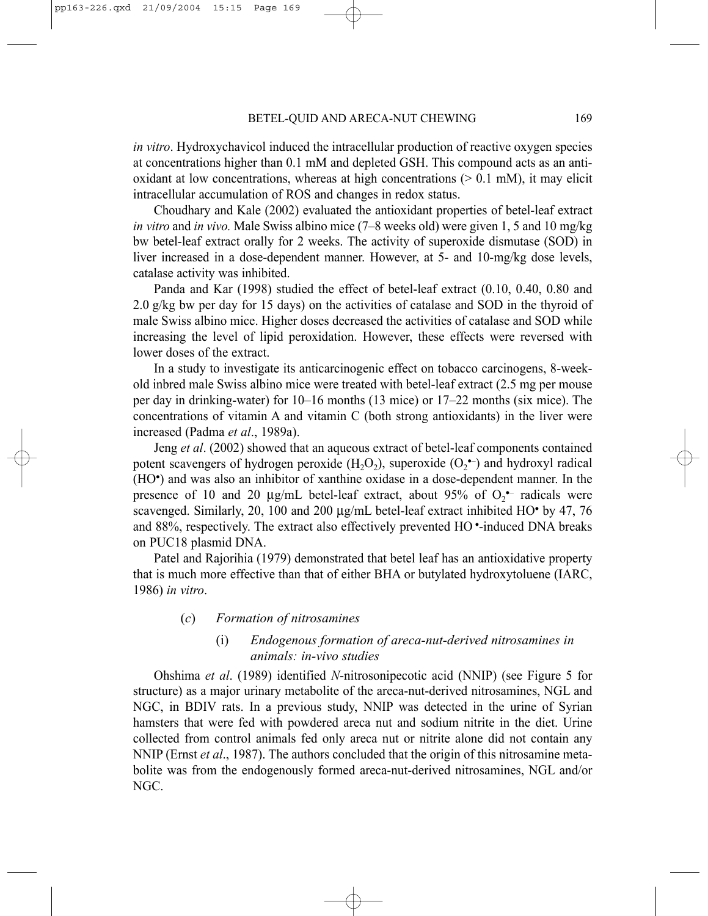*in vitro*. Hydroxychavicol induced the intracellular production of reactive oxygen species at concentrations higher than 0.1 mM and depleted GSH. This compound acts as an antioxidant at low concentrations, whereas at high concentrations (> 0.1 mM), it may elicit intracellular accumulation of ROS and changes in redox status.

Choudhary and Kale (2002) evaluated the antioxidant properties of betel-leaf extract *in vitro* and *in vivo.* Male Swiss albino mice (7–8 weeks old) were given 1, 5 and 10 mg/kg bw betel-leaf extract orally for 2 weeks. The activity of superoxide dismutase (SOD) in liver increased in a dose-dependent manner. However, at 5- and 10-mg/kg dose levels, catalase activity was inhibited.

Panda and Kar (1998) studied the effect of betel-leaf extract (0.10, 0.40, 0.80 and 2.0 g/kg bw per day for 15 days) on the activities of catalase and SOD in the thyroid of male Swiss albino mice. Higher doses decreased the activities of catalase and SOD while increasing the level of lipid peroxidation. However, these effects were reversed with lower doses of the extract.

In a study to investigate its anticarcinogenic effect on tobacco carcinogens, 8-week-old inbred male Swiss albino mice were treated with betel-leaf extract (2.5 mg per mouse per day in drinking-water) for 10–16 months (13 mice) or 17–22 months (six mice). The concentrations of vitamin A and vitamin C (both strong antioxidants) in the liver were increased (Padma *et al*., 1989a).

Jeng *et al*. (2002) showed that an aqueous extract of betel-leaf components contained potent scavengers of hydrogen peroxide ($H_2O_2$), superoxide ($O_2^{\bullet-}$) and hydroxyl radical ($HO^{\bullet}$) and was also an inhibitor of xanthine oxidase in a dose-dependent manner. In the presence of 10 and 20 μg/mL betel-leaf extract, about 95% of $O_2^{\bullet-}$ radicals were scavenged. Similarly, 20, 100 and 200 μg/mL betel-leaf extract inhibited $HO^{\bullet}$ by 47, 76 and 88%, respectively. The extract also effectively prevented $HO^{\bullet}$-induced DNA breaks on PUC18 plasmid DNA.

Patel and Rajorihia (1979) demonstrated that betel leaf has an antioxidative property that is much more effective than that of either BHA or butylated hydroxytoluene (IARC, 1986) *in vitro*.

#### (*c*) *Formation of nitrosamines*

##### (i) *Endogenous formation of areca-nut-derived nitrosamines in animals: in-vivo studies*

Ohshima *et al*. (1989) identified *N*-nitrosonipecotic acid (NNIP) (see Figure 5 for structure) as a major urinary metabolite of the areca-nut-derived nitrosamines, NGL and NGC, in BDIV rats. In a previous study, NNIP was detected in the urine of Syrian hamsters that were fed with powdered areca nut and sodium nitrite in the diet. Urine collected from control animals fed only areca nut or nitrite alone did not contain any NNIP (Ernst *et al*., 1987). The authors concluded that the origin of this nitrosamine metabolite was from the endogenously formed areca-nut-derived nitrosamines, NGL and/or NGC.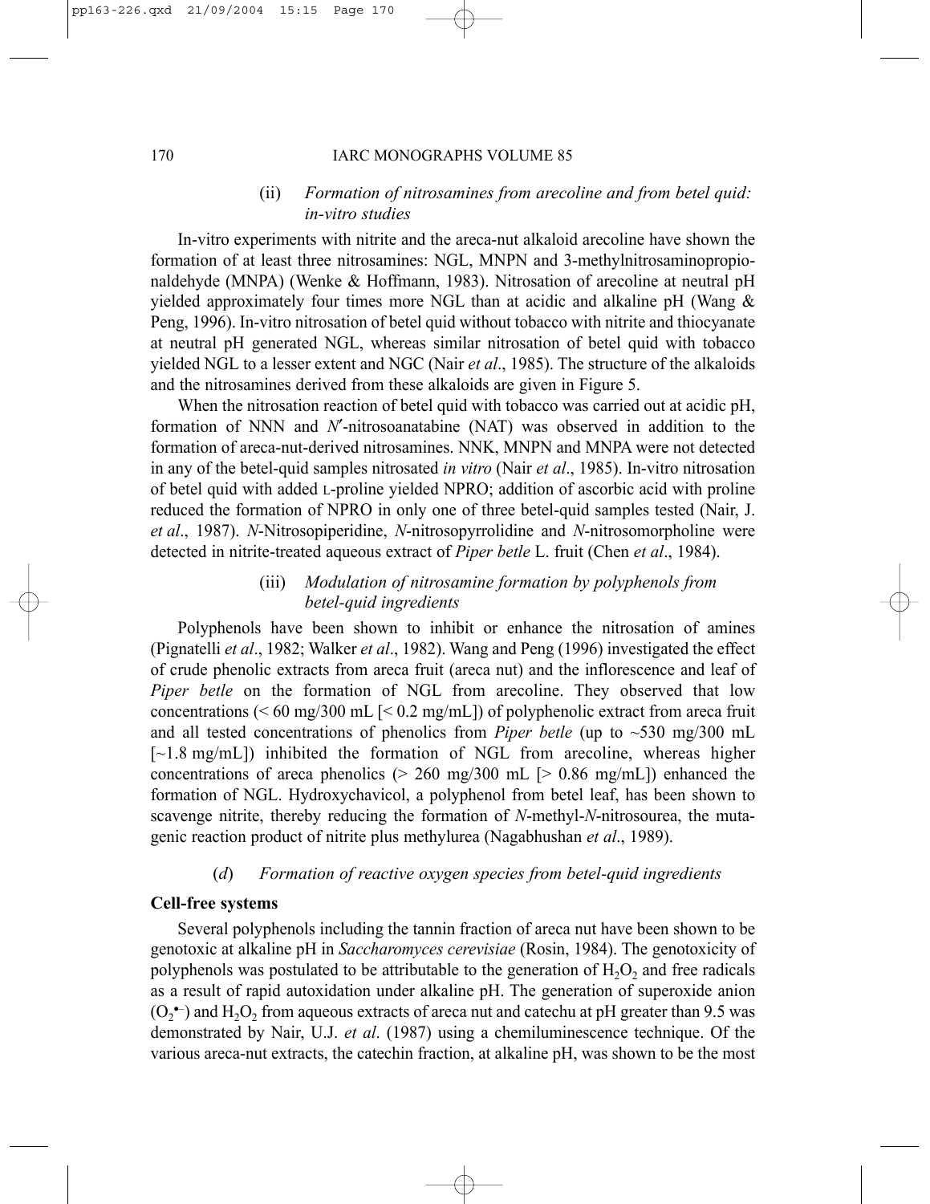### (ii) *Formation of nitrosamines from arecoline and from betel quid: in-vitro studies*

In-vitro experiments with nitrite and the areca-nut alkaloid arecoline have shown the formation of at least three nitrosamines: NGL, MNPN and 3-methylnitrosaminopropionaldehyde (MNPA) (Wenke & Hoffmann, 1983). Nitrosation of arecoline at neutral pH yielded approximately four times more NGL than at acidic and alkaline pH (Wang & Peng, 1996). In-vitro nitrosation of betel quid without tobacco with nitrite and thiocyanate at neutral pH generated NGL, whereas similar nitrosation of betel quid with tobacco yielded NGL to a lesser extent and NGC (Nair *et al*., 1985). The structure of the alkaloids and the nitrosamines derived from these alkaloids are given in Figure 5.

When the nitrosation reaction of betel quid with tobacco was carried out at acidic pH, formation of NNN and *N*′-nitrosoanatabine (NAT) was observed in addition to the formation of areca-nut-derived nitrosamines. NNK, MNPN and MNPA were not detected in any of the betel-quid samples nitrosated *in vitro* (Nair *et al*., 1985). In-vitro nitrosation of betel quid with added L-proline yielded NPRO; addition of ascorbic acid with proline reduced the formation of NPRO in only one of three betel-quid samples tested (Nair, J. *et al*., 1987). *N*-Nitrosopiperidine, *N*-nitrosopyrrolidine and *N*-nitrosomorpholine were detected in nitrite-treated aqueous extract of *Piper betle* L. fruit (Chen *et al*., 1984).

### (iii) *Modulation of nitrosamine formation by polyphenols from betel-quid ingredients*

Polyphenols have been shown to inhibit or enhance the nitrosation of amines (Pignatelli *et al*., 1982; Walker *et al*., 1982). Wang and Peng (1996) investigated the effect of crude phenolic extracts from areca fruit (areca nut) and the inflorescence and leaf of *Piper betle* on the formation of NGL from arecoline. They observed that low concentrations (< 60 mg/300 mL [< 0.2 mg/mL]) of polyphenolic extract from areca fruit and all tested concentrations of phenolics from *Piper betle* (up to ~530 mg/300 mL [~1.8 mg/mL]) inhibited the formation of NGL from arecoline, whereas higher concentrations of areca phenolics (> 260 mg/300 mL [> 0.86 mg/mL]) enhanced the formation of NGL. Hydroxychavicol, a polyphenol from betel leaf, has been shown to scavenge nitrite, thereby reducing the formation of *N*-methyl-*N*-nitrosourea, the mutagenic reaction product of nitrite plus methylurea (Nagabhushan *et al*., 1989).

## (*d*) *Formation of reactive oxygen species from betel-quid ingredients*

**Cell-free systems**

Several polyphenols including the tannin fraction of areca nut have been shown to be genotoxic at alkaline pH in *Saccharomyces cerevisiae* (Rosin, 1984). The genotoxicity of polyphenols was postulated to be attributable to the generation of $H_2O_2$ and free radicals as a result of rapid autoxidation under alkaline pH. The generation of superoxide anion ($O_2^{\bullet-}$) and $H_2O_2$ from aqueous extracts of areca nut and catechu at pH greater than 9.5 was demonstrated by Nair, U.J. *et al*. (1987) using a chemiluminescence technique. Of the various areca-nut extracts, the catechin fraction, at alkaline pH, was shown to be the most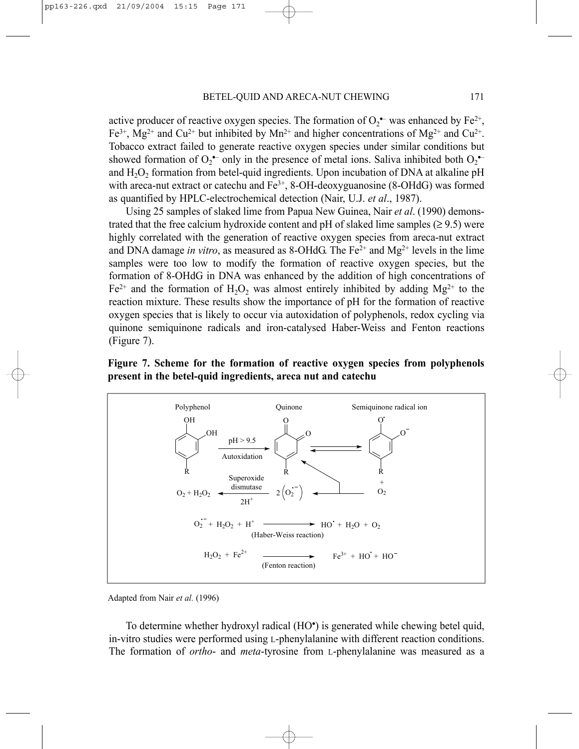active producer of reactive oxygen species. The formation of $O_2^{\bullet-}$ was enhanced by $Fe^{2+}$, $Fe^{3+}$, $Mg^{2+}$ and $Cu^{2+}$ but inhibited by $Mn^{2+}$ and higher concentrations of $Mg^{2+}$ and $Cu^{2+}$. Tobacco extract failed to generate reactive oxygen species under similar conditions but showed formation of $O_2^{\bullet-}$ only in the presence of metal ions. Saliva inhibited both $O_2^{\bullet-}$ and $H_2O_2$ formation from betel-quid ingredients. Upon incubation of DNA at alkaline pH with areca-nut extract or catechu and $Fe^{3+}$, 8-OH-deoxyguanosine (8-OHdG) was formed as quantified by HPLC-electrochemical detection (Nair, U.J. *et al*., 1987).

Using 25 samples of slaked lime from Papua New Guinea, Nair *et al*. (1990) demonstrated that the free calcium hydroxide content and pH of slaked lime samples (≥ 9.5) were highly correlated with the generation of reactive oxygen species from areca-nut extract and DNA damage *in vitro*, as measured as 8-OHdG. The $Fe^{2+}$ and $Mg^{2+}$ levels in the lime samples were too low to modify the formation of reactive oxygen species, but the formation of 8-OHdG in DNA was enhanced by the addition of high concentrations of $Fe^{2+}$ and the formation of $H_2O_2$ was almost entirely inhibited by adding $Mg^{2+}$ to the reaction mixture. These results show the importance of pH for the formation of reactive oxygen species that is likely to occur via autoxidation of polyphenols, redox cycling via quinone semiquinone radicals and iron-catalysed Haber-Weiss and Fenton reactions (Figure 7).

**Figure 7. Scheme for the formation of reactive oxygen species from polyphenols present in the betel-quid ingredients, areca nut and catechu**

Polyphenol → (pH > 9.5, Autoxidation) → Quinone ⇌ Semiquinone radical ion + $O_2$ → $2(O_2^{\bullet-})$ → (Superoxide dismutase, $2H^+$) → $O_2 + H_2O_2$

$$O_2^{\bullet-} + H_2O_2 + H^+ \longrightarrow HO^{\bullet} + H_2O + O_2$$

(Haber-Weiss reaction)

$$H_2O_2 + Fe^{2+} \longrightarrow Fe^{3+} + HO^{\bullet} + HO^-$$

(Fenton reaction)

Adapted from Nair *et al.* (1996)

To determine whether hydroxyl radical ($HO^{\bullet}$) is generated while chewing betel quid, in-vitro studies were performed using L-phenylalanine with different reaction conditions. The formation of *ortho*- and *meta*-tyrosine from L-phenylalanine was measured as a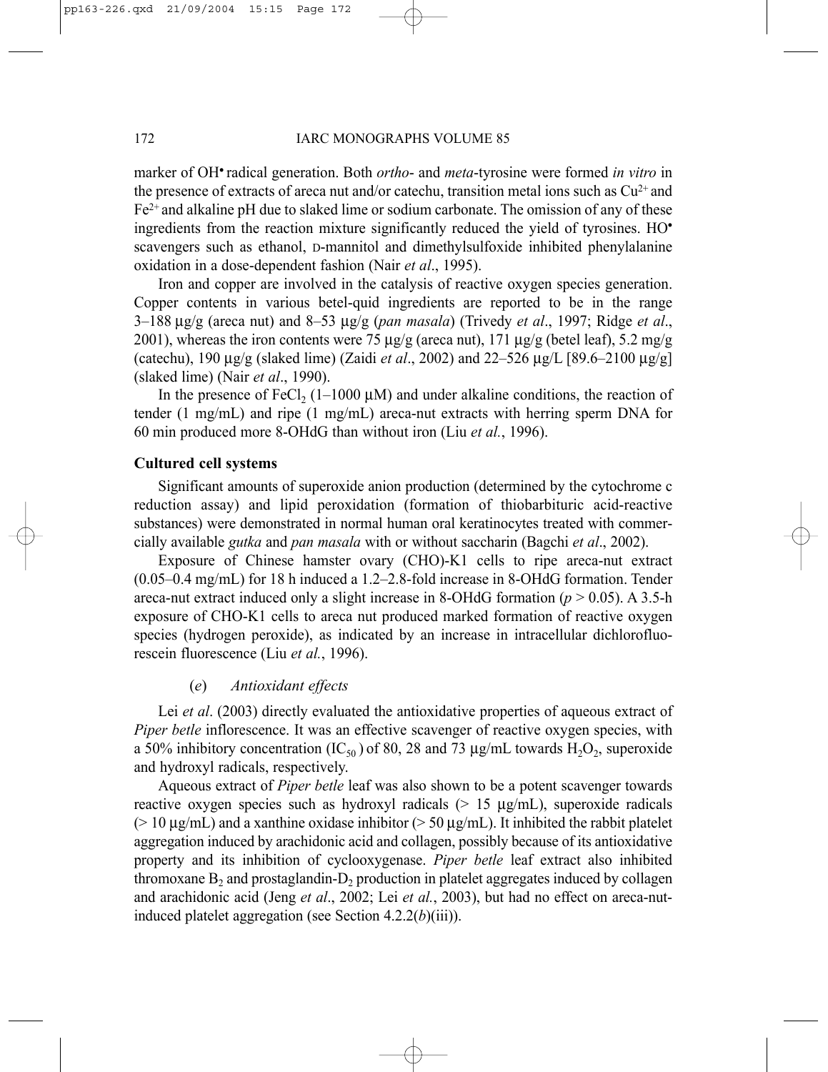marker of $OH^{•}$ radical generation. Both *ortho*- and *meta*-tyrosine were formed *in vitro* in the presence of extracts of areca nut and/or catechu, transition metal ions such as $Cu^{2+}$ and $Fe^{2+}$ and alkaline pH due to slaked lime or sodium carbonate. The omission of any of these ingredients from the reaction mixture significantly reduced the yield of tyrosines. $HO^{•}$ scavengers such as ethanol, D-mannitol and dimethylsulfoxide inhibited phenylalanine oxidation in a dose-dependent fashion (Nair *et al*., 1995).

Iron and copper are involved in the catalysis of reactive oxygen species generation. Copper contents in various betel-quid ingredients are reported to be in the range 3–188 μg/g (areca nut) and 8–53 μg/g (*pan masala*) (Trivedy *et al*., 1997; Ridge *et al*., 2001), whereas the iron contents were 75 μg/g (areca nut), 171 μg/g (betel leaf), 5.2 mg/g (catechu), 190 μg/g (slaked lime) (Zaidi *et al*., 2002) and 22–526 μg/L [89.6–2100 μg/g] (slaked lime) (Nair *et al*., 1990).

In the presence of $FeCl_2$ (1–1000 μM) and under alkaline conditions, the reaction of tender (1 mg/mL) and ripe (1 mg/mL) areca-nut extracts with herring sperm DNA for 60 min produced more 8-OHdG than without iron (Liu *et al.*, 1996).

**Cultured cell systems**

Significant amounts of superoxide anion production (determined by the cytochrome c reduction assay) and lipid peroxidation (formation of thiobarbituric acid-reactive substances) were demonstrated in normal human oral keratinocytes treated with commercially available *gutka* and *pan masala* with or without saccharin (Bagchi *et al*., 2002).

Exposure of Chinese hamster ovary (CHO)-K1 cells to ripe areca-nut extract (0.05–0.4 mg/mL) for 18 h induced a 1.2–2.8-fold increase in 8-OHdG formation. Tender areca-nut extract induced only a slight increase in 8-OHdG formation ($p > 0.05$). A 3.5-h exposure of CHO-K1 cells to areca nut produced marked formation of reactive oxygen species (hydrogen peroxide), as indicated by an increase in intracellular dichlorofluorescein fluorescence (Liu *et al.*, 1996).

#### (*e*) *Antioxidant effects*

Lei *et al*. (2003) directly evaluated the antioxidative properties of aqueous extract of *Piper betle* inflorescence. It was an effective scavenger of reactive oxygen species, with a 50% inhibitory concentration ($IC_{50}$) of 80, 28 and 73 μg/mL towards $H_2O_2$, superoxide and hydroxyl radicals, respectively.

Aqueous extract of *Piper betle* leaf was also shown to be a potent scavenger towards reactive oxygen species such as hydroxyl radicals (> 15 μg/mL), superoxide radicals (> 10 μg/mL) and a xanthine oxidase inhibitor (> 50 μg/mL). It inhibited the rabbit platelet aggregation induced by arachidonic acid and collagen, possibly because of its antioxidative property and its inhibition of cyclooxygenase. *Piper betle* leaf extract also inhibited thromoxane $B_2$ and prostaglandin-$D_2$ production in platelet aggregates induced by collagen and arachidonic acid (Jeng *et al*., 2002; Lei *et al.*, 2003), but had no effect on areca-nut-induced platelet aggregation (see Section 4.2.2(*b*)(iii)).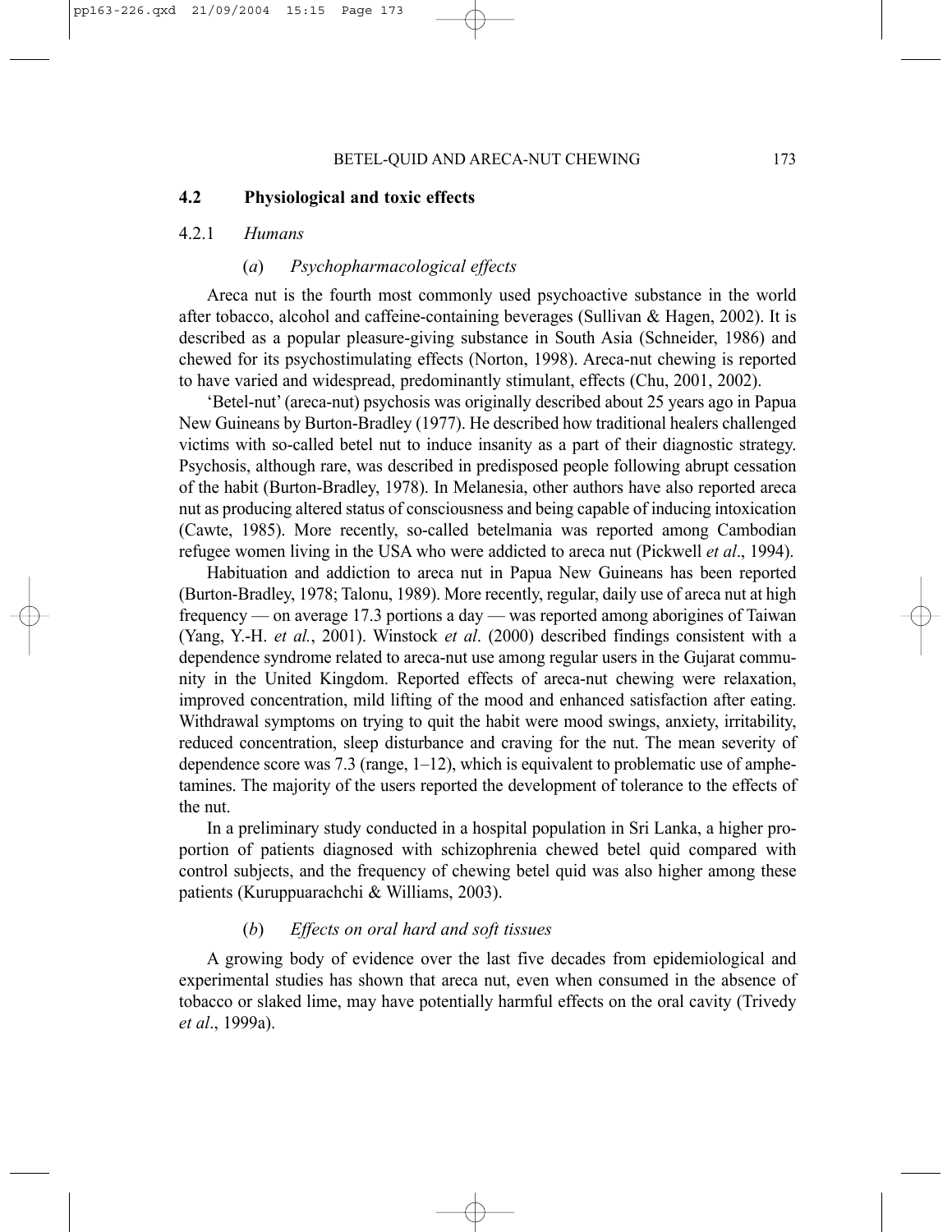## 4.2 Physiological and toxic effects

### 4.2.1 *Humans*

#### (*a*) *Psychopharmacological effects*

Areca nut is the fourth most commonly used psychoactive substance in the world after tobacco, alcohol and caffeine-containing beverages (Sullivan & Hagen, 2002). It is described as a popular pleasure-giving substance in South Asia (Schneider, 1986) and chewed for its psychostimulating effects (Norton, 1998). Areca-nut chewing is reported to have varied and widespread, predominantly stimulant, effects (Chu, 2001, 2002).

'Betel-nut' (areca-nut) psychosis was originally described about 25 years ago in Papua New Guineans by Burton-Bradley (1977). He described how traditional healers challenged victims with so-called betel nut to induce insanity as a part of their diagnostic strategy. Psychosis, although rare, was described in predisposed people following abrupt cessation of the habit (Burton-Bradley, 1978). In Melanesia, other authors have also reported areca nut as producing altered status of consciousness and being capable of inducing intoxication (Cawte, 1985). More recently, so-called betelmania was reported among Cambodian refugee women living in the USA who were addicted to areca nut (Pickwell *et al*., 1994).

Habituation and addiction to areca nut in Papua New Guineans has been reported (Burton-Bradley, 1978; Talonu, 1989). More recently, regular, daily use of areca nut at high frequency — on average 17.3 portions a day — was reported among aborigines of Taiwan (Yang, Y.-H. *et al.*, 2001). Winstock *et al*. (2000) described findings consistent with a dependence syndrome related to areca-nut use among regular users in the Gujarat community in the United Kingdom. Reported effects of areca-nut chewing were relaxation, improved concentration, mild lifting of the mood and enhanced satisfaction after eating. Withdrawal symptoms on trying to quit the habit were mood swings, anxiety, irritability, reduced concentration, sleep disturbance and craving for the nut. The mean severity of dependence score was 7.3 (range, 1–12), which is equivalent to problematic use of amphetamines. The majority of the users reported the development of tolerance to the effects of the nut.

In a preliminary study conducted in a hospital population in Sri Lanka, a higher proportion of patients diagnosed with schizophrenia chewed betel quid compared with control subjects, and the frequency of chewing betel quid was also higher among these patients (Kuruppuarachchi & Williams, 2003).

#### (*b*) *Effects on oral hard and soft tissues*

A growing body of evidence over the last five decades from epidemiological and experimental studies has shown that areca nut, even when consumed in the absence of tobacco or slaked lime, may have potentially harmful effects on the oral cavity (Trivedy *et al*., 1999a).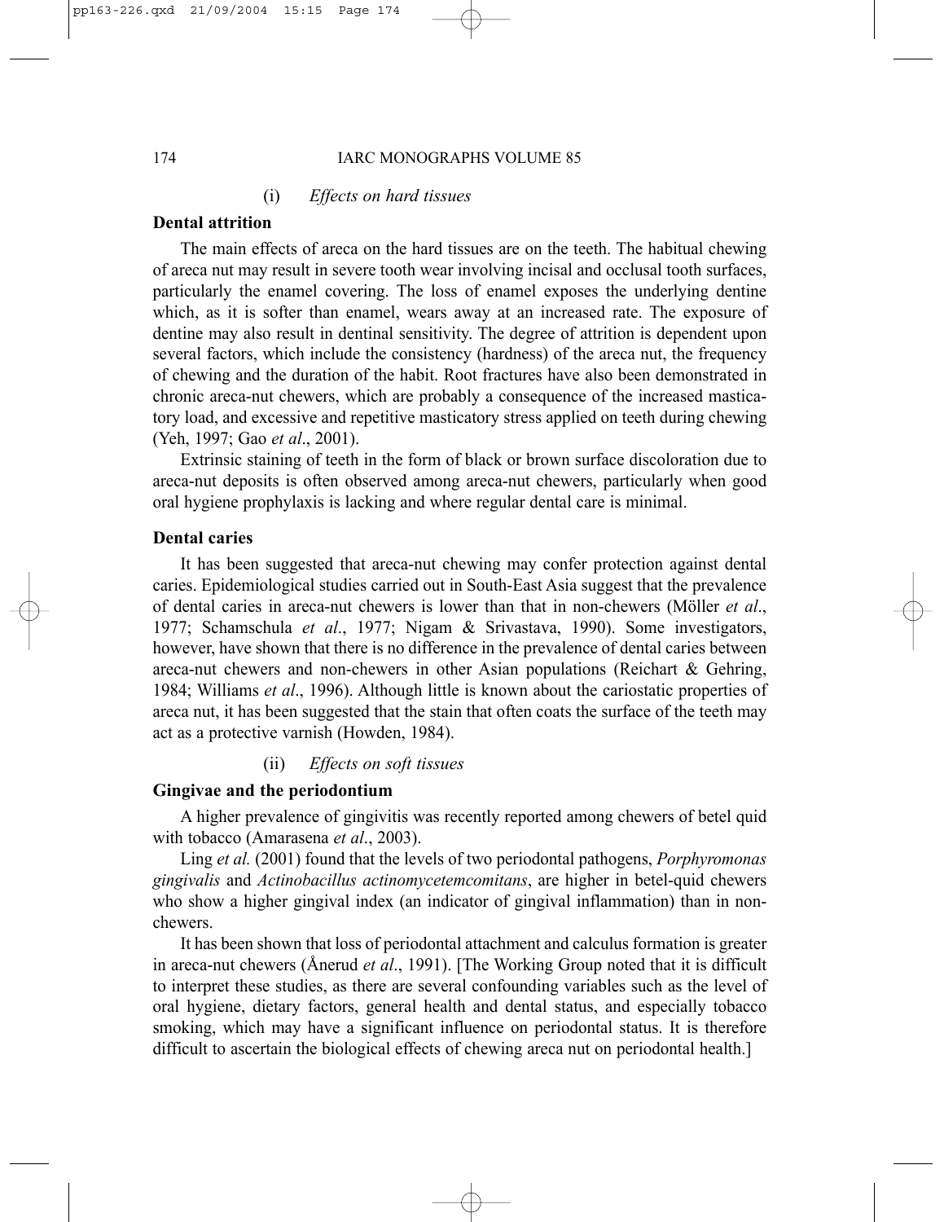(i) *Effects on hard tissues*

**Dental attrition**

The main effects of areca on the hard tissues are on the teeth. The habitual chewing of areca nut may result in severe tooth wear involving incisal and occlusal tooth surfaces, particularly the enamel covering. The loss of enamel exposes the underlying dentine which, as it is softer than enamel, wears away at an increased rate. The exposure of dentine may also result in dentinal sensitivity. The degree of attrition is dependent upon several factors, which include the consistency (hardness) of the areca nut, the frequency of chewing and the duration of the habit. Root fractures have also been demonstrated in chronic areca-nut chewers, which are probably a consequence of the increased masticatory load, and excessive and repetitive masticatory stress applied on teeth during chewing (Yeh, 1997; Gao *et al*., 2001).

Extrinsic staining of teeth in the form of black or brown surface discoloration due to areca-nut deposits is often observed among areca-nut chewers, particularly when good oral hygiene prophylaxis is lacking and where regular dental care is minimal.

**Dental caries**

It has been suggested that areca-nut chewing may confer protection against dental caries. Epidemiological studies carried out in South-East Asia suggest that the prevalence of dental caries in areca-nut chewers is lower than that in non-chewers (Möller *et al*., 1977; Schamschula *et al*., 1977; Nigam & Srivastava, 1990). Some investigators, however, have shown that there is no difference in the prevalence of dental caries between areca-nut chewers and non-chewers in other Asian populations (Reichart & Gehring, 1984; Williams *et al*., 1996). Although little is known about the cariostatic properties of areca nut, it has been suggested that the stain that often coats the surface of the teeth may act as a protective varnish (Howden, 1984).

(ii) *Effects on soft tissues*

**Gingivae and the periodontium**

A higher prevalence of gingivitis was recently reported among chewers of betel quid with tobacco (Amarasena *et al*., 2003).

Ling *et al.* (2001) found that the levels of two periodontal pathogens, *Porphyromonas gingivalis* and *Actinobacillus actinomycetemcomitans*, are higher in betel-quid chewers who show a higher gingival index (an indicator of gingival inflammation) than in non-chewers.

It has been shown that loss of periodontal attachment and calculus formation is greater in areca-nut chewers (Ånerud *et al*., 1991). [The Working Group noted that it is difficult to interpret these studies, as there are several confounding variables such as the level of oral hygiene, dietary factors, general health and dental status, and especially tobacco smoking, which may have a significant influence on periodontal status. It is therefore difficult to ascertain the biological effects of chewing areca nut on periodontal health.]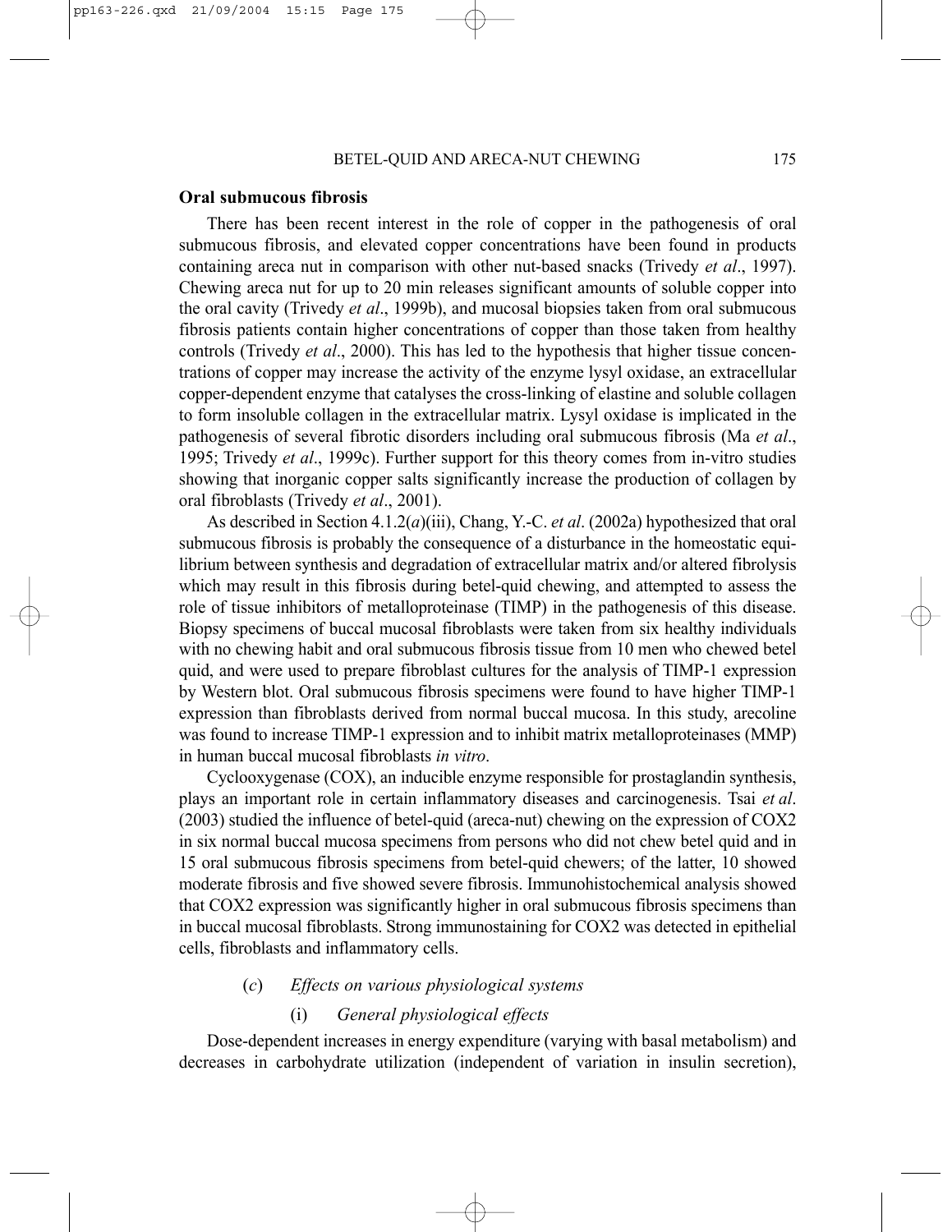#### Oral submucous fibrosis

There has been recent interest in the role of copper in the pathogenesis of oral submucous fibrosis, and elevated copper concentrations have been found in products containing areca nut in comparison with other nut-based snacks (Trivedy *et al*., 1997). Chewing areca nut for up to 20 min releases significant amounts of soluble copper into the oral cavity (Trivedy *et al*., 1999b), and mucosal biopsies taken from oral submucous fibrosis patients contain higher concentrations of copper than those taken from healthy controls (Trivedy *et al*., 2000). This has led to the hypothesis that higher tissue concentrations of copper may increase the activity of the enzyme lysyl oxidase, an extracellular copper-dependent enzyme that catalyses the cross-linking of elastine and soluble collagen to form insoluble collagen in the extracellular matrix. Lysyl oxidase is implicated in the pathogenesis of several fibrotic disorders including oral submucous fibrosis (Ma *et al*., 1995; Trivedy *et al*., 1999c). Further support for this theory comes from in-vitro studies showing that inorganic copper salts significantly increase the production of collagen by oral fibroblasts (Trivedy *et al*., 2001).

As described in Section 4.1.2(*a*)(iii), Chang, Y.-C. *et al*. (2002a) hypothesized that oral submucous fibrosis is probably the consequence of a disturbance in the homeostatic equilibrium between synthesis and degradation of extracellular matrix and/or altered fibrolysis which may result in this fibrosis during betel-quid chewing, and attempted to assess the role of tissue inhibitors of metalloproteinase (TIMP) in the pathogenesis of this disease. Biopsy specimens of buccal mucosal fibroblasts were taken from six healthy individuals with no chewing habit and oral submucous fibrosis tissue from 10 men who chewed betel quid, and were used to prepare fibroblast cultures for the analysis of TIMP-1 expression by Western blot. Oral submucous fibrosis specimens were found to have higher TIMP-1 expression than fibroblasts derived from normal buccal mucosa. In this study, arecoline was found to increase TIMP-1 expression and to inhibit matrix metalloproteinases (MMP) in human buccal mucosal fibroblasts *in vitro*.

Cyclooxygenase (COX), an inducible enzyme responsible for prostaglandin synthesis, plays an important role in certain inflammatory diseases and carcinogenesis. Tsai *et al*. (2003) studied the influence of betel-quid (areca-nut) chewing on the expression of COX2 in six normal buccal mucosa specimens from persons who did not chew betel quid and in 15 oral submucous fibrosis specimens from betel-quid chewers; of the latter, 10 showed moderate fibrosis and five showed severe fibrosis. Immunohistochemical analysis showed that COX2 expression was significantly higher in oral submucous fibrosis specimens than in buccal mucosal fibroblasts. Strong immunostaining for COX2 was detected in epithelial cells, fibroblasts and inflammatory cells.

### (*c*) *Effects on various physiological systems*

#### (i) *General physiological effects*

Dose-dependent increases in energy expenditure (varying with basal metabolism) and decreases in carbohydrate utilization (independent of variation in insulin secretion),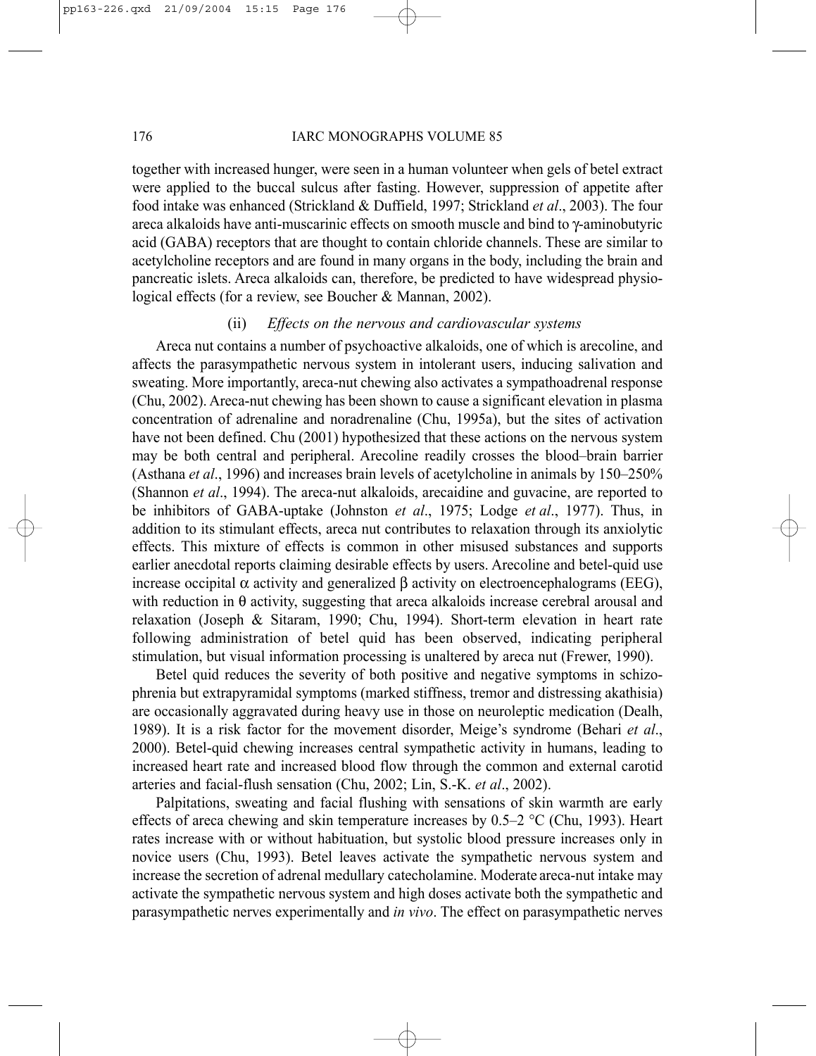together with increased hunger, were seen in a human volunteer when gels of betel extract were applied to the buccal sulcus after fasting. However, suppression of appetite after food intake was enhanced (Strickland & Duffield, 1997; Strickland *et al*., 2003). The four areca alkaloids have anti-muscarinic effects on smooth muscle and bind to γ-aminobutyric acid (GABA) receptors that are thought to contain chloride channels. These are similar to acetylcholine receptors and are found in many organs in the body, including the brain and pancreatic islets. Areca alkaloids can, therefore, be predicted to have widespread physiological effects (for a review, see Boucher & Mannan, 2002).

#### (ii) *Effects on the nervous and cardiovascular systems*

Areca nut contains a number of psychoactive alkaloids, one of which is arecoline, and affects the parasympathetic nervous system in intolerant users, inducing salivation and sweating. More importantly, areca-nut chewing also activates a sympathoadrenal response (Chu, 2002). Areca-nut chewing has been shown to cause a significant elevation in plasma concentration of adrenaline and noradrenaline (Chu, 1995a), but the sites of activation have not been defined. Chu (2001) hypothesized that these actions on the nervous system may be both central and peripheral. Arecoline readily crosses the blood–brain barrier (Asthana *et al*., 1996) and increases brain levels of acetylcholine in animals by 150–250% (Shannon *et al*., 1994). The areca-nut alkaloids, arecaidine and guvacine, are reported to be inhibitors of GABA-uptake (Johnston *et al*., 1975; Lodge *et al*., 1977). Thus, in addition to its stimulant effects, areca nut contributes to relaxation through its anxiolytic effects. This mixture of effects is common in other misused substances and supports earlier anecdotal reports claiming desirable effects by users. Arecoline and betel-quid use increase occipital α activity and generalized β activity on electroencephalograms (EEG), with reduction in θ activity, suggesting that areca alkaloids increase cerebral arousal and relaxation (Joseph & Sitaram, 1990; Chu, 1994). Short-term elevation in heart rate following administration of betel quid has been observed, indicating peripheral stimulation, but visual information processing is unaltered by areca nut (Frewer, 1990).

Betel quid reduces the severity of both positive and negative symptoms in schizophrenia but extrapyramidal symptoms (marked stiffness, tremor and distressing akathisia) are occasionally aggravated during heavy use in those on neuroleptic medication (Dealh, 1989). It is a risk factor for the movement disorder, Meige's syndrome (Behari *et al*., 2000). Betel-quid chewing increases central sympathetic activity in humans, leading to increased heart rate and increased blood flow through the common and external carotid arteries and facial-flush sensation (Chu, 2002; Lin, S.-K. *et al*., 2002).

Palpitations, sweating and facial flushing with sensations of skin warmth are early effects of areca chewing and skin temperature increases by 0.5–2 °C (Chu, 1993). Heart rates increase with or without habituation, but systolic blood pressure increases only in novice users (Chu, 1993). Betel leaves activate the sympathetic nervous system and increase the secretion of adrenal medullary catecholamine. Moderate areca-nut intake may activate the sympathetic nervous system and high doses activate both the sympathetic and parasympathetic nerves experimentally and *in vivo*. The effect on parasympathetic nerves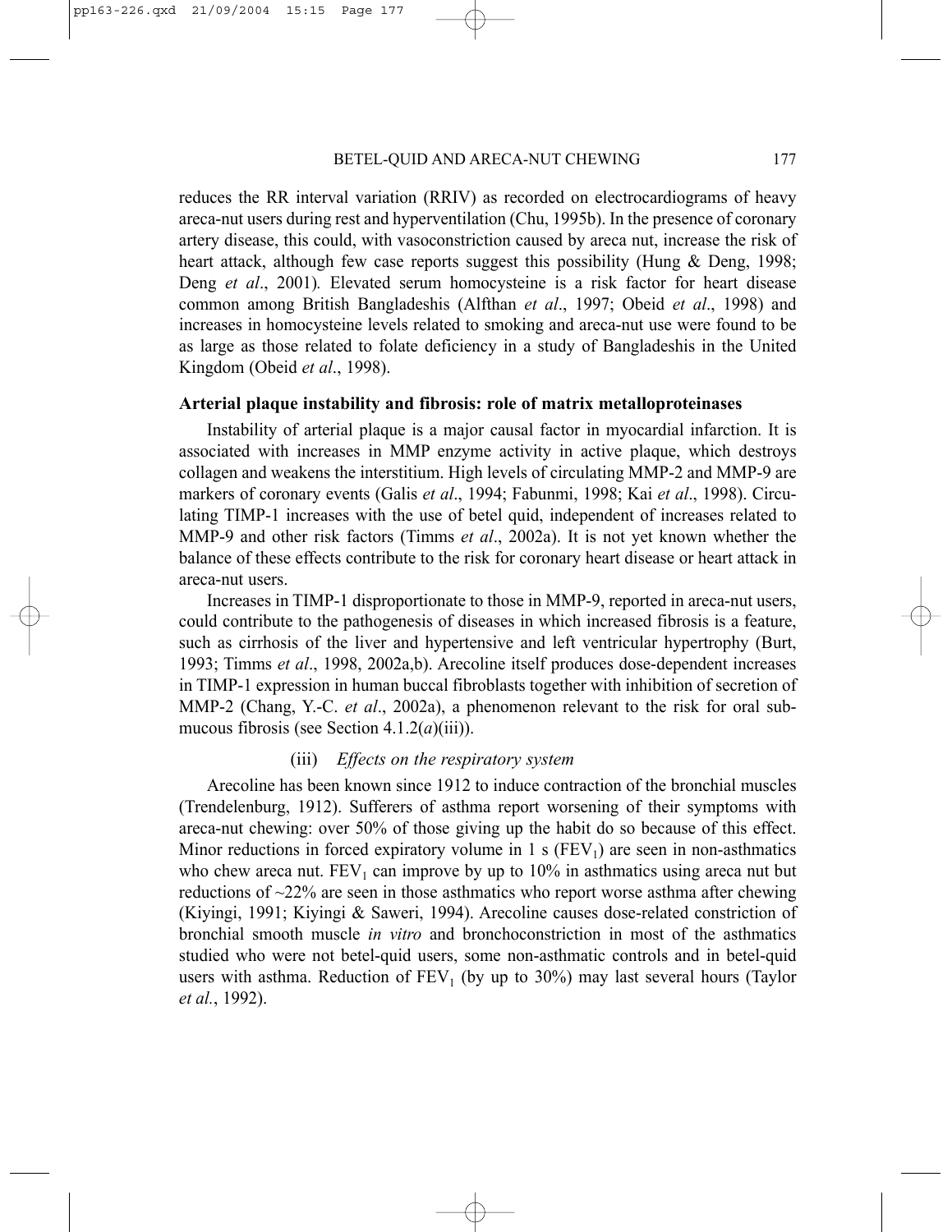reduces the RR interval variation (RRIV) as recorded on electrocardiograms of heavy areca-nut users during rest and hyperventilation (Chu, 1995b). In the presence of coronary artery disease, this could, with vasoconstriction caused by areca nut, increase the risk of heart attack, although few case reports suggest this possibility (Hung & Deng, 1998; Deng *et al*., 2001). Elevated serum homocysteine is a risk factor for heart disease common among British Bangladeshis (Alfthan *et al*., 1997; Obeid *et al*., 1998) and increases in homocysteine levels related to smoking and areca-nut use were found to be as large as those related to folate deficiency in a study of Bangladeshis in the United Kingdom (Obeid *et al*., 1998).

**Arterial plaque instability and fibrosis: role of matrix metalloproteinases**

Instability of arterial plaque is a major causal factor in myocardial infarction. It is associated with increases in MMP enzyme activity in active plaque, which destroys collagen and weakens the interstitium. High levels of circulating MMP-2 and MMP-9 are markers of coronary events (Galis *et al*., 1994; Fabunmi, 1998; Kai *et al*., 1998). Circulating TIMP-1 increases with the use of betel quid, independent of increases related to MMP-9 and other risk factors (Timms *et al*., 2002a). It is not yet known whether the balance of these effects contribute to the risk for coronary heart disease or heart attack in areca-nut users.

Increases in TIMP-1 disproportionate to those in MMP-9, reported in areca-nut users, could contribute to the pathogenesis of diseases in which increased fibrosis is a feature, such as cirrhosis of the liver and hypertensive and left ventricular hypertrophy (Burt, 1993; Timms *et al*., 1998, 2002a,b). Arecoline itself produces dose-dependent increases in TIMP-1 expression in human buccal fibroblasts together with inhibition of secretion of MMP-2 (Chang, Y.-C. *et al*., 2002a), a phenomenon relevant to the risk for oral submucous fibrosis (see Section 4.1.2(*a*)(iii)).

(iii) *Effects on the respiratory system*

Arecoline has been known since 1912 to induce contraction of the bronchial muscles (Trendelenburg, 1912). Sufferers of asthma report worsening of their symptoms with areca-nut chewing: over 50% of those giving up the habit do so because of this effect. Minor reductions in forced expiratory volume in 1 s ($FEV_1$) are seen in non-asthmatics who chew areca nut. $FEV_1$ can improve by up to 10% in asthmatics using areca nut but reductions of ~22% are seen in those asthmatics who report worse asthma after chewing (Kiyingi, 1991; Kiyingi & Saweri, 1994). Arecoline causes dose-related constriction of bronchial smooth muscle *in vitro* and bronchoconstriction in most of the asthmatics studied who were not betel-quid users, some non-asthmatic controls and in betel-quid users with asthma. Reduction of $FEV_1$ (by up to 30%) may last several hours (Taylor *et al.*, 1992).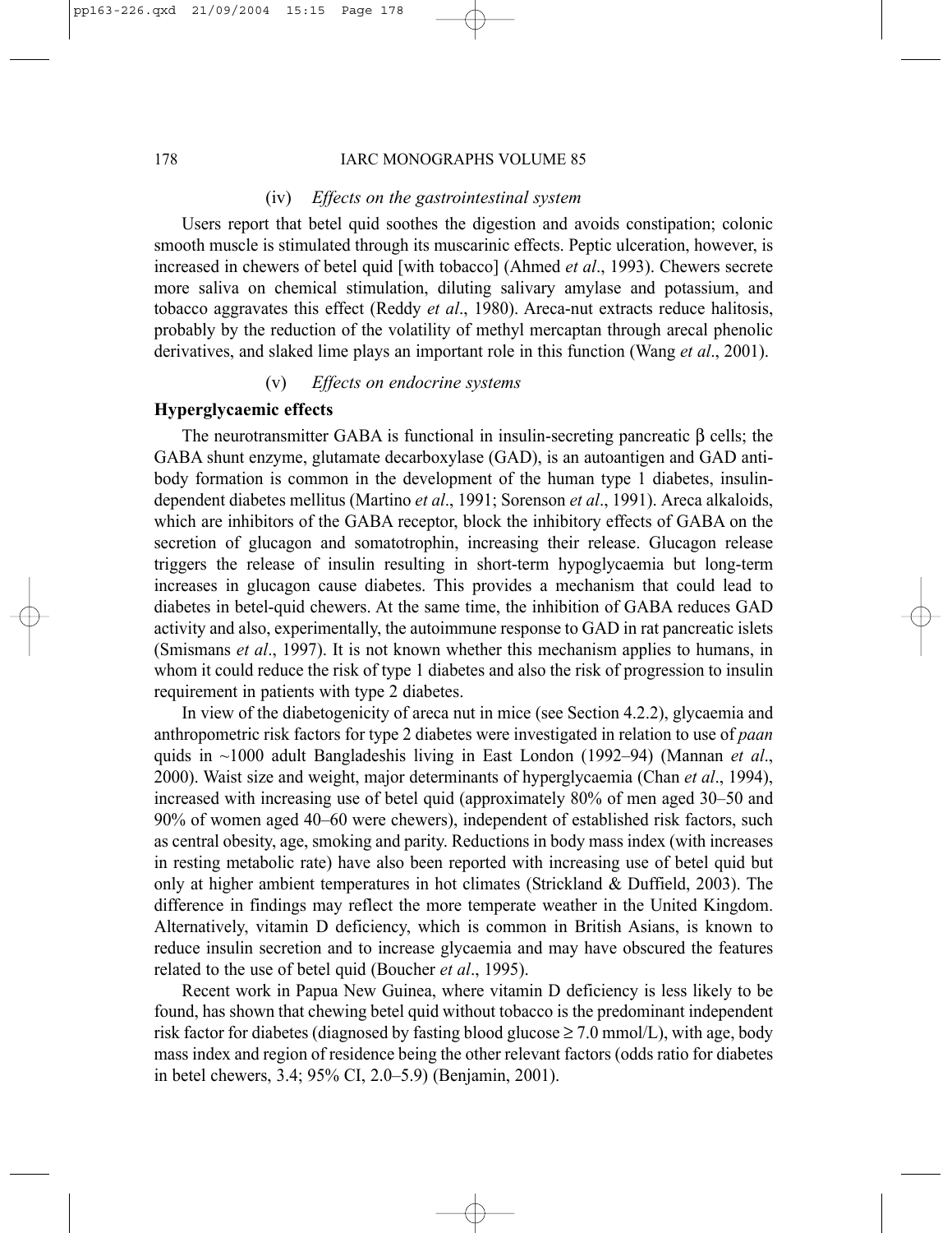(iv) *Effects on the gastrointestinal system*

Users report that betel quid soothes the digestion and avoids constipation; colonic smooth muscle is stimulated through its muscarinic effects. Peptic ulceration, however, is increased in chewers of betel quid [with tobacco] (Ahmed *et al*., 1993). Chewers secrete more saliva on chemical stimulation, diluting salivary amylase and potassium, and tobacco aggravates this effect (Reddy *et al*., 1980). Areca-nut extracts reduce halitosis, probably by the reduction of the volatility of methyl mercaptan through arecal phenolic derivatives, and slaked lime plays an important role in this function (Wang *et al*., 2001).

(v) *Effects on endocrine systems*

**Hyperglycaemic effects**

The neurotransmitter GABA is functional in insulin-secreting pancreatic β cells; the GABA shunt enzyme, glutamate decarboxylase (GAD), is an autoantigen and GAD antibody formation is common in the development of the human type 1 diabetes, insulin-dependent diabetes mellitus (Martino *et al*., 1991; Sorenson *et al*., 1991). Areca alkaloids, which are inhibitors of the GABA receptor, block the inhibitory effects of GABA on the secretion of glucagon and somatotrophin, increasing their release. Glucagon release triggers the release of insulin resulting in short-term hypoglycaemia but long-term increases in glucagon cause diabetes. This provides a mechanism that could lead to diabetes in betel-quid chewers. At the same time, the inhibition of GABA reduces GAD activity and also, experimentally, the autoimmune response to GAD in rat pancreatic islets (Smismans *et al*., 1997). It is not known whether this mechanism applies to humans, in whom it could reduce the risk of type 1 diabetes and also the risk of progression to insulin requirement in patients with type 2 diabetes.

In view of the diabetogenicity of areca nut in mice (see Section 4.2.2), glycaemia and anthropometric risk factors for type 2 diabetes were investigated in relation to use of *paan* quids in ~1000 adult Bangladeshis living in East London (1992–94) (Mannan *et al*., 2000). Waist size and weight, major determinants of hyperglycaemia (Chan *et al*., 1994), increased with increasing use of betel quid (approximately 80% of men aged 30–50 and 90% of women aged 40–60 were chewers), independent of established risk factors, such as central obesity, age, smoking and parity. Reductions in body mass index (with increases in resting metabolic rate) have also been reported with increasing use of betel quid but only at higher ambient temperatures in hot climates (Strickland & Duffield, 2003). The difference in findings may reflect the more temperate weather in the United Kingdom. Alternatively, vitamin D deficiency, which is common in British Asians, is known to reduce insulin secretion and to increase glycaemia and may have obscured the features related to the use of betel quid (Boucher *et al*., 1995).

Recent work in Papua New Guinea, where vitamin D deficiency is less likely to be found, has shown that chewing betel quid without tobacco is the predominant independent risk factor for diabetes (diagnosed by fasting blood glucose ≥ 7.0 mmol/L), with age, body mass index and region of residence being the other relevant factors (odds ratio for diabetes in betel chewers, 3.4; 95% CI, 2.0–5.9) (Benjamin, 2001).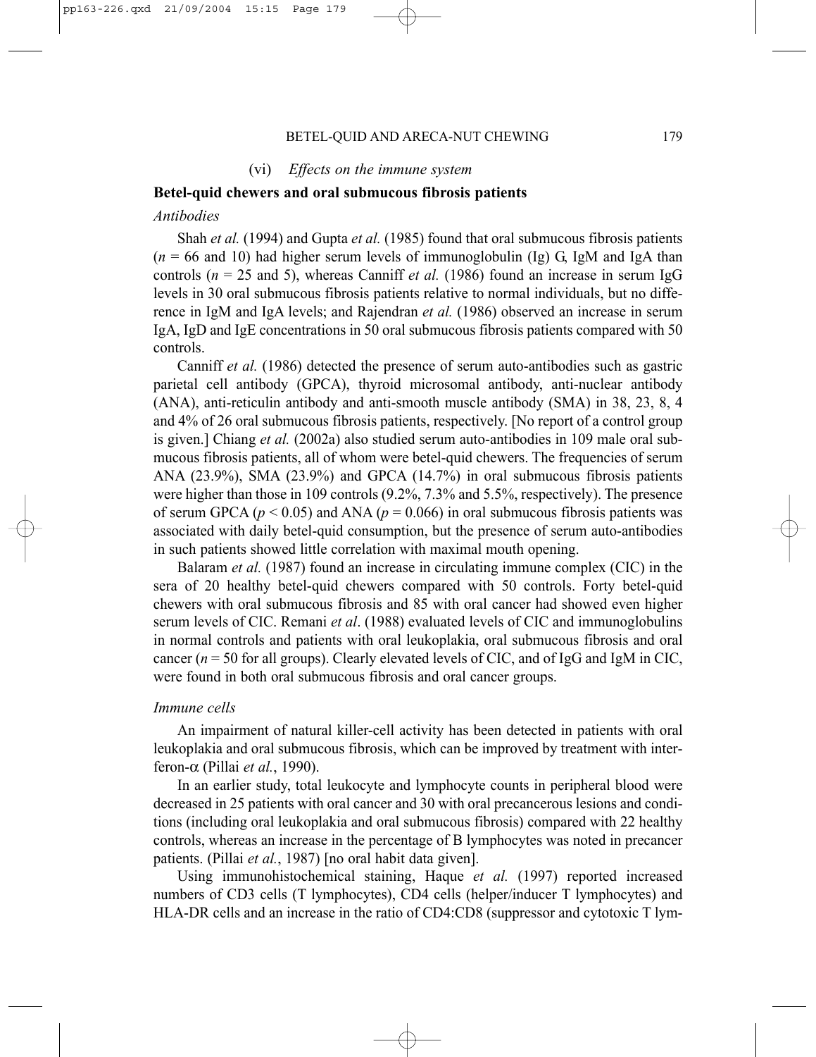#### (vi) *Effects on the immune system*

**Betel-quid chewers and oral submucous fibrosis patients**

*Antibodies*

Shah *et al.* (1994) and Gupta *et al.* (1985) found that oral submucous fibrosis patients ($n$ = 66 and 10) had higher serum levels of immunoglobulin (Ig) G, IgM and IgA than controls ($n$ = 25 and 5), whereas Canniff *et al.* (1986) found an increase in serum IgG levels in 30 oral submucous fibrosis patients relative to normal individuals, but no difference in IgM and IgA levels; and Rajendran *et al.* (1986) observed an increase in serum IgA, IgD and IgE concentrations in 50 oral submucous fibrosis patients compared with 50 controls.

Canniff *et al.* (1986) detected the presence of serum auto-antibodies such as gastric parietal cell antibody (GPCA), thyroid microsomal antibody, anti-nuclear antibody (ANA), anti-reticulin antibody and anti-smooth muscle antibody (SMA) in 38, 23, 8, 4 and 4% of 26 oral submucous fibrosis patients, respectively. [No report of a control group is given.] Chiang *et al.* (2002a) also studied serum auto-antibodies in 109 male oral submucous fibrosis patients, all of whom were betel-quid chewers. The frequencies of serum ANA (23.9%), SMA (23.9%) and GPCA (14.7%) in oral submucous fibrosis patients were higher than those in 109 controls (9.2%, 7.3% and 5.5%, respectively). The presence of serum GPCA ($p < 0.05$) and ANA ($p = 0.066$) in oral submucous fibrosis patients was associated with daily betel-quid consumption, but the presence of serum auto-antibodies in such patients showed little correlation with maximal mouth opening.

Balaram *et al.* (1987) found an increase in circulating immune complex (CIC) in the sera of 20 healthy betel-quid chewers compared with 50 controls. Forty betel-quid chewers with oral submucous fibrosis and 85 with oral cancer had showed even higher serum levels of CIC. Remani *et al*. (1988) evaluated levels of CIC and immunoglobulins in normal controls and patients with oral leukoplakia, oral submucous fibrosis and oral cancer ($n$ = 50 for all groups). Clearly elevated levels of CIC, and of IgG and IgM in CIC, were found in both oral submucous fibrosis and oral cancer groups.

*Immune cells*

An impairment of natural killer-cell activity has been detected in patients with oral leukoplakia and oral submucous fibrosis, which can be improved by treatment with interferon-α (Pillai *et al.*, 1990).

In an earlier study, total leukocyte and lymphocyte counts in peripheral blood were decreased in 25 patients with oral cancer and 30 with oral precancerous lesions and conditions (including oral leukoplakia and oral submucous fibrosis) compared with 22 healthy controls, whereas an increase in the percentage of B lymphocytes was noted in precancer patients. (Pillai *et al.*, 1987) [no oral habit data given].

Using immunohistochemical staining, Haque *et al.* (1997) reported increased numbers of CD3 cells (T lymphocytes), CD4 cells (helper/inducer T lymphocytes) and HLA-DR cells and an increase in the ratio of CD4:CD8 (suppressor and cytotoxic T lym-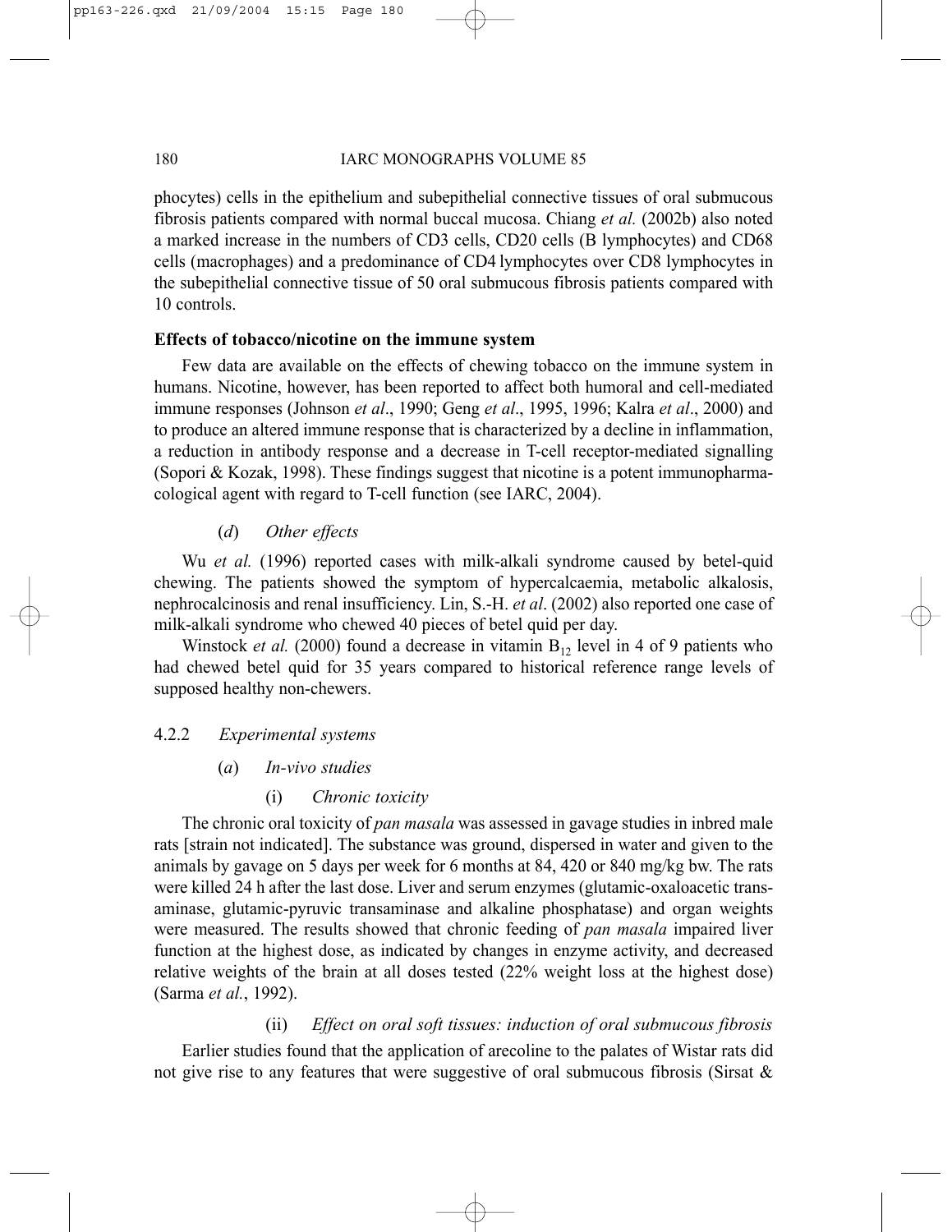phocytes) cells in the epithelium and subepithelial connective tissues of oral submucous fibrosis patients compared with normal buccal mucosa. Chiang *et al.* (2002b) also noted a marked increase in the numbers of CD3 cells, CD20 cells (B lymphocytes) and CD68 cells (macrophages) and a predominance of CD4 lymphocytes over CD8 lymphocytes in the subepithelial connective tissue of 50 oral submucous fibrosis patients compared with 10 controls.

**Effects of tobacco/nicotine on the immune system**

Few data are available on the effects of chewing tobacco on the immune system in humans. Nicotine, however, has been reported to affect both humoral and cell-mediated immune responses (Johnson *et al*., 1990; Geng *et al*., 1995, 1996; Kalra *et al*., 2000) and to produce an altered immune response that is characterized by a decline in inflammation, a reduction in antibody response and a decrease in T-cell receptor-mediated signalling (Sopori & Kozak, 1998). These findings suggest that nicotine is a potent immunopharmacological agent with regard to T-cell function (see IARC, 2004).

#### (*d*) *Other effects*

Wu *et al.* (1996) reported cases with milk-alkali syndrome caused by betel-quid chewing. The patients showed the symptom of hypercalcaemia, metabolic alkalosis, nephrocalcinosis and renal insufficiency. Lin, S.-H. *et al*. (2002) also reported one case of milk-alkali syndrome who chewed 40 pieces of betel quid per day.

Winstock *et al.* (2000) found a decrease in vitamin $B_{12}$ level in 4 of 9 patients who had chewed betel quid for 35 years compared to historical reference range levels of supposed healthy non-chewers.

### 4.2.2 *Experimental systems*

#### (*a*) *In-vivo studies*

##### (i) *Chronic toxicity*

The chronic oral toxicity of *pan masala* was assessed in gavage studies in inbred male rats [strain not indicated]. The substance was ground, dispersed in water and given to the animals by gavage on 5 days per week for 6 months at 84, 420 or 840 mg/kg bw. The rats were killed 24 h after the last dose. Liver and serum enzymes (glutamic-oxaloacetic transaminase, glutamic-pyruvic transaminase and alkaline phosphatase) and organ weights were measured. The results showed that chronic feeding of *pan masala* impaired liver function at the highest dose, as indicated by changes in enzyme activity, and decreased relative weights of the brain at all doses tested (22% weight loss at the highest dose) (Sarma *et al.*, 1992).

##### (ii) *Effect on oral soft tissues: induction of oral submucous fibrosis*

Earlier studies found that the application of arecoline to the palates of Wistar rats did not give rise to any features that were suggestive of oral submucous fibrosis (Sirsat &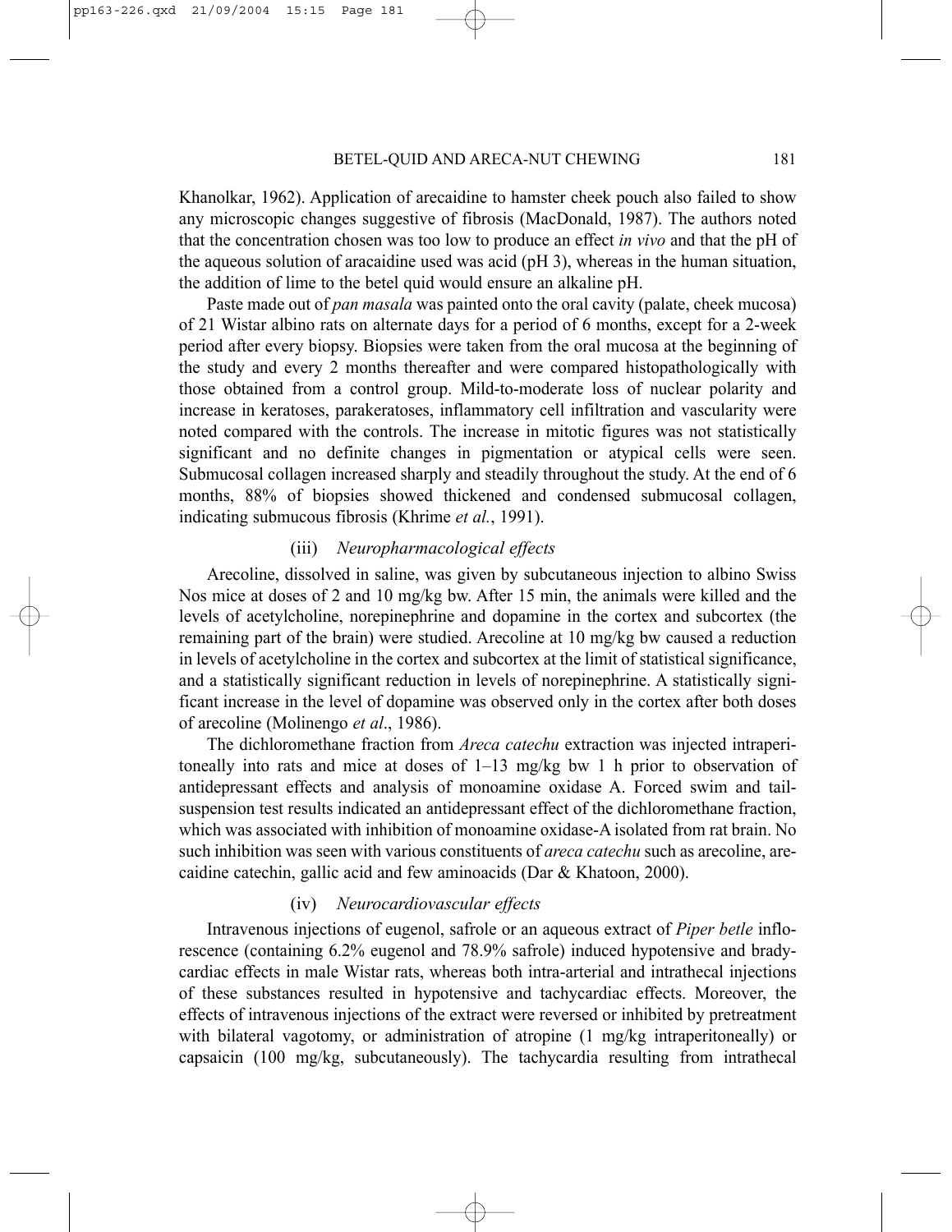Khanolkar, 1962). Application of arecaidine to hamster cheek pouch also failed to show any microscopic changes suggestive of fibrosis (MacDonald, 1987). The authors noted that the concentration chosen was too low to produce an effect *in vivo* and that the pH of the aqueous solution of aracaidine used was acid (pH 3), whereas in the human situation, the addition of lime to the betel quid would ensure an alkaline pH.

Paste made out of *pan masala* was painted onto the oral cavity (palate, cheek mucosa) of 21 Wistar albino rats on alternate days for a period of 6 months, except for a 2-week period after every biopsy. Biopsies were taken from the oral mucosa at the beginning of the study and every 2 months thereafter and were compared histopathologically with those obtained from a control group. Mild-to-moderate loss of nuclear polarity and increase in keratoses, parakeratoses, inflammatory cell infiltration and vascularity were noted compared with the controls. The increase in mitotic figures was not statistically significant and no definite changes in pigmentation or atypical cells were seen. Submucosal collagen increased sharply and steadily throughout the study. At the end of 6 months, 88% of biopsies showed thickened and condensed submucosal collagen, indicating submucous fibrosis (Khrime *et al.*, 1991).

#### (iii) *Neuropharmacological effects*

Arecoline, dissolved in saline, was given by subcutaneous injection to albino Swiss Nos mice at doses of 2 and 10 mg/kg bw. After 15 min, the animals were killed and the levels of acetylcholine, norepinephrine and dopamine in the cortex and subcortex (the remaining part of the brain) were studied. Arecoline at 10 mg/kg bw caused a reduction in levels of acetylcholine in the cortex and subcortex at the limit of statistical significance, and a statistically significant reduction in levels of norepinephrine. A statistically significant increase in the level of dopamine was observed only in the cortex after both doses of arecoline (Molinengo *et al*., 1986).

The dichloromethane fraction from *Areca catechu* extraction was injected intraperitoneally into rats and mice at doses of 1–13 mg/kg bw 1 h prior to observation of antidepressant effects and analysis of monoamine oxidase A. Forced swim and tail-suspension test results indicated an antidepressant effect of the dichloromethane fraction, which was associated with inhibition of monoamine oxidase-A isolated from rat brain. No such inhibition was seen with various constituents of *areca catechu* such as arecoline, arecaidine catechin, gallic acid and few aminoacids (Dar & Khatoon, 2000).

#### (iv) *Neurocardiovascular effects*

Intravenous injections of eugenol, safrole or an aqueous extract of *Piper betle* inflorescence (containing 6.2% eugenol and 78.9% safrole) induced hypotensive and bradycardiac effects in male Wistar rats, whereas both intra-arterial and intrathecal injections of these substances resulted in hypotensive and tachycardiac effects. Moreover, the effects of intravenous injections of the extract were reversed or inhibited by pretreatment with bilateral vagotomy, or administration of atropine (1 mg/kg intraperitoneally) or capsaicin (100 mg/kg, subcutaneously). The tachycardia resulting from intrathecal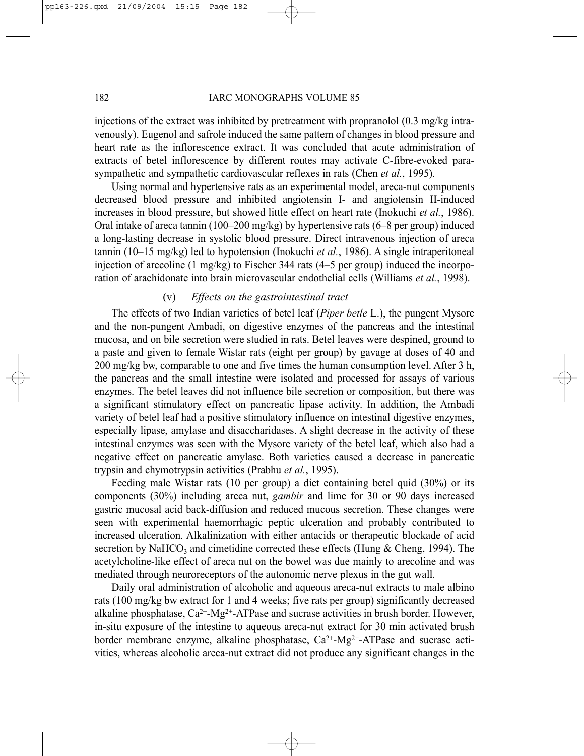injections of the extract was inhibited by pretreatment with propranolol (0.3 mg/kg intravenously). Eugenol and safrole induced the same pattern of changes in blood pressure and heart rate as the inflorescence extract. It was concluded that acute administration of extracts of betel inflorescence by different routes may activate C-fibre-evoked parasympathetic and sympathetic cardiovascular reflexes in rats (Chen *et al.*, 1995).

Using normal and hypertensive rats as an experimental model, areca-nut components decreased blood pressure and inhibited angiotensin I- and angiotensin II-induced increases in blood pressure, but showed little effect on heart rate (Inokuchi *et al.*, 1986). Oral intake of areca tannin (100–200 mg/kg) by hypertensive rats (6–8 per group) induced a long-lasting decrease in systolic blood pressure. Direct intravenous injection of areca tannin (10–15 mg/kg) led to hypotension (Inokuchi *et al.*, 1986). A single intraperitoneal injection of arecoline (1 mg/kg) to Fischer 344 rats (4–5 per group) induced the incorporation of arachidonate into brain microvascular endothelial cells (Williams *et al.*, 1998).

#### (v) *Effects on the gastrointestinal tract*

The effects of two Indian varieties of betel leaf (*Piper betle* L.), the pungent Mysore and the non-pungent Ambadi, on digestive enzymes of the pancreas and the intestinal mucosa, and on bile secretion were studied in rats. Betel leaves were despined, ground to a paste and given to female Wistar rats (eight per group) by gavage at doses of 40 and 200 mg/kg bw, comparable to one and five times the human consumption level. After 3 h, the pancreas and the small intestine were isolated and processed for assays of various enzymes. The betel leaves did not influence bile secretion or composition, but there was a significant stimulatory effect on pancreatic lipase activity. In addition, the Ambadi variety of betel leaf had a positive stimulatory influence on intestinal digestive enzymes, especially lipase, amylase and disaccharidases. A slight decrease in the activity of these intestinal enzymes was seen with the Mysore variety of the betel leaf, which also had a negative effect on pancreatic amylase. Both varieties caused a decrease in pancreatic trypsin and chymotrypsin activities (Prabhu *et al.*, 1995).

Feeding male Wistar rats (10 per group) a diet containing betel quid (30%) or its components (30%) including areca nut, *gambir* and lime for 30 or 90 days increased gastric mucosal acid back-diffusion and reduced mucous secretion. These changes were seen with experimental haemorrhagic peptic ulceration and probably contributed to increased ulceration. Alkalinization with either antacids or therapeutic blockade of acid secretion by $NaHCO_3$ and cimetidine corrected these effects (Hung & Cheng, 1994). The acetylcholine-like effect of areca nut on the bowel was due mainly to arecoline and was mediated through neuroreceptors of the autonomic nerve plexus in the gut wall.

Daily oral administration of alcoholic and aqueous areca-nut extracts to male albino rats (100 mg/kg bw extract for 1 and 4 weeks; five rats per group) significantly decreased alkaline phosphatase, $Ca^{2+}$-$Mg^{2+}$-ATPase and sucrase activities in brush border. However, in-situ exposure of the intestine to aqueous areca-nut extract for 30 min activated brush border membrane enzyme, alkaline phosphatase, $Ca^{2+}$-$Mg^{2+}$-ATPase and sucrase activities, whereas alcoholic areca-nut extract did not produce any significant changes in the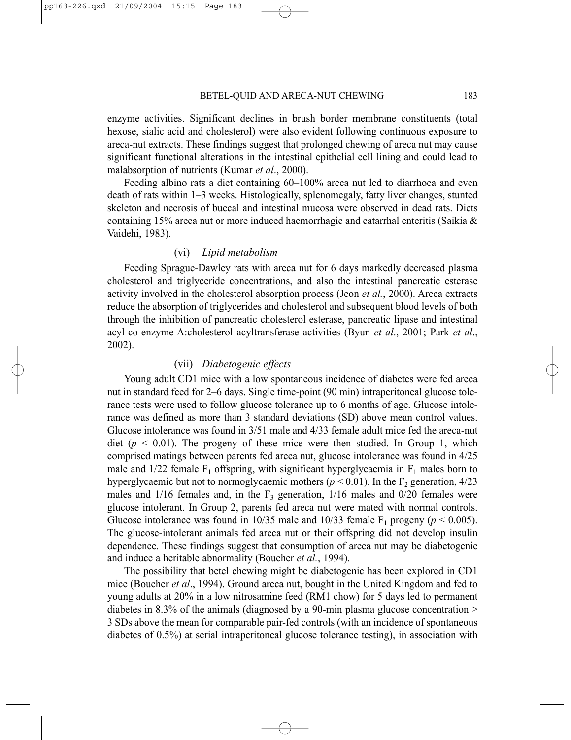enzyme activities. Significant declines in brush border membrane constituents (total hexose, sialic acid and cholesterol) were also evident following continuous exposure to areca-nut extracts. These findings suggest that prolonged chewing of areca nut may cause significant functional alterations in the intestinal epithelial cell lining and could lead to malabsorption of nutrients (Kumar *et al*., 2000).

Feeding albino rats a diet containing 60–100% areca nut led to diarrhoea and even death of rats within 1–3 weeks. Histologically, splenomegaly, fatty liver changes, stunted skeleton and necrosis of buccal and intestinal mucosa were observed in dead rats. Diets containing 15% areca nut or more induced haemorrhagic and catarrhal enteritis (Saikia & Vaidehi, 1983).

#### (vi) *Lipid metabolism*

Feeding Sprague-Dawley rats with areca nut for 6 days markedly decreased plasma cholesterol and triglyceride concentrations, and also the intestinal pancreatic esterase activity involved in the cholesterol absorption process (Jeon *et al.*, 2000). Areca extracts reduce the absorption of triglycerides and cholesterol and subsequent blood levels of both through the inhibition of pancreatic cholesterol esterase, pancreatic lipase and intestinal acyl-co-enzyme A:cholesterol acyltransferase activities (Byun *et al*., 2001; Park *et al*., 2002).

#### (vii) *Diabetogenic effects*

Young adult CD1 mice with a low spontaneous incidence of diabetes were fed areca nut in standard feed for 2–6 days. Single time-point (90 min) intraperitoneal glucose tolerance tests were used to follow glucose tolerance up to 6 months of age. Glucose intolerance was defined as more than 3 standard deviations (SD) above mean control values. Glucose intolerance was found in 3/51 male and 4/33 female adult mice fed the areca-nut diet ($p < 0.01$). The progeny of these mice were then studied. In Group 1, which comprised matings between parents fed areca nut, glucose intolerance was found in 4/25 male and 1/22 female $F_1$ offspring, with significant hyperglycaemia in $F_1$ males born to hyperglycaemic but not to normoglycaemic mothers ($p < 0.01$). In the $F_2$ generation, 4/23 males and 1/16 females and, in the $F_3$ generation, 1/16 males and 0/20 females were glucose intolerant. In Group 2, parents fed areca nut were mated with normal controls. Glucose intolerance was found in 10/35 male and 10/33 female $F_1$ progeny ($p < 0.005$). The glucose-intolerant animals fed areca nut or their offspring did not develop insulin dependence. These findings suggest that consumption of areca nut may be diabetogenic and induce a heritable abnormality (Boucher *et al.*, 1994).

The possibility that betel chewing might be diabetogenic has been explored in CD1 mice (Boucher *et al*., 1994). Ground areca nut, bought in the United Kingdom and fed to young adults at 20% in a low nitrosamine feed (RM1 chow) for 5 days led to permanent diabetes in 8.3% of the animals (diagnosed by a 90-min plasma glucose concentration > 3 SDs above the mean for comparable pair-fed controls (with an incidence of spontaneous diabetes of 0.5%) at serial intraperitoneal glucose tolerance testing), in association with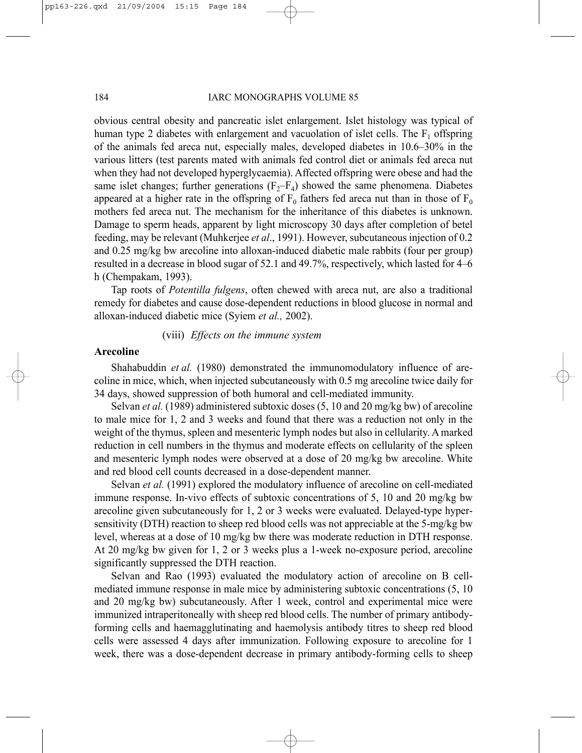obvious central obesity and pancreatic islet enlargement. Islet histology was typical of human type 2 diabetes with enlargement and vacuolation of islet cells. The $F_1$ offspring of the animals fed areca nut, especially males, developed diabetes in 10.6–30% in the various litters (test parents mated with animals fed control diet or animals fed areca nut when they had not developed hyperglycaemia). Affected offspring were obese and had the same islet changes; further generations ($F_2$–$F_4$) showed the same phenomena. Diabetes appeared at a higher rate in the offspring of $F_0$ fathers fed areca nut than in those of $F_0$ mothers fed areca nut. The mechanism for the inheritance of this diabetes is unknown. Damage to sperm heads, apparent by light microscopy 30 days after completion of betel feeding, may be relevant (Muhkerjee *et al*., 1991). However, subcutaneous injection of 0.2 and 0.25 mg/kg bw arecoline into alloxan-induced diabetic male rabbits (four per group) resulted in a decrease in blood sugar of 52.1 and 49.7%, respectively, which lasted for 4–6 h (Chempakam, 1993).

Tap roots of *Potentilla fulgens*, often chewed with areca nut, are also a traditional remedy for diabetes and cause dose-dependent reductions in blood glucose in normal and alloxan-induced diabetic mice (Syiem *et al.,* 2002).

(viii) *Effects on the immune system*

**Arecoline**

Shahabuddin *et al.* (1980) demonstrated the immunomodulatory influence of arecoline in mice, which, when injected subcutaneously with 0.5 mg arecoline twice daily for 34 days, showed suppression of both humoral and cell-mediated immunity.

Selvan *et al.* (1989) administered subtoxic doses (5, 10 and 20 mg/kg bw) of arecoline to male mice for 1, 2 and 3 weeks and found that there was a reduction not only in the weight of the thymus, spleen and mesenteric lymph nodes but also in cellularity. A marked reduction in cell numbers in the thymus and moderate effects on cellularity of the spleen and mesenteric lymph nodes were observed at a dose of 20 mg/kg bw arecoline. White and red blood cell counts decreased in a dose-dependent manner.

Selvan *et al.* (1991) explored the modulatory influence of arecoline on cell-mediated immune response. In-vivo effects of subtoxic concentrations of 5, 10 and 20 mg/kg bw arecoline given subcutaneously for 1, 2 or 3 weeks were evaluated. Delayed-type hypersensitivity (DTH) reaction to sheep red blood cells was not appreciable at the 5-mg/kg bw level, whereas at a dose of 10 mg/kg bw there was moderate reduction in DTH response. At 20 mg/kg bw given for 1, 2 or 3 weeks plus a 1-week no-exposure period, arecoline significantly suppressed the DTH reaction.

Selvan and Rao (1993) evaluated the modulatory action of arecoline on B cell-mediated immune response in male mice by administering subtoxic concentrations (5, 10 and 20 mg/kg bw) subcutaneously. After 1 week, control and experimental mice were immunized intraperitoneally with sheep red blood cells. The number of primary antibody-forming cells and haemagglutinating and haemolysis antibody titres to sheep red blood cells were assessed 4 days after immunization. Following exposure to arecoline for 1 week, there was a dose-dependent decrease in primary antibody-forming cells to sheep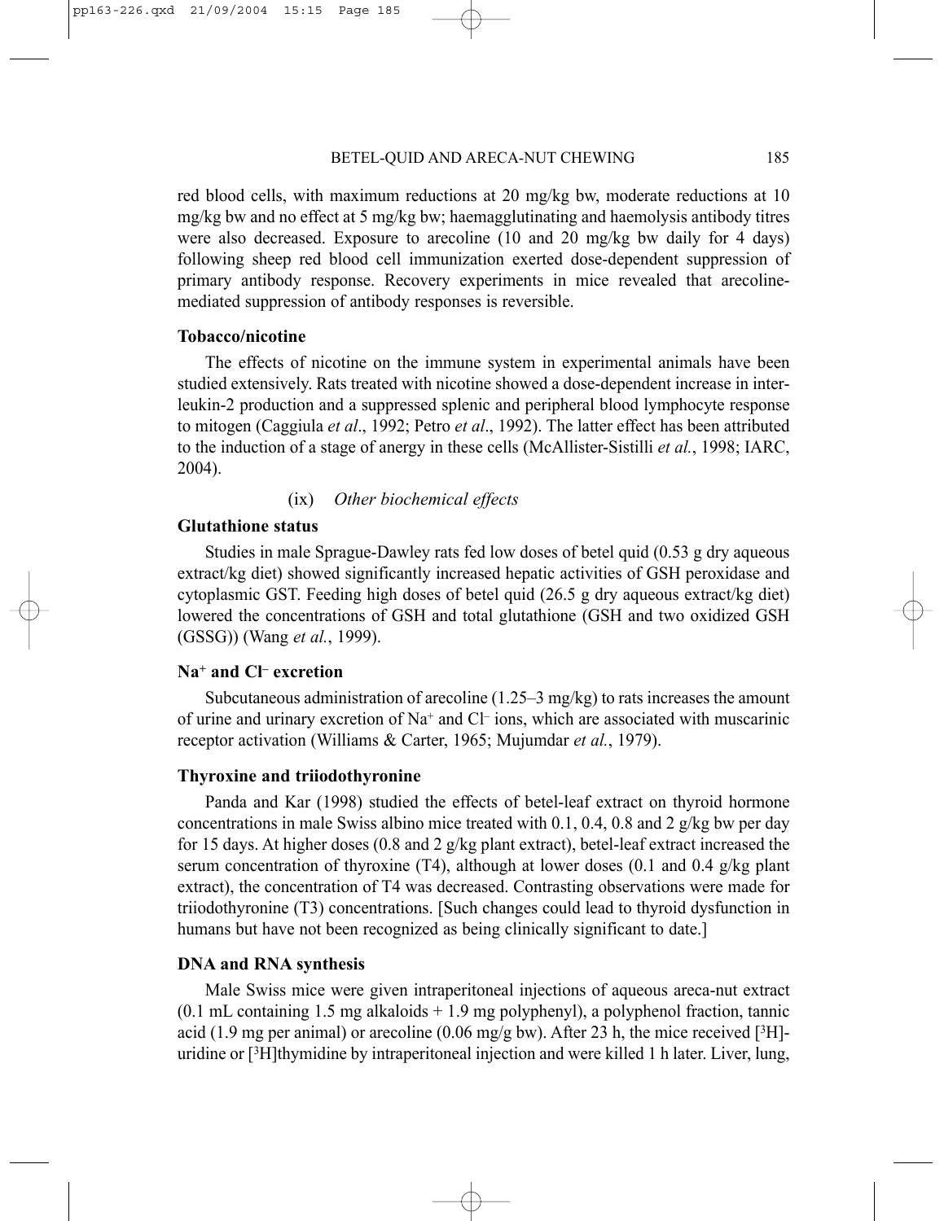red blood cells, with maximum reductions at 20 mg/kg bw, moderate reductions at 10 mg/kg bw and no effect at 5 mg/kg bw; haemagglutinating and haemolysis antibody titres were also decreased. Exposure to arecoline (10 and 20 mg/kg bw daily for 4 days) following sheep red blood cell immunization exerted dose-dependent suppression of primary antibody response. Recovery experiments in mice revealed that arecoline-mediated suppression of antibody responses is reversible.

**Tobacco/nicotine**

The effects of nicotine on the immune system in experimental animals have been studied extensively. Rats treated with nicotine showed a dose-dependent increase in interleukin-2 production and a suppressed splenic and peripheral blood lymphocyte response to mitogen (Caggiula *et al*., 1992; Petro *et al*., 1992). The latter effect has been attributed to the induction of a stage of anergy in these cells (McAllister-Sistilli *et al.*, 1998; IARC, 2004).

(ix) *Other biochemical effects*

**Glutathione status**

Studies in male Sprague-Dawley rats fed low doses of betel quid (0.53 g dry aqueous extract/kg diet) showed significantly increased hepatic activities of GSH peroxidase and cytoplasmic GST. Feeding high doses of betel quid (26.5 g dry aqueous extract/kg diet) lowered the concentrations of GSH and total glutathione (GSH and two oxidized GSH (GSSG)) (Wang *et al.*, 1999).

**$Na^+$ and $Cl^-$ excretion**

Subcutaneous administration of arecoline (1.25–3 mg/kg) to rats increases the amount of urine and urinary excretion of $Na^+$ and $Cl^-$ ions, which are associated with muscarinic receptor activation (Williams & Carter, 1965; Mujumdar *et al.*, 1979).

**Thyroxine and triiodothyronine**

Panda and Kar (1998) studied the effects of betel-leaf extract on thyroid hormone concentrations in male Swiss albino mice treated with 0.1, 0.4, 0.8 and 2 g/kg bw per day for 15 days. At higher doses (0.8 and 2 g/kg plant extract), betel-leaf extract increased the serum concentration of thyroxine (T4), although at lower doses (0.1 and 0.4 g/kg plant extract), the concentration of T4 was decreased. Contrasting observations were made for triiodothyronine (T3) concentrations. [Such changes could lead to thyroid dysfunction in humans but have not been recognized as being clinically significant to date.]

**DNA and RNA synthesis**

Male Swiss mice were given intraperitoneal injections of aqueous areca-nut extract (0.1 mL containing 1.5 mg alkaloids + 1.9 mg polyphenyl), a polyphenol fraction, tannic acid (1.9 mg per animal) or arecoline (0.06 mg/g bw). After 23 h, the mice received [$^3$H]-uridine or [$^3$H]thymidine by intraperitoneal injection and were killed 1 h later. Liver, lung,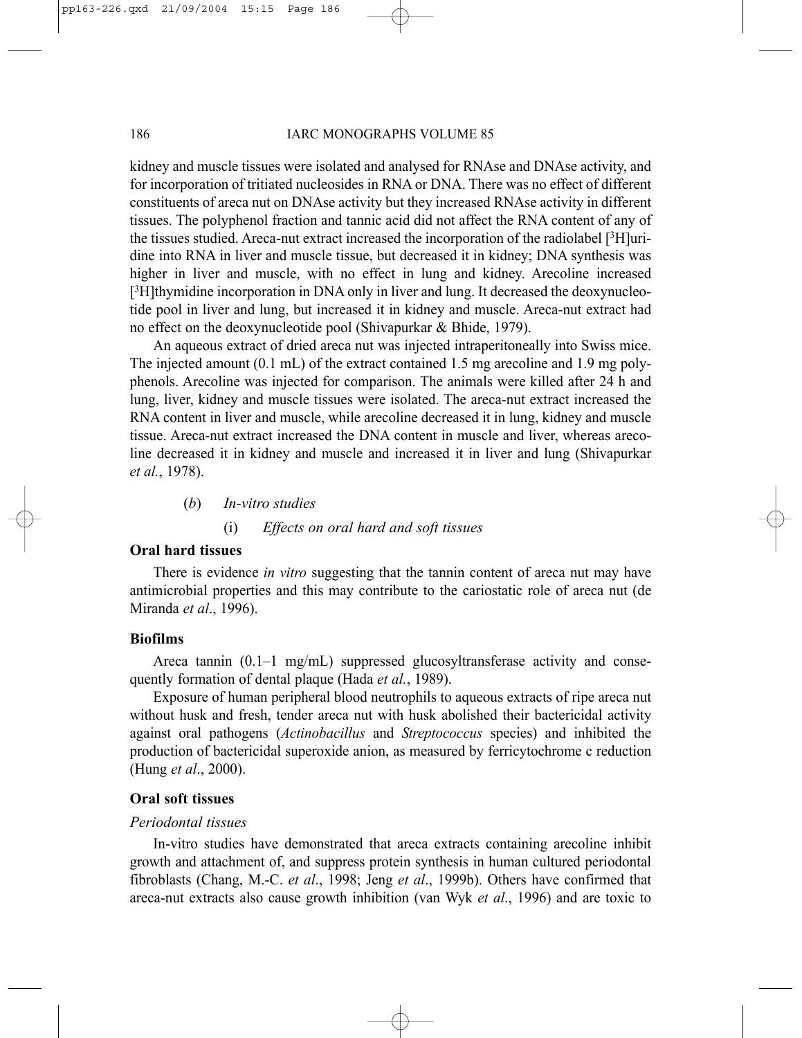kidney and muscle tissues were isolated and analysed for RNAse and DNAse activity, and for incorporation of tritiated nucleosides in RNA or DNA. There was no effect of different constituents of areca nut on DNAse activity but they increased RNAse activity in different tissues. The polyphenol fraction and tannic acid did not affect the RNA content of any of the tissues studied. Areca-nut extract increased the incorporation of the radiolabel [$^3$H]uridine into RNA in liver and muscle tissue, but decreased it in kidney; DNA synthesis was higher in liver and muscle, with no effect in lung and kidney. Arecoline increased [$^3$H]thymidine incorporation in DNA only in liver and lung. It decreased the deoxynucleotide pool in liver and lung, but increased it in kidney and muscle. Areca-nut extract had no effect on the deoxynucleotide pool (Shivapurkar & Bhide, 1979).

An aqueous extract of dried areca nut was injected intraperitoneally into Swiss mice. The injected amount (0.1 mL) of the extract contained 1.5 mg arecoline and 1.9 mg polyphenols. Arecoline was injected for comparison. The animals were killed after 24 h and lung, liver, kidney and muscle tissues were isolated. The areca-nut extract increased the RNA content in liver and muscle, while arecoline decreased it in lung, kidney and muscle tissue. Areca-nut extract increased the DNA content in muscle and liver, whereas arecoline decreased it in kidney and muscle and increased it in liver and lung (Shivapurkar *et al.*, 1978).

### (*b*) *In-vitro studies*

#### (i) *Effects on oral hard and soft tissues*

**Oral hard tissues**

There is evidence *in vitro* suggesting that the tannin content of areca nut may have antimicrobial properties and this may contribute to the cariostatic role of areca nut (de Miranda *et al*., 1996).

**Biofilms**

Areca tannin (0.1–1 mg/mL) suppressed glucosyltransferase activity and consequently formation of dental plaque (Hada *et al.*, 1989).

Exposure of human peripheral blood neutrophils to aqueous extracts of ripe areca nut without husk and fresh, tender areca nut with husk abolished their bactericidal activity against oral pathogens (*Actinobacillus* and *Streptococcus* species) and inhibited the production of bactericidal superoxide anion, as measured by ferricytochrome c reduction (Hung *et al*., 2000).

**Oral soft tissues**

*Periodontal tissues*

In-vitro studies have demonstrated that areca extracts containing arecoline inhibit growth and attachment of, and suppress protein synthesis in human cultured periodontal fibroblasts (Chang, M.-C. *et al*., 1998; Jeng *et al*., 1999b). Others have confirmed that areca-nut extracts also cause growth inhibition (van Wyk *et al*., 1996) and are toxic to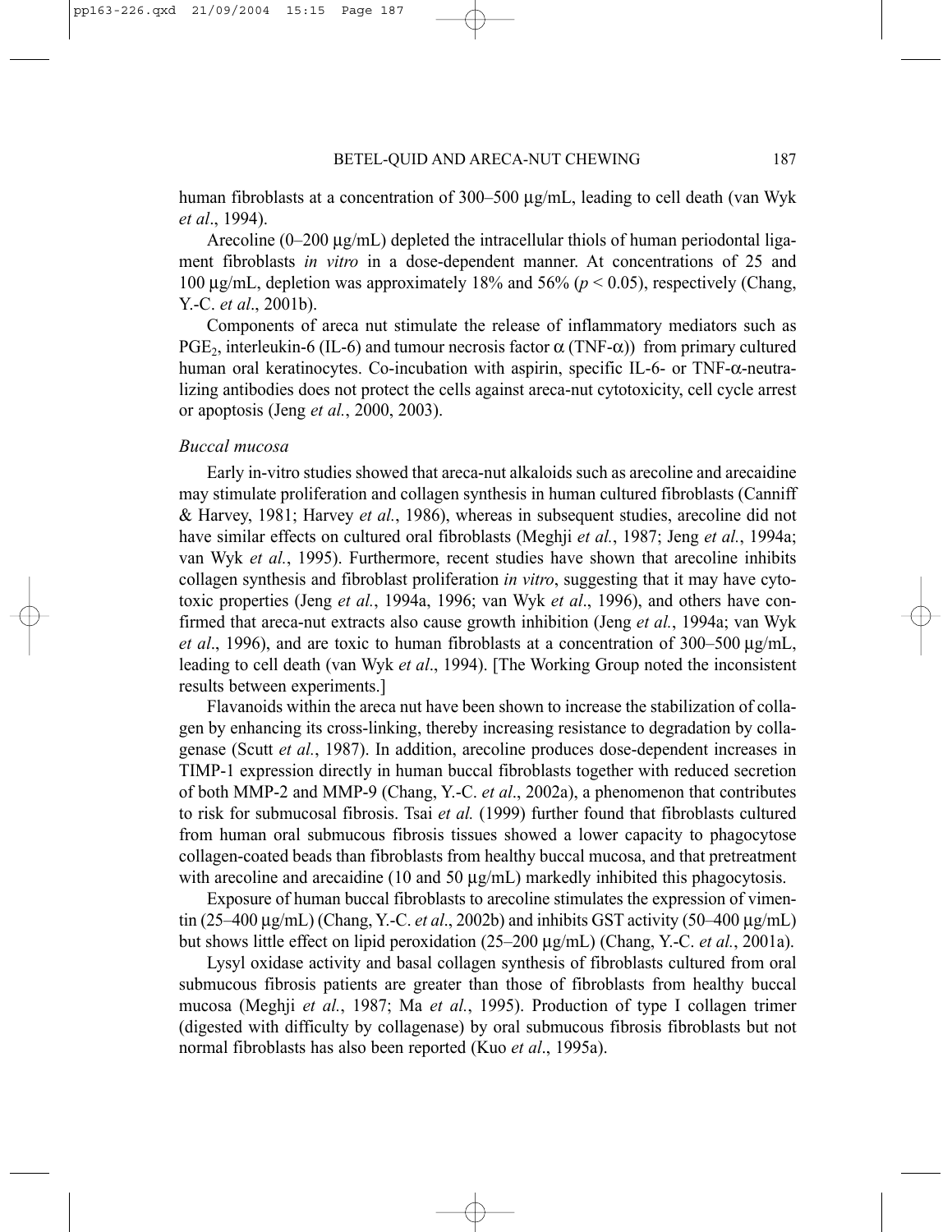human fibroblasts at a concentration of 300–500 μg/mL, leading to cell death (van Wyk *et al*., 1994).

Arecoline (0–200 μg/mL) depleted the intracellular thiols of human periodontal ligament fibroblasts *in vitro* in a dose-dependent manner. At concentrations of 25 and 100 μg/mL, depletion was approximately 18% and 56% ($p < 0.05$), respectively (Chang, Y.-C. *et al*., 2001b).

Components of areca nut stimulate the release of inflammatory mediators such as $PGE_2$, interleukin-6 (IL-6) and tumour necrosis factor α (TNF-α)) from primary cultured human oral keratinocytes. Co-incubation with aspirin, specific IL-6- or TNF-α-neutralizing antibodies does not protect the cells against areca-nut cytotoxicity, cell cycle arrest or apoptosis (Jeng *et al.*, 2000, 2003).

*Buccal mucosa*

Early in-vitro studies showed that areca-nut alkaloids such as arecoline and arecaidine may stimulate proliferation and collagen synthesis in human cultured fibroblasts (Canniff & Harvey, 1981; Harvey *et al.*, 1986), whereas in subsequent studies, arecoline did not have similar effects on cultured oral fibroblasts (Meghji *et al.*, 1987; Jeng *et al.*, 1994a; van Wyk *et al.*, 1995). Furthermore, recent studies have shown that arecoline inhibits collagen synthesis and fibroblast proliferation *in vitro*, suggesting that it may have cytotoxic properties (Jeng *et al.*, 1994a, 1996; van Wyk *et al*., 1996), and others have confirmed that areca-nut extracts also cause growth inhibition (Jeng *et al.*, 1994a; van Wyk *et al*., 1996), and are toxic to human fibroblasts at a concentration of 300–500 μg/mL, leading to cell death (van Wyk *et al*., 1994). [The Working Group noted the inconsistent results between experiments.]

Flavanoids within the areca nut have been shown to increase the stabilization of collagen by enhancing its cross-linking, thereby increasing resistance to degradation by collagenase (Scutt *et al.*, 1987). In addition, arecoline produces dose-dependent increases in TIMP-1 expression directly in human buccal fibroblasts together with reduced secretion of both MMP-2 and MMP-9 (Chang, Y.-C. *et al*., 2002a), a phenomenon that contributes to risk for submucosal fibrosis. Tsai *et al.* (1999) further found that fibroblasts cultured from human oral submucous fibrosis tissues showed a lower capacity to phagocytose collagen-coated beads than fibroblasts from healthy buccal mucosa, and that pretreatment with arecoline and arecaidine (10 and 50 μg/mL) markedly inhibited this phagocytosis.

Exposure of human buccal fibroblasts to arecoline stimulates the expression of vimentin (25–400 μg/mL) (Chang, Y.-C. *et al*., 2002b) and inhibits GST activity (50–400 μg/mL) but shows little effect on lipid peroxidation (25–200 μg/mL) (Chang, Y.-C. *et al.*, 2001a).

Lysyl oxidase activity and basal collagen synthesis of fibroblasts cultured from oral submucous fibrosis patients are greater than those of fibroblasts from healthy buccal mucosa (Meghji *et al.*, 1987; Ma *et al.*, 1995). Production of type I collagen trimer (digested with difficulty by collagenase) by oral submucous fibrosis fibroblasts but not normal fibroblasts has also been reported (Kuo *et al*., 1995a).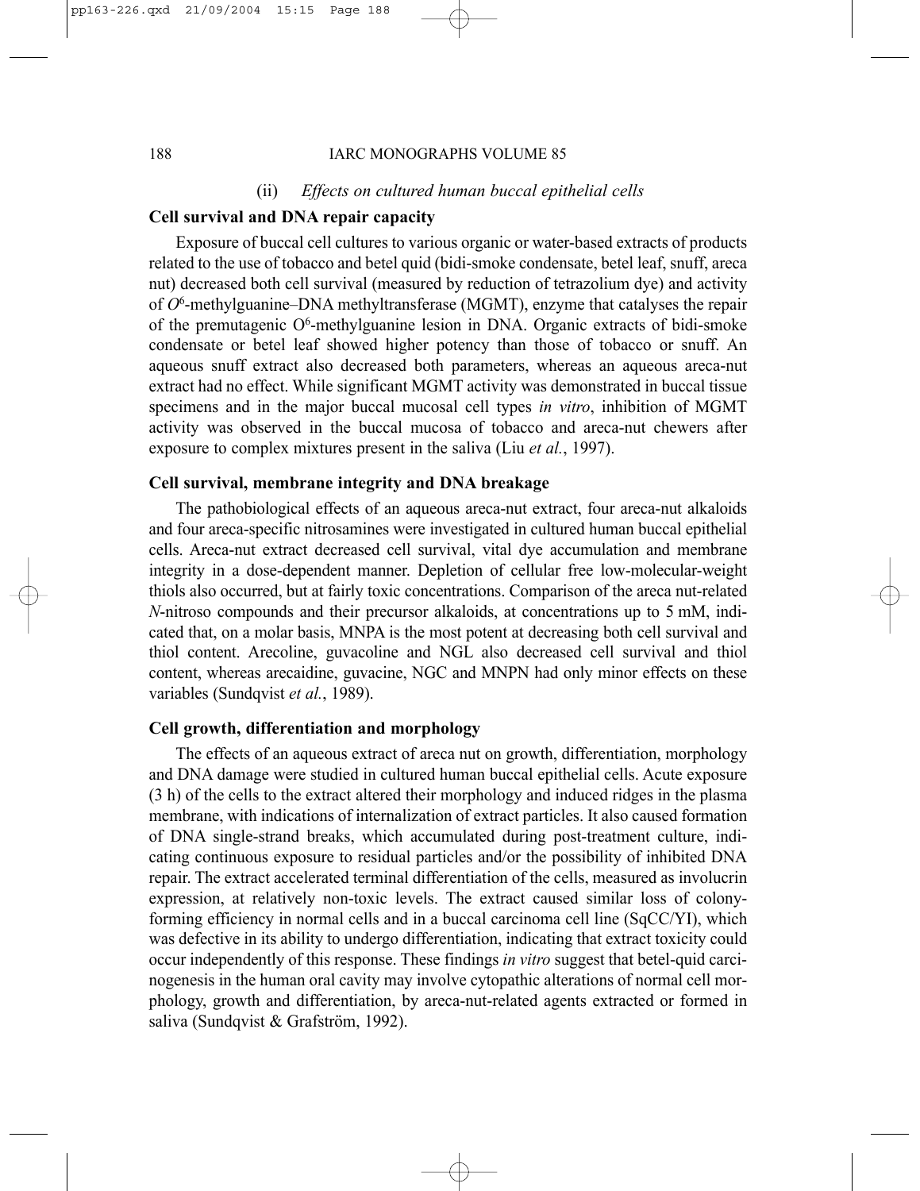### (ii) *Effects on cultured human buccal epithelial cells*

**Cell survival and DNA repair capacity**

Exposure of buccal cell cultures to various organic or water-based extracts of products related to the use of tobacco and betel quid (bidi-smoke condensate, betel leaf, snuff, areca nut) decreased both cell survival (measured by reduction of tetrazolium dye) and activity of $O^6$-methylguanine–DNA methyltransferase (MGMT), enzyme that catalyses the repair of the premutagenic $O^6$-methylguanine lesion in DNA. Organic extracts of bidi-smoke condensate or betel leaf showed higher potency than those of tobacco or snuff. An aqueous snuff extract also decreased both parameters, whereas an aqueous areca-nut extract had no effect. While significant MGMT activity was demonstrated in buccal tissue specimens and in the major buccal mucosal cell types *in vitro*, inhibition of MGMT activity was observed in the buccal mucosa of tobacco and areca-nut chewers after exposure to complex mixtures present in the saliva (Liu *et al.*, 1997).

**Cell survival, membrane integrity and DNA breakage**

The pathobiological effects of an aqueous areca-nut extract, four areca-nut alkaloids and four areca-specific nitrosamines were investigated in cultured human buccal epithelial cells. Areca-nut extract decreased cell survival, vital dye accumulation and membrane integrity in a dose-dependent manner. Depletion of cellular free low-molecular-weight thiols also occurred, but at fairly toxic concentrations. Comparison of the areca nut-related *N*-nitroso compounds and their precursor alkaloids, at concentrations up to 5 mM, indicated that, on a molar basis, MNPA is the most potent at decreasing both cell survival and thiol content. Arecoline, guvacoline and NGL also decreased cell survival and thiol content, whereas arecaidine, guvacine, NGC and MNPN had only minor effects on these variables (Sundqvist *et al.*, 1989).

**Cell growth, differentiation and morphology**

The effects of an aqueous extract of areca nut on growth, differentiation, morphology and DNA damage were studied in cultured human buccal epithelial cells. Acute exposure (3 h) of the cells to the extract altered their morphology and induced ridges in the plasma membrane, with indications of internalization of extract particles. It also caused formation of DNA single-strand breaks, which accumulated during post-treatment culture, indicating continuous exposure to residual particles and/or the possibility of inhibited DNA repair. The extract accelerated terminal differentiation of the cells, measured as involucrin expression, at relatively non-toxic levels. The extract caused similar loss of colony-forming efficiency in normal cells and in a buccal carcinoma cell line (SqCC/YI), which was defective in its ability to undergo differentiation, indicating that extract toxicity could occur independently of this response. These findings *in vitro* suggest that betel-quid carcinogenesis in the human oral cavity may involve cytopathic alterations of normal cell morphology, growth and differentiation, by areca-nut-related agents extracted or formed in saliva (Sundqvist & Grafström, 1992).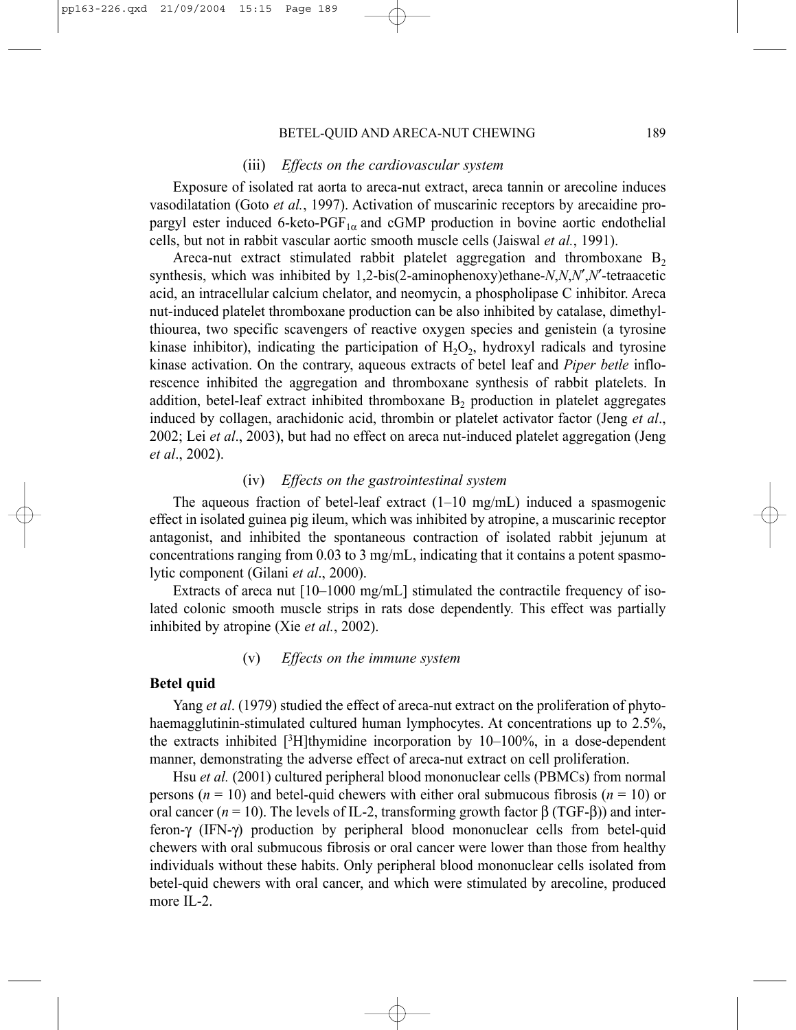#### (iii) *Effects on the cardiovascular system*

Exposure of isolated rat aorta to areca-nut extract, areca tannin or arecoline induces vasodilatation (Goto *et al.*, 1997). Activation of muscarinic receptors by arecaidine propargyl ester induced 6-keto-$PGF_{1\alpha}$ and cGMP production in bovine aortic endothelial cells, but not in rabbit vascular aortic smooth muscle cells (Jaiswal *et al.*, 1991).

Areca-nut extract stimulated rabbit platelet aggregation and thromboxane $B_2$ synthesis, which was inhibited by 1,2-bis(2-aminophenoxy)ethane-*N*,*N*,*N*′,*N*′-tetraacetic acid, an intracellular calcium chelator, and neomycin, a phospholipase C inhibitor. Areca nut-induced platelet thromboxane production can be also inhibited by catalase, dimethylthiourea, two specific scavengers of reactive oxygen species and genistein (a tyrosine kinase inhibitor), indicating the participation of $H_2O_2$, hydroxyl radicals and tyrosine kinase activation. On the contrary, aqueous extracts of betel leaf and *Piper betle* inflorescence inhibited the aggregation and thromboxane synthesis of rabbit platelets. In addition, betel-leaf extract inhibited thromboxane $B_2$ production in platelet aggregates induced by collagen, arachidonic acid, thrombin or platelet activator factor (Jeng *et al*., 2002; Lei *et al*., 2003), but had no effect on areca nut-induced platelet aggregation (Jeng *et al*., 2002).

#### (iv) *Effects on the gastrointestinal system*

The aqueous fraction of betel-leaf extract (1–10 mg/mL) induced a spasmogenic effect in isolated guinea pig ileum, which was inhibited by atropine, a muscarinic receptor antagonist, and inhibited the spontaneous contraction of isolated rabbit jejunum at concentrations ranging from 0.03 to 3 mg/mL, indicating that it contains a potent spasmolytic component (Gilani *et al*., 2000).

Extracts of areca nut [10–1000 mg/mL] stimulated the contractile frequency of isolated colonic smooth muscle strips in rats dose dependently. This effect was partially inhibited by atropine (Xie *et al.*, 2002).

#### (v) *Effects on the immune system*

**Betel quid**

Yang *et al*. (1979) studied the effect of areca-nut extract on the proliferation of phytohaemagglutinin-stimulated cultured human lymphocytes. At concentrations up to 2.5%, the extracts inhibited [$^3$H]thymidine incorporation by 10–100%, in a dose-dependent manner, demonstrating the adverse effect of areca-nut extract on cell proliferation.

Hsu *et al.* (2001) cultured peripheral blood mononuclear cells (PBMCs) from normal persons ($n = 10$) and betel-quid chewers with either oral submucous fibrosis ($n = 10$) or oral cancer ($n = 10$). The levels of IL-2, transforming growth factor β (TGF-β)) and interferon-γ (IFN-γ) production by peripheral blood mononuclear cells from betel-quid chewers with oral submucous fibrosis or oral cancer were lower than those from healthy individuals without these habits. Only peripheral blood mononuclear cells isolated from betel-quid chewers with oral cancer, and which were stimulated by arecoline, produced more IL-2.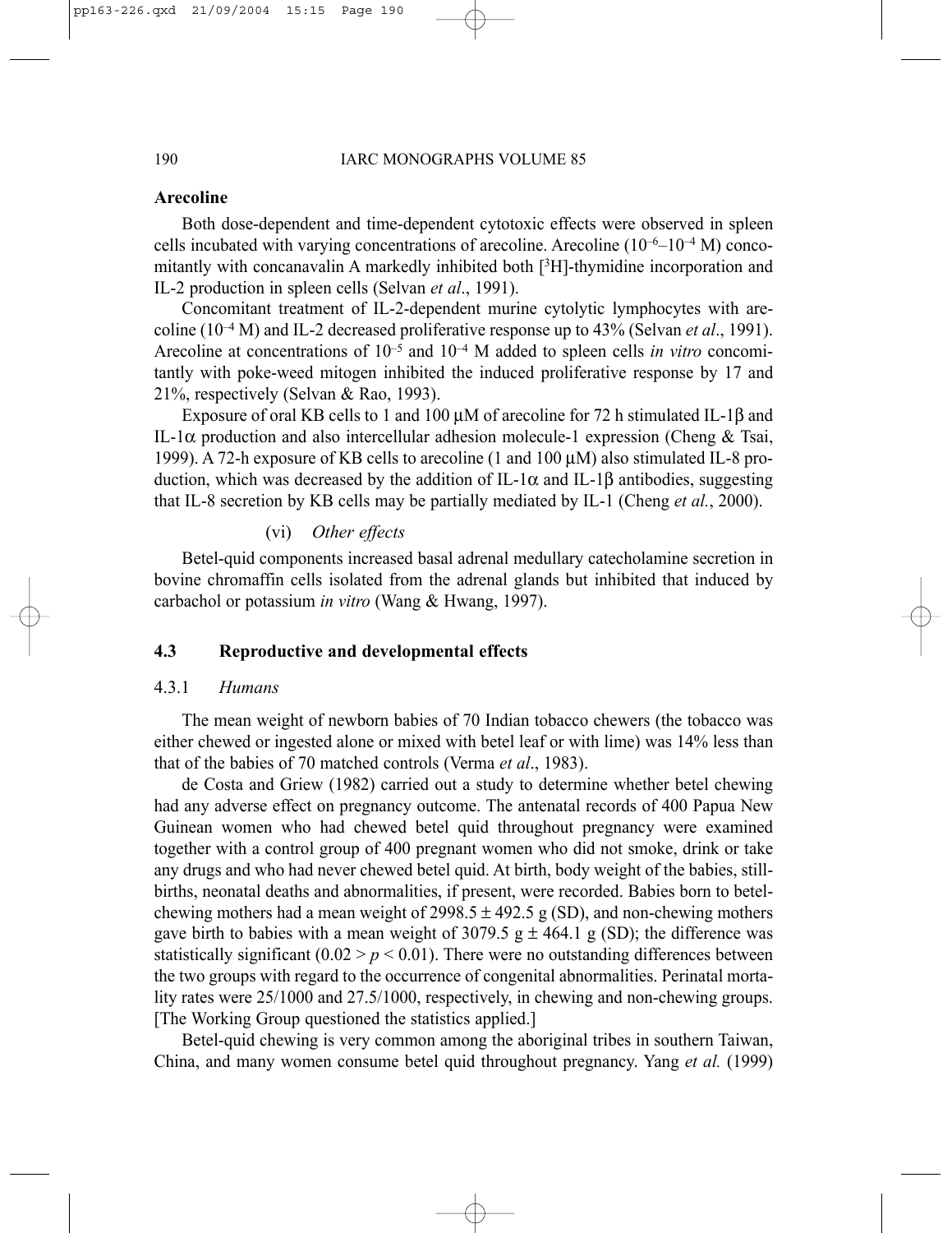**Arecoline**

Both dose-dependent and time-dependent cytotoxic effects were observed in spleen cells incubated with varying concentrations of arecoline. Arecoline ($10^{-6}$–$10^{-4}$ M) concomitantly with concanavalin A markedly inhibited both [$^3$H]-thymidine incorporation and IL-2 production in spleen cells (Selvan *et al*., 1991).

Concomitant treatment of IL-2-dependent murine cytolytic lymphocytes with arecoline ($10^{-4}$ M) and IL-2 decreased proliferative response up to 43% (Selvan *et al*., 1991). Arecoline at concentrations of $10^{-5}$ and $10^{-4}$ M added to spleen cells *in vitro* concomitantly with poke-weed mitogen inhibited the induced proliferative response by 17 and 21%, respectively (Selvan & Rao, 1993).

Exposure of oral KB cells to 1 and 100 μM of arecoline for 72 h stimulated IL-1β and IL-1α production and also intercellular adhesion molecule-1 expression (Cheng & Tsai, 1999). A 72-h exposure of KB cells to arecoline (1 and 100 μM) also stimulated IL-8 production, which was decreased by the addition of IL-1α and IL-1β antibodies, suggesting that IL-8 secretion by KB cells may be partially mediated by IL-1 (Cheng *et al.*, 2000).

(vi) *Other effects*

Betel-quid components increased basal adrenal medullary catecholamine secretion in bovine chromaffin cells isolated from the adrenal glands but inhibited that induced by carbachol or potassium *in vitro* (Wang & Hwang, 1997).

### 4.3 Reproductive and developmental effects

#### 4.3.1 *Humans*

The mean weight of newborn babies of 70 Indian tobacco chewers (the tobacco was either chewed or ingested alone or mixed with betel leaf or with lime) was 14% less than that of the babies of 70 matched controls (Verma *et al*., 1983).

de Costa and Griew (1982) carried out a study to determine whether betel chewing had any adverse effect on pregnancy outcome. The antenatal records of 400 Papua New Guinean women who had chewed betel quid throughout pregnancy were examined together with a control group of 400 pregnant women who did not smoke, drink or take any drugs and who had never chewed betel quid. At birth, body weight of the babies, stillbirths, neonatal deaths and abnormalities, if present, were recorded. Babies born to betel-chewing mothers had a mean weight of 2998.5 ± 492.5 g (SD), and non-chewing mothers gave birth to babies with a mean weight of 3079.5 g ± 464.1 g (SD); the difference was statistically significant ($0.02 > p < 0.01$). There were no outstanding differences between the two groups with regard to the occurrence of congenital abnormalities. Perinatal mortality rates were 25/1000 and 27.5/1000, respectively, in chewing and non-chewing groups. [The Working Group questioned the statistics applied.]

Betel-quid chewing is very common among the aboriginal tribes in southern Taiwan, China, and many women consume betel quid throughout pregnancy. Yang *et al.* (1999)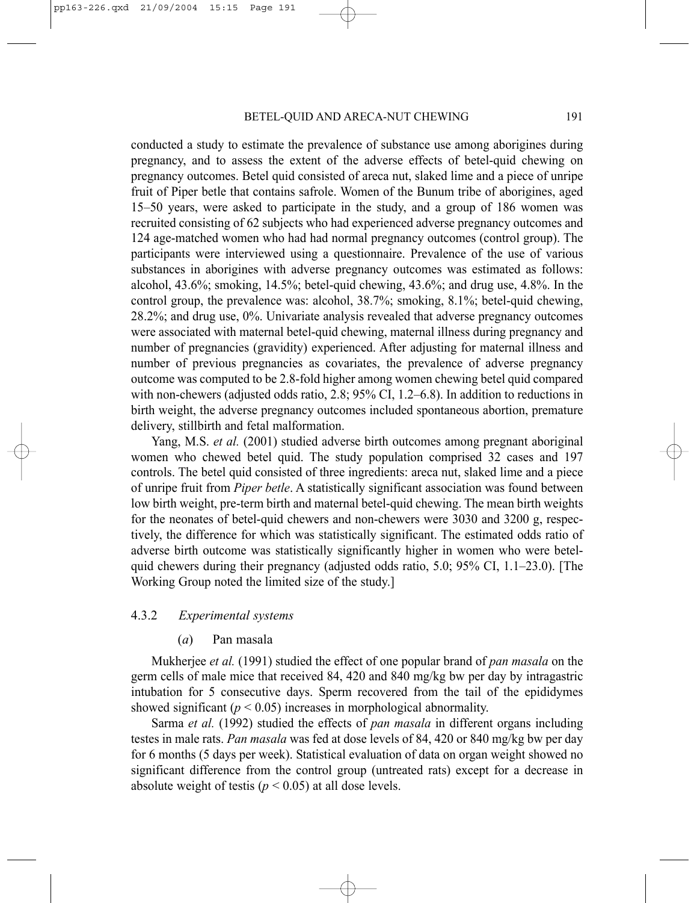conducted a study to estimate the prevalence of substance use among aborigines during pregnancy, and to assess the extent of the adverse effects of betel-quid chewing on pregnancy outcomes. Betel quid consisted of areca nut, slaked lime and a piece of unripe fruit of Piper betle that contains safrole. Women of the Bunum tribe of aborigines, aged 15–50 years, were asked to participate in the study, and a group of 186 women was recruited consisting of 62 subjects who had experienced adverse pregnancy outcomes and 124 age-matched women who had had normal pregnancy outcomes (control group). The participants were interviewed using a questionnaire. Prevalence of the use of various substances in aborigines with adverse pregnancy outcomes was estimated as follows: alcohol, 43.6%; smoking, 14.5%; betel-quid chewing, 43.6%; and drug use, 4.8%. In the control group, the prevalence was: alcohol, 38.7%; smoking, 8.1%; betel-quid chewing, 28.2%; and drug use, 0%. Univariate analysis revealed that adverse pregnancy outcomes were associated with maternal betel-quid chewing, maternal illness during pregnancy and number of pregnancies (gravidity) experienced. After adjusting for maternal illness and number of previous pregnancies as covariates, the prevalence of adverse pregnancy outcome was computed to be 2.8-fold higher among women chewing betel quid compared with non-chewers (adjusted odds ratio, 2.8; 95% CI, 1.2–6.8). In addition to reductions in birth weight, the adverse pregnancy outcomes included spontaneous abortion, premature delivery, stillbirth and fetal malformation.

Yang, M.S. *et al.* (2001) studied adverse birth outcomes among pregnant aboriginal women who chewed betel quid. The study population comprised 32 cases and 197 controls. The betel quid consisted of three ingredients: areca nut, slaked lime and a piece of unripe fruit from *Piper betle*. A statistically significant association was found between low birth weight, pre-term birth and maternal betel-quid chewing. The mean birth weights for the neonates of betel-quid chewers and non-chewers were 3030 and 3200 g, respectively, the difference for which was statistically significant. The estimated odds ratio of adverse birth outcome was statistically significantly higher in women who were betel-quid chewers during their pregnancy (adjusted odds ratio, 5.0; 95% CI, 1.1–23.0). [The Working Group noted the limited size of the study.]

### 4.3.2 *Experimental systems*

#### (*a*) Pan masala

Mukherjee *et al.* (1991) studied the effect of one popular brand of *pan masala* on the germ cells of male mice that received 84, 420 and 840 mg/kg bw per day by intragastric intubation for 5 consecutive days. Sperm recovered from the tail of the epididymes showed significant ($p < 0.05$) increases in morphological abnormality.

Sarma *et al.* (1992) studied the effects of *pan masala* in different organs including testes in male rats. *Pan masala* was fed at dose levels of 84, 420 or 840 mg/kg bw per day for 6 months (5 days per week). Statistical evaluation of data on organ weight showed no significant difference from the control group (untreated rats) except for a decrease in absolute weight of testis ($p < 0.05$) at all dose levels.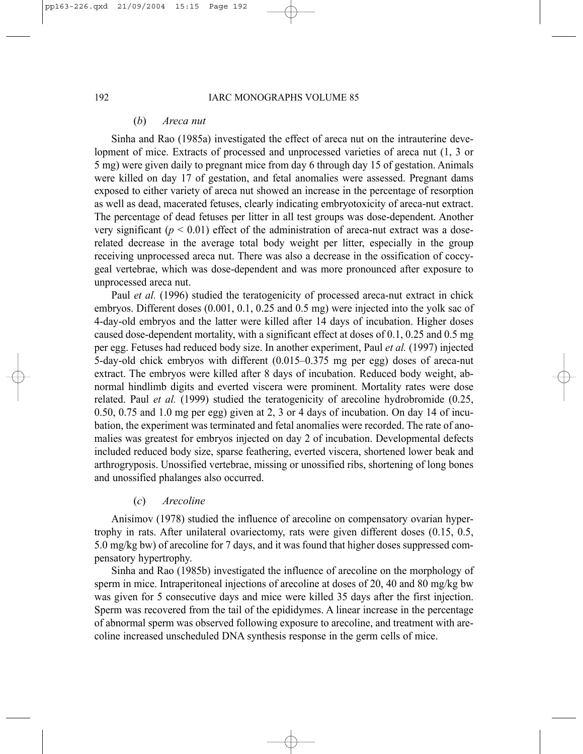### (*b*) *Areca nut*

Sinha and Rao (1985a) investigated the effect of areca nut on the intrauterine development of mice. Extracts of processed and unprocessed varieties of areca nut (1, 3 or 5 mg) were given daily to pregnant mice from day 6 through day 15 of gestation. Animals were killed on day 17 of gestation, and fetal anomalies were assessed. Pregnant dams exposed to either variety of areca nut showed an increase in the percentage of resorption as well as dead, macerated fetuses, clearly indicating embryotoxicity of areca-nut extract. The percentage of dead fetuses per litter in all test groups was dose-dependent. Another very significant ($p < 0.01$) effect of the administration of areca-nut extract was a dose-related decrease in the average total body weight per litter, especially in the group receiving unprocessed areca nut. There was also a decrease in the ossification of coccygeal vertebrae, which was dose-dependent and was more pronounced after exposure to unprocessed areca nut.

Paul *et al.* (1996) studied the teratogenicity of processed areca-nut extract in chick embryos. Different doses (0.001, 0.1, 0.25 and 0.5 mg) were injected into the yolk sac of 4-day-old embryos and the latter were killed after 14 days of incubation. Higher doses caused dose-dependent mortality, with a significant effect at doses of 0.1, 0.25 and 0.5 mg per egg. Fetuses had reduced body size. In another experiment, Paul *et al.* (1997) injected 5-day-old chick embryos with different (0.015–0.375 mg per egg) doses of areca-nut extract. The embryos were killed after 8 days of incubation. Reduced body weight, abnormal hindlimb digits and everted viscera were prominent. Mortality rates were dose related. Paul *et al.* (1999) studied the teratogenicity of arecoline hydrobromide (0.25, 0.50, 0.75 and 1.0 mg per egg) given at 2, 3 or 4 days of incubation. On day 14 of incubation, the experiment was terminated and fetal anomalies were recorded. The rate of anomalies was greatest for embryos injected on day 2 of incubation. Developmental defects included reduced body size, sparse feathering, everted viscera, shortened lower beak and arthrogryposis. Unossified vertebrae, missing or unossified ribs, shortening of long bones and unossified phalanges also occurred.

### (*c*) *Arecoline*

Anisímov (1978) studied the influence of arecoline on compensatory ovarian hypertrophy in rats. After unilateral ovariectomy, rats were given different doses (0.15, 0.5, 5.0 mg/kg bw) of arecoline for 7 days, and it was found that higher doses suppressed compensatory hypertrophy.

Sinha and Rao (1985b) investigated the influence of arecoline on the morphology of sperm in mice. Intraperitoneal injections of arecoline at doses of 20, 40 and 80 mg/kg bw was given for 5 consecutive days and mice were killed 35 days after the first injection. Sperm was recovered from the tail of the epididymes. A linear increase in the percentage of abnormal sperm was observed following exposure to arecoline, and treatment with arecoline increased unscheduled DNA synthesis response in the germ cells of mice.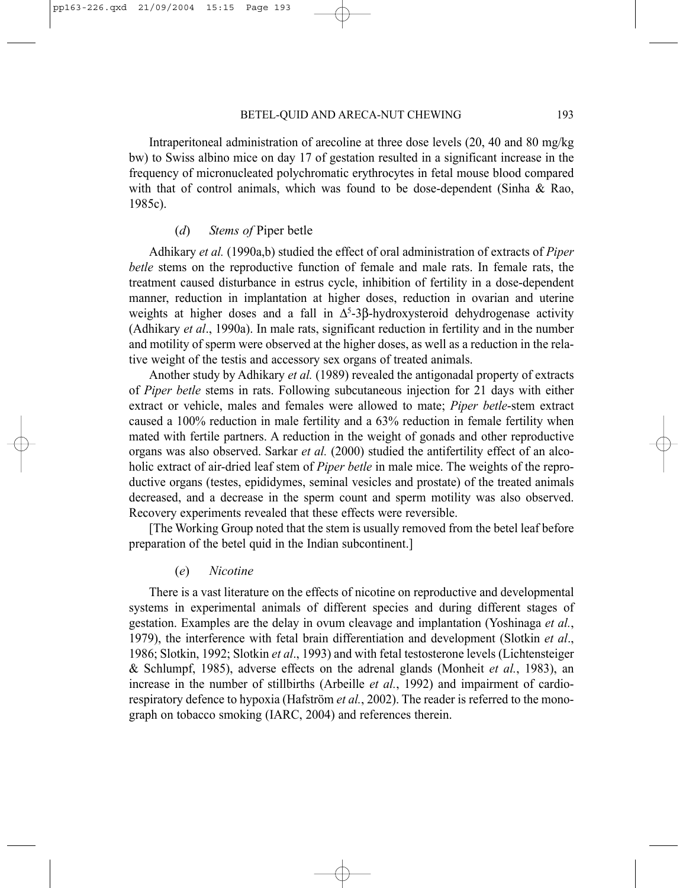Intraperitoneal administration of arecoline at three dose levels (20, 40 and 80 mg/kg bw) to Swiss albino mice on day 17 of gestation resulted in a significant increase in the frequency of micronucleated polychromatic erythrocytes in fetal mouse blood compared with that of control animals, which was found to be dose-dependent (Sinha & Rao, 1985c).

#### (*d*) *Stems of* Piper betle

Adhikary *et al.* (1990a,b) studied the effect of oral administration of extracts of *Piper betle* stems on the reproductive function of female and male rats. In female rats, the treatment caused disturbance in estrus cycle, inhibition of fertility in a dose-dependent manner, reduction in implantation at higher doses, reduction in ovarian and uterine weights at higher doses and a fall in $\Delta^5$-3β-hydroxysteroid dehydrogenase activity (Adhikary *et al*., 1990a). In male rats, significant reduction in fertility and in the number and motility of sperm were observed at the higher doses, as well as a reduction in the relative weight of the testis and accessory sex organs of treated animals.

Another study by Adhikary *et al.* (1989) revealed the antigonadal property of extracts of *Piper betle* stems in rats. Following subcutaneous injection for 21 days with either extract or vehicle, males and females were allowed to mate; *Piper betle*-stem extract caused a 100% reduction in male fertility and a 63% reduction in female fertility when mated with fertile partners. A reduction in the weight of gonads and other reproductive organs was also observed. Sarkar *et al.* (2000) studied the antifertility effect of an alcoholic extract of air-dried leaf stem of *Piper betle* in male mice. The weights of the reproductive organs (testes, epididymes, seminal vesicles and prostate) of the treated animals decreased, and a decrease in the sperm count and sperm motility was also observed. Recovery experiments revealed that these effects were reversible.

[The Working Group noted that the stem is usually removed from the betel leaf before preparation of the betel quid in the Indian subcontinent.]

#### (*e*) *Nicotine*

There is a vast literature on the effects of nicotine on reproductive and developmental systems in experimental animals of different species and during different stages of gestation. Examples are the delay in ovum cleavage and implantation (Yoshinaga *et al.*, 1979), the interference with fetal brain differentiation and development (Slotkin *et al*., 1986; Slotkin, 1992; Slotkin *et al*., 1993) and with fetal testosterone levels (Lichtensteiger & Schlumpf, 1985), adverse effects on the adrenal glands (Monheit *et al.*, 1983), an increase in the number of stillbirths (Arbeille *et al.*, 1992) and impairment of cardiorespiratory defence to hypoxia (Hafström *et al.*, 2002). The reader is referred to the monograph on tobacco smoking (IARC, 2004) and references therein.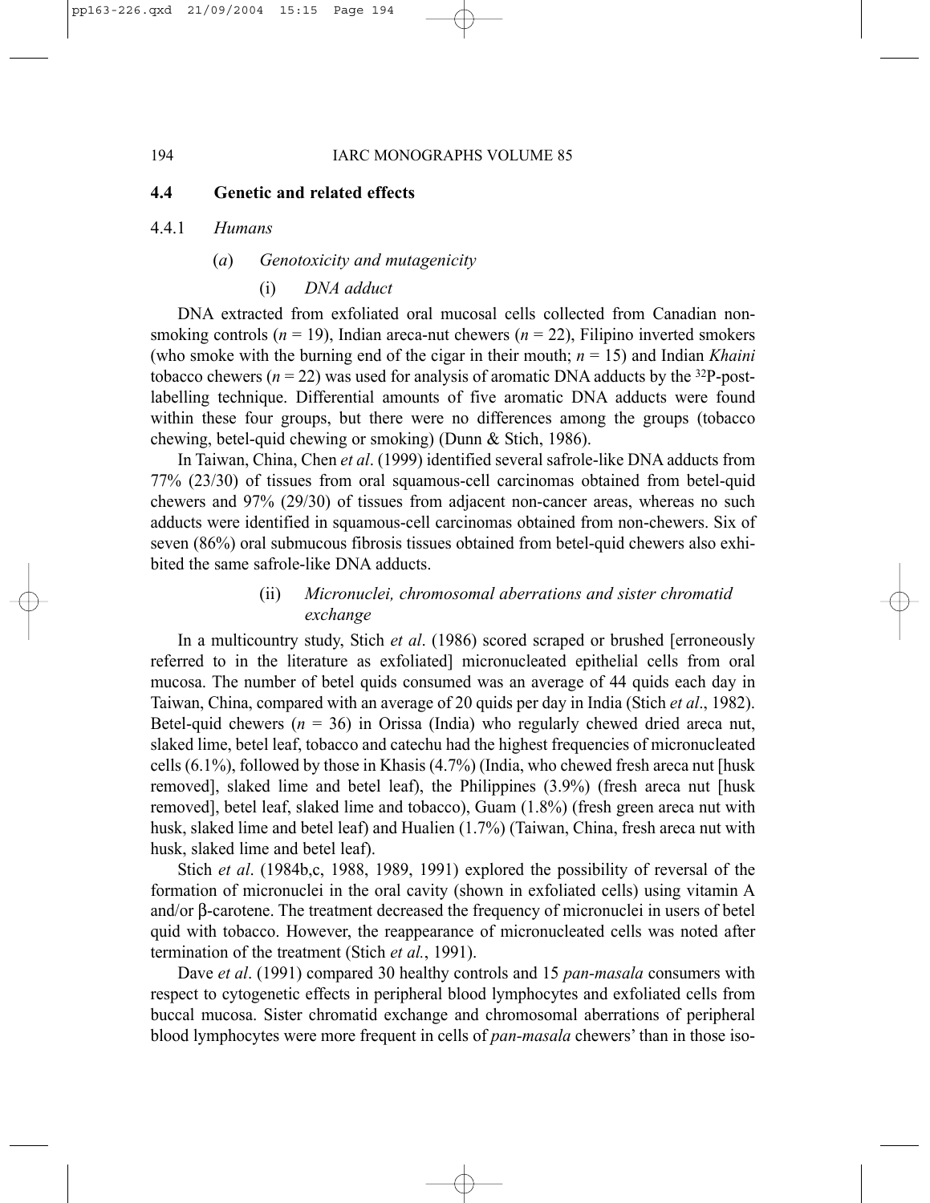## 4.4 Genetic and related effects

### 4.4.1 *Humans*

#### (*a*) *Genotoxicity and mutagenicity*

##### (i) *DNA adduct*

DNA extracted from exfoliated oral mucosal cells collected from Canadian non-smoking controls ($n$ = 19), Indian areca-nut chewers ($n$ = 22), Filipino inverted smokers (who smoke with the burning end of the cigar in their mouth; $n$ = 15) and Indian *Khaini* tobacco chewers ($n$ = 22) was used for analysis of aromatic DNA adducts by the $^{32}$P-post-labelling technique. Differential amounts of five aromatic DNA adducts were found within these four groups, but there were no differences among the groups (tobacco chewing, betel-quid chewing or smoking) (Dunn & Stich, 1986).

In Taiwan, China, Chen *et al*. (1999) identified several safrole-like DNA adducts from 77% (23/30) of tissues from oral squamous-cell carcinomas obtained from betel-quid chewers and 97% (29/30) of tissues from adjacent non-cancer areas, whereas no such adducts were identified in squamous-cell carcinomas obtained from non-chewers. Six of seven (86%) oral submucous fibrosis tissues obtained from betel-quid chewers also exhibited the same safrole-like DNA adducts.

##### (ii) *Micronuclei, chromosomal aberrations and sister chromatid exchange*

In a multicountry study, Stich *et al*. (1986) scored scraped or brushed [erroneously referred to in the literature as exfoliated] micronucleated epithelial cells from oral mucosa. The number of betel quids consumed was an average of 44 quids each day in Taiwan, China, compared with an average of 20 quids per day in India (Stich *et al*., 1982). Betel-quid chewers ($n$ = 36) in Orissa (India) who regularly chewed dried areca nut, slaked lime, betel leaf, tobacco and catechu had the highest frequencies of micronucleated cells (6.1%), followed by those in Khasis (4.7%) (India, who chewed fresh areca nut [husk removed], slaked lime and betel leaf), the Philippines (3.9%) (fresh areca nut [husk removed], betel leaf, slaked lime and tobacco), Guam (1.8%) (fresh green areca nut with husk, slaked lime and betel leaf) and Hualien (1.7%) (Taiwan, China, fresh areca nut with husk, slaked lime and betel leaf).

Stich *et al*. (1984b,c, 1988, 1989, 1991) explored the possibility of reversal of the formation of micronuclei in the oral cavity (shown in exfoliated cells) using vitamin A and/or β-carotene. The treatment decreased the frequency of micronuclei in users of betel quid with tobacco. However, the reappearance of micronucleated cells was noted after termination of the treatment (Stich *et al.*, 1991).

Dave *et al*. (1991) compared 30 healthy controls and 15 *pan-masala* consumers with respect to cytogenetic effects in peripheral blood lymphocytes and exfoliated cells from buccal mucosa. Sister chromatid exchange and chromosomal aberrations of peripheral blood lymphocytes were more frequent in cells of *pan-masala* chewers' than in those iso-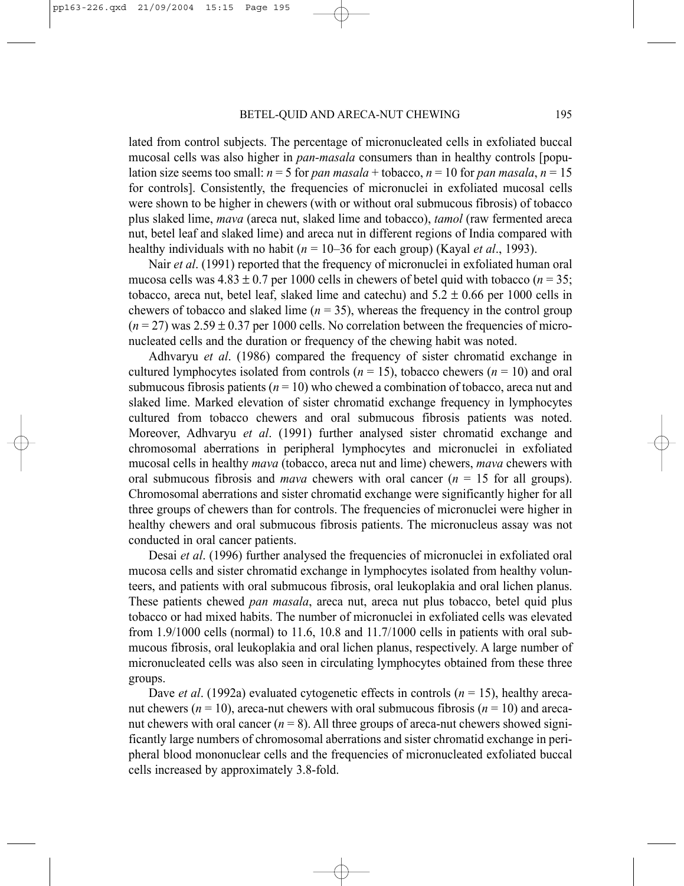lated from control subjects. The percentage of micronucleated cells in exfoliated buccal mucosal cells was also higher in *pan-masala* consumers than in healthy controls [population size seems too small: $n = 5$ for *pan masala* + tobacco, $n = 10$ for *pan masala*, $n = 15$ for controls]. Consistently, the frequencies of micronuclei in exfoliated mucosal cells were shown to be higher in chewers (with or without oral submucous fibrosis) of tobacco plus slaked lime, *mava* (areca nut, slaked lime and tobacco), *tamol* (raw fermented areca nut, betel leaf and slaked lime) and areca nut in different regions of India compared with healthy individuals with no habit ($n = 10$–$36$ for each group) (Kayal *et al*., 1993).

Nair *et al*. (1991) reported that the frequency of micronuclei in exfoliated human oral mucosa cells was $4.83 \pm 0.7$ per 1000 cells in chewers of betel quid with tobacco ($n = 35$; tobacco, areca nut, betel leaf, slaked lime and catechu) and $5.2 \pm 0.66$ per 1000 cells in chewers of tobacco and slaked lime ($n = 35$), whereas the frequency in the control group ($n = 27$) was $2.59 \pm 0.37$ per 1000 cells. No correlation between the frequencies of micronucleated cells and the duration or frequency of the chewing habit was noted.

Adhvaryu *et al*. (1986) compared the frequency of sister chromatid exchange in cultured lymphocytes isolated from controls ($n = 15$), tobacco chewers ($n = 10$) and oral submucous fibrosis patients ($n = 10$) who chewed a combination of tobacco, areca nut and slaked lime. Marked elevation of sister chromatid exchange frequency in lymphocytes cultured from tobacco chewers and oral submucous fibrosis patients was noted. Moreover, Adhvaryu *et al*. (1991) further analysed sister chromatid exchange and chromosomal aberrations in peripheral lymphocytes and micronuclei in exfoliated mucosal cells in healthy *mava* (tobacco, areca nut and lime) chewers, *mava* chewers with oral submucous fibrosis and *mava* chewers with oral cancer ($n = 15$ for all groups). Chromosomal aberrations and sister chromatid exchange were significantly higher for all three groups of chewers than for controls. The frequencies of micronuclei were higher in healthy chewers and oral submucous fibrosis patients. The micronucleus assay was not conducted in oral cancer patients.

Desai *et al*. (1996) further analysed the frequencies of micronuclei in exfoliated oral mucosa cells and sister chromatid exchange in lymphocytes isolated from healthy volunteers, and patients with oral submucous fibrosis, oral leukoplakia and oral lichen planus. These patients chewed *pan masala*, areca nut, areca nut plus tobacco, betel quid plus tobacco or had mixed habits. The number of micronuclei in exfoliated cells was elevated from 1.9/1000 cells (normal) to 11.6, 10.8 and 11.7/1000 cells in patients with oral submucous fibrosis, oral leukoplakia and oral lichen planus, respectively. A large number of micronucleated cells was also seen in circulating lymphocytes obtained from these three groups.

Dave *et al*. (1992a) evaluated cytogenetic effects in controls ($n = 15$), healthy areca-nut chewers ($n = 10$), areca-nut chewers with oral submucous fibrosis ($n = 10$) and areca-nut chewers with oral cancer ($n = 8$). All three groups of areca-nut chewers showed significantly large numbers of chromosomal aberrations and sister chromatid exchange in peripheral blood mononuclear cells and the frequencies of micronucleated exfoliated buccal cells increased by approximately 3.8-fold.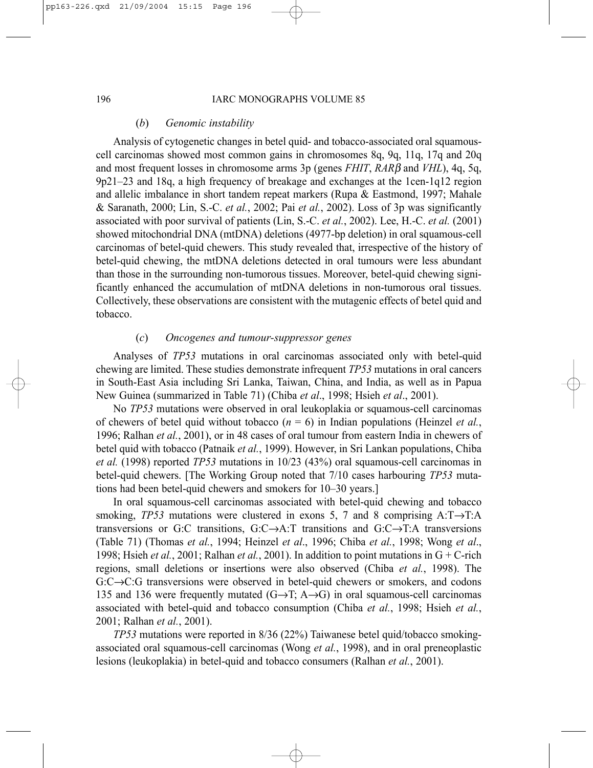### (*b*) *Genomic instability*

Analysis of cytogenetic changes in betel quid- and tobacco-associated oral squamous-cell carcinomas showed most common gains in chromosomes 8q, 9q, 11q, 17q and 20q and most frequent losses in chromosome arms 3p (genes *FHIT*, *RARβ* and *VHL*), 4q, 5q, 9p21–23 and 18q, a high frequency of breakage and exchanges at the 1cen-1q12 region and allelic imbalance in short tandem repeat markers (Rupa & Eastmond, 1997; Mahale & Saranath, 2000; Lin, S.-C. *et al.*, 2002; Pai *et al.*, 2002). Loss of 3p was significantly associated with poor survival of patients (Lin, S.-C. *et al.*, 2002). Lee, H.-C. *et al.* (2001) showed mitochondrial DNA (mtDNA) deletions (4977-bp deletion) in oral squamous-cell carcinomas of betel-quid chewers. This study revealed that, irrespective of the history of betel-quid chewing, the mtDNA deletions detected in oral tumours were less abundant than those in the surrounding non-tumorous tissues. Moreover, betel-quid chewing significantly enhanced the accumulation of mtDNA deletions in non-tumorous oral tissues. Collectively, these observations are consistent with the mutagenic effects of betel quid and tobacco.

### (*c*) *Oncogenes and tumour-suppressor genes*

Analyses of *TP53* mutations in oral carcinomas associated only with betel-quid chewing are limited. These studies demonstrate infrequent *TP53* mutations in oral cancers in South-East Asia including Sri Lanka, Taiwan, China, and India, as well as in Papua New Guinea (summarized in Table 71) (Chiba *et al*., 1998; Hsieh *et al*., 2001).

No *TP53* mutations were observed in oral leukoplakia or squamous-cell carcinomas of chewers of betel quid without tobacco ($n = 6$) in Indian populations (Heinzel *et al.*, 1996; Ralhan *et al.*, 2001), or in 48 cases of oral tumour from eastern India in chewers of betel quid with tobacco (Patnaik *et al.*, 1999). However, in Sri Lankan populations, Chiba *et al.* (1998) reported *TP53* mutations in 10/23 (43%) oral squamous-cell carcinomas in betel-quid chewers. [The Working Group noted that 7/10 cases harbouring *TP53* mutations had been betel-quid chewers and smokers for 10–30 years.]

In oral squamous-cell carcinomas associated with betel-quid chewing and tobacco smoking, *TP53* mutations were clustered in exons 5, 7 and 8 comprising A:T→T:A transversions or G:C transitions, G:C→A:T transitions and G:C→T:A transversions (Table 71) (Thomas *et al.*, 1994; Heinzel *et al*., 1996; Chiba *et al.*, 1998; Wong *et al*., 1998; Hsieh *et al.*, 2001; Ralhan *et al.*, 2001). In addition to point mutations in G + C-rich regions, small deletions or insertions were also observed (Chiba *et al.*, 1998). The G:C→C:G transversions were observed in betel-quid chewers or smokers, and codons 135 and 136 were frequently mutated (G→T; A→G) in oral squamous-cell carcinomas associated with betel-quid and tobacco consumption (Chiba *et al.*, 1998; Hsieh *et al.*, 2001; Ralhan *et al.*, 2001).

*TP53* mutations were reported in 8/36 (22%) Taiwanese betel quid/tobacco smoking-associated oral squamous-cell carcinomas (Wong *et al.*, 1998), and in oral preneoplastic lesions (leukoplakia) in betel-quid and tobacco consumers (Ralhan *et al.*, 2001).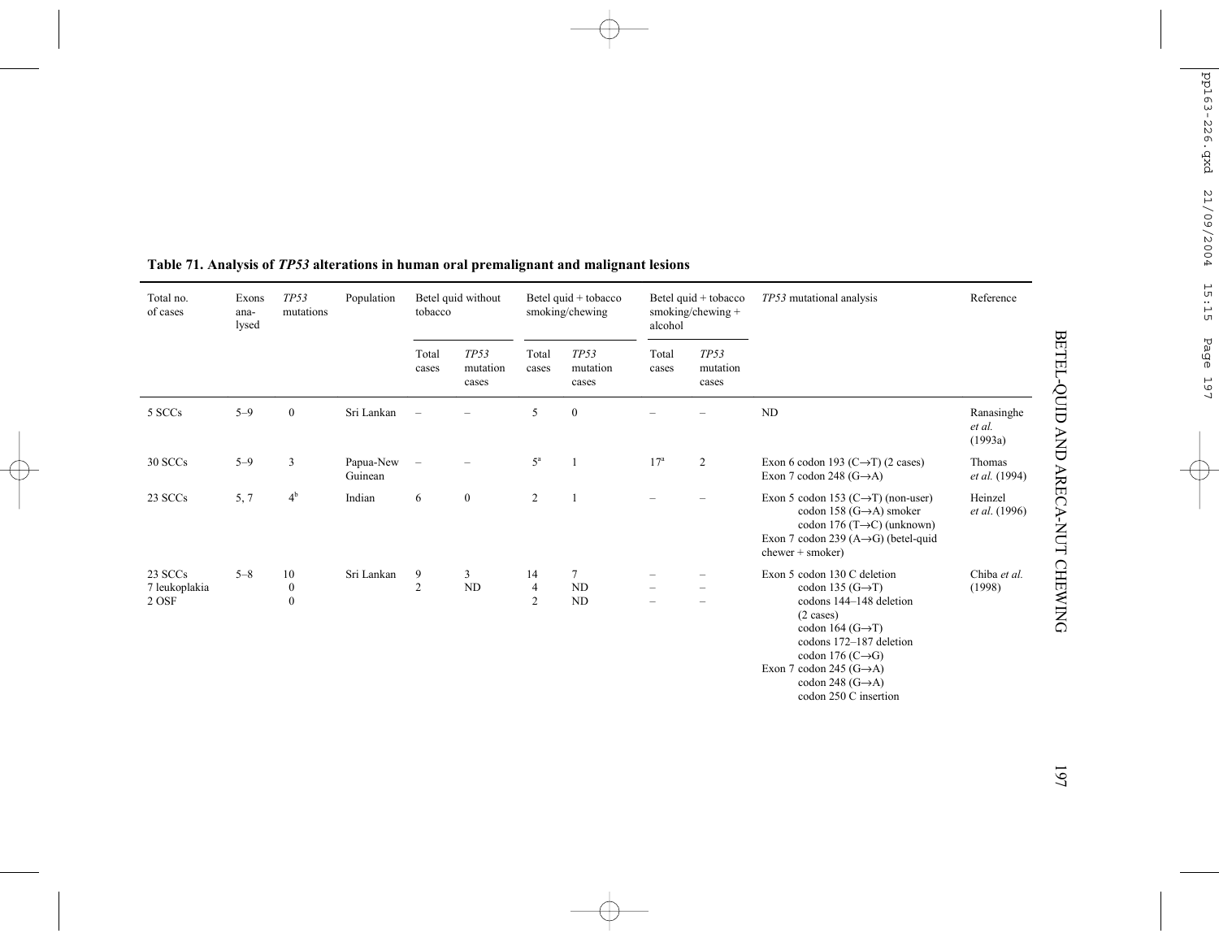**Table 71. Analysis of *TP53* alterations in human oral premalignant and malignant lesions**

| Total no. of cases | Exons analysed | *TP53* mutations | Population | Betel quid without tobacco | | Betel quid + tobacco smoking/chewing | | Betel quid + tobacco smoking/chewing + alcohol | | *TP53* mutational analysis | Reference |
|---|---|---|---|---|---|---|---|---|---|---|---|
| | | | | Total cases | *TP53* mutation cases | Total cases | *TP53* mutation cases | Total cases | *TP53* mutation cases | | |
| 5 SCCs | 5–9 | 0 | Sri Lankan | – | – | 5 | 0 | – | – | ND | Ranasinghe *et al.* (1993a) |
| 30 SCCs | 5–9 | 3 | Papua-New Guinean | – | – | 5[a] | 1 | 17[a] | 2 | Exon 6 codon 193 (C→T) (2 cases)<br>Exon 7 codon 248 (G→A) | Thomas *et al.* (1994) |
| 23 SCCs | 5, 7 | 4[b] | Indian | 6 | 0 | 2 | 1 | – | – | Exon 5 codon 153 (C→T) (non-user)<br>codon 158 (G→A) smoker<br>codon 176 (T→C) (unknown)<br>Exon 7 codon 239 (A→G) (betel-quid chewer + smoker) | Heinzel *et al.* (1996) |
| 23 SCCs<br>7 leukoplakia<br>2 OSF | 5–8 | 10<br>0<br>0 | Sri Lankan | 9<br>2 | 3<br>ND | 14<br>4<br>2 | 7<br>ND<br>ND | –<br>–<br>– | –<br>–<br>– | Exon 5 codon 130 C deletion<br>codon 135 (G→T)<br>codons 144–148 deletion (2 cases)<br>codon 164 (G→T)<br>codons 172–187 deletion<br>codon 176 (C→G)<br>Exon 7 codon 245 (G→A)<br>codon 248 (G→A)<br>codon 250 C insertion | Chiba *et al.* (1998) |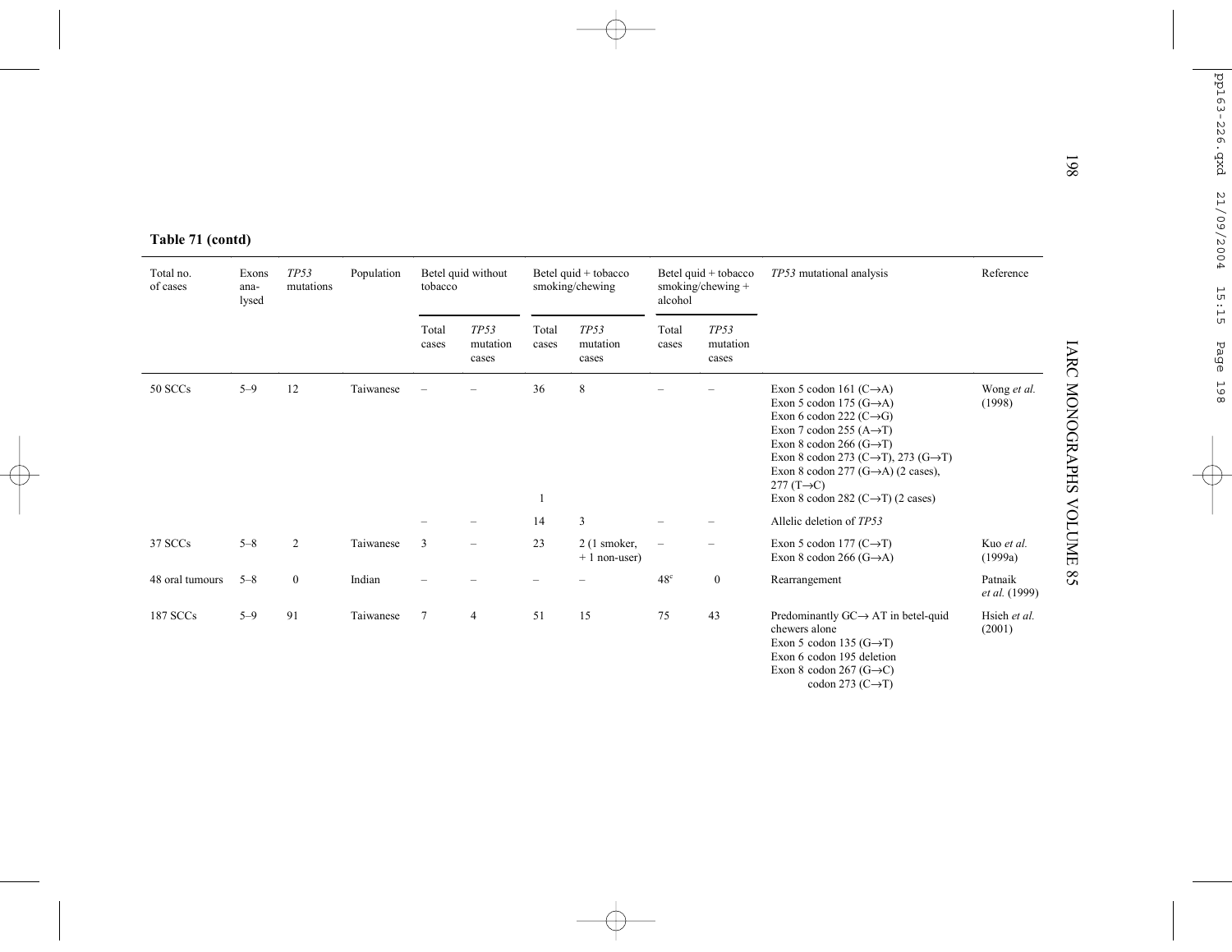**Table 71 (contd)**

| Total no. of cases | Exons analysed | *TP53* mutations | Population | Betel quid without tobacco | | Betel quid + tobacco smoking/chewing | | Betel quid + tobacco smoking/chewing + alcohol | | *TP53* mutational analysis | Reference |
|---|---|---|---|---|---|---|---|---|---|---|---|
| | | | | Total cases | *TP53* mutation cases | Total cases | *TP53* mutation cases | Total cases | *TP53* mutation cases | | |
| 50 SCCs | 5–9 | 12 | Taiwanese | – | – | 36 | 8 | – | – | Exon 5 codon 161 (C→A)<br>Exon 5 codon 175 (G→A)<br>Exon 6 codon 222 (C→G)<br>Exon 7 codon 255 (A→T)<br>Exon 8 codon 266 (G→T)<br>Exon 8 codon 273 (C→T), 273 (G→T)<br>Exon 8 codon 277 (G→A) (2 cases), 277 (T→C)<br>Exon 8 codon 282 (C→T) (2 cases) | Wong *et al.* (1998) |
| | | | | | | 1 | | | | | |
| | | | | – | – | 14 | 3 | – | – | Allelic deletion of *TP53* | |
| 37 SCCs | 5–8 | 2 | Taiwanese | 3 | – | 23 | 2 (1 smoker, + 1 non-user) | – | – | Exon 5 codon 177 (C→T)<br>Exon 8 codon 266 (G→A) | Kuo *et al.* (1999a) |
| 48 oral tumours | 5–8 | 0 | Indian | – | – | – | – | 48[c] | 0 | Rearrangement | Patnaik *et al.* (1999) |
| 187 SCCs | 5–9 | 91 | Taiwanese | 7 | 4 | 51 | 15 | 75 | 43 | Predominantly GC→ AT in betel-quid chewers alone<br>Exon 5 codon 135 (G→T)<br>Exon 6 codon 195 deletion<br>Exon 8 codon 267 (G→C)<br>codon 273 (C→T) | Hsieh *et al.* (2001) |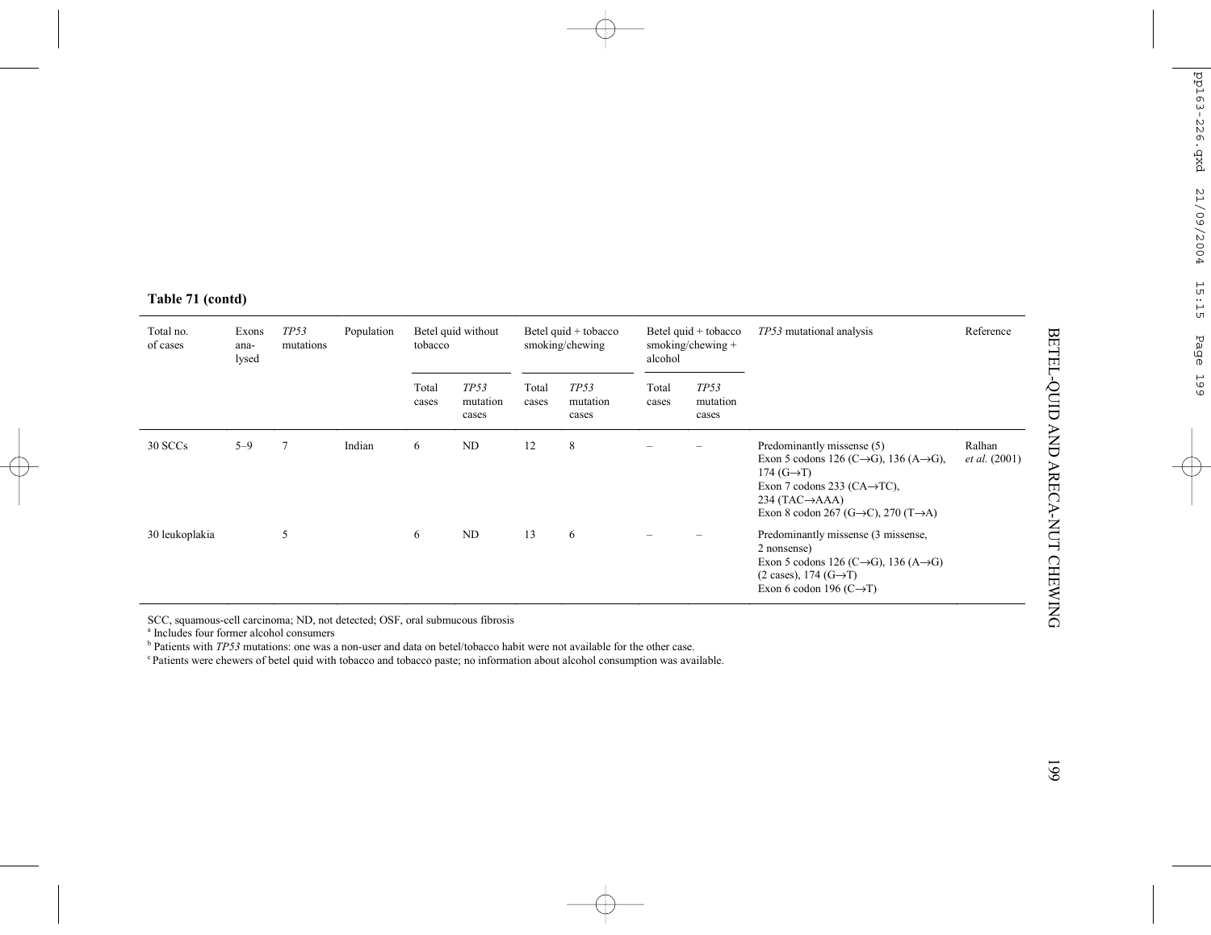**Table 71 (contd)**

| Total no. of cases | Exons ana-lysed | *TP53* mutations | Population | Betel quid without tobacco | | Betel quid + tobacco smoking/chewing | | Betel quid + tobacco smoking/chewing + alcohol | | *TP53* mutational analysis | Reference |
|---|---|---|---|---|---|---|---|---|---|---|---|
| | | | | Total cases | *TP53* mutation cases | Total cases | *TP53* mutation cases | Total cases | *TP53* mutation cases | | |
| 30 SCCs | 5–9 | 7 | Indian | 6 | ND | 12 | 8 | – | – | Predominantly missense (5)<br>Exon 5 codons 126 (C→G), 136 (A→G), 174 (G→T)<br>Exon 7 codons 233 (CA→TC), 234 (TAC→AAA)<br>Exon 8 codon 267 (G→C), 270 (T→A) | Ralhan *et al.* (2001) |
| 30 leukoplakia | | 5 | | 6 | ND | 13 | 6 | – | – | Predominantly missense (3 missense, 2 nonsense)<br>Exon 5 codons 126 (C→G), 136 (A→G) (2 cases), 174 (G→T)<br>Exon 6 codon 196 (C→T) | |

SCC, squamous-cell carcinoma; ND, not detected; OSF, oral submucous fibrosis

[a] Includes four former alcohol consumers

[b] Patients with *TP53* mutations: one was a non-user and data on betel/tobacco habit were not available for the other case.

[c] Patients were chewers of betel quid with tobacco and tobacco paste; no information about alcohol consumption was available.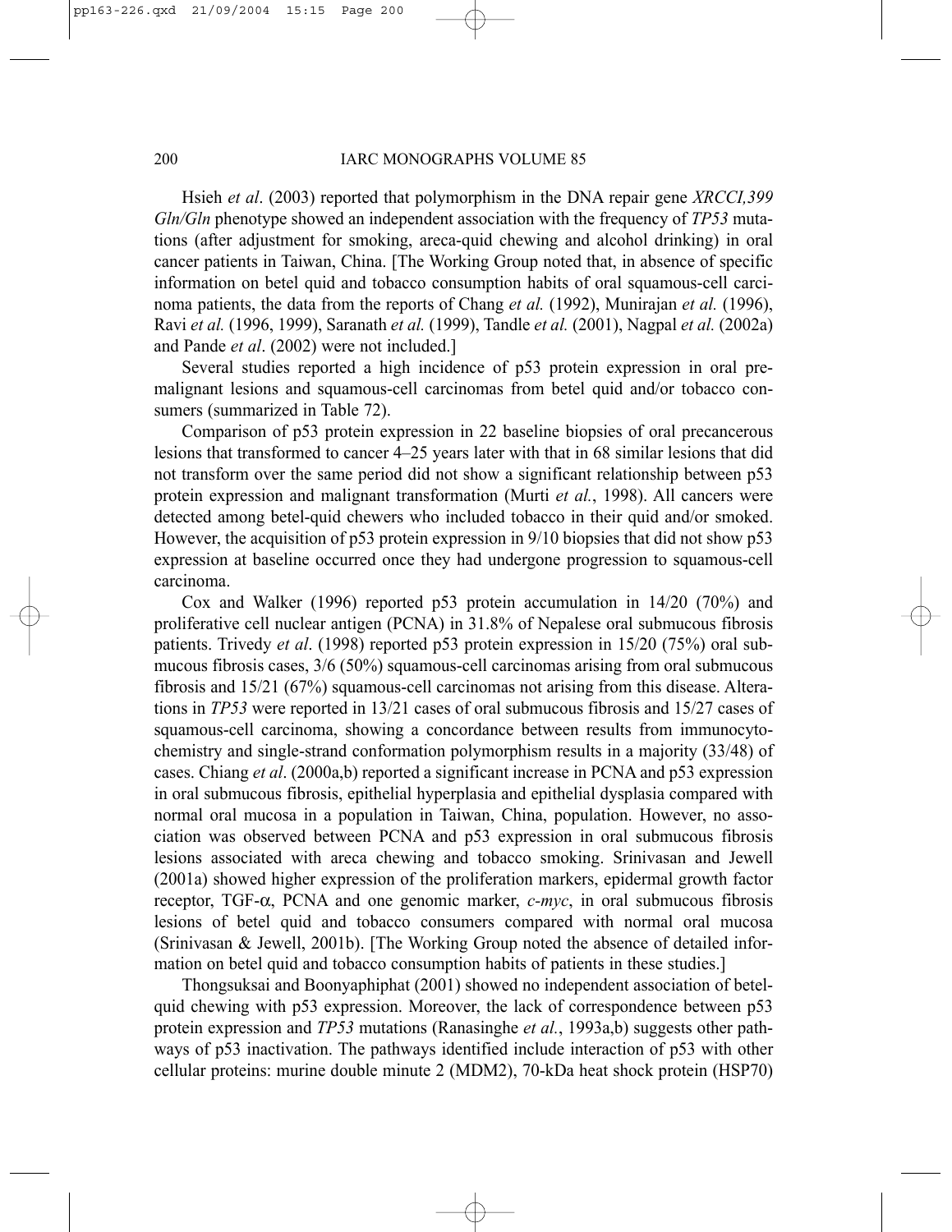Hsieh *et al*. (2003) reported that polymorphism in the DNA repair gene *XRCCI,399 Gln/Gln* phenotype showed an independent association with the frequency of *TP53* mutations (after adjustment for smoking, areca-quid chewing and alcohol drinking) in oral cancer patients in Taiwan, China. [The Working Group noted that, in absence of specific information on betel quid and tobacco consumption habits of oral squamous-cell carcinoma patients, the data from the reports of Chang *et al.* (1992), Munirajan *et al.* (1996), Ravi *et al.* (1996, 1999), Saranath *et al.* (1999), Tandle *et al.* (2001), Nagpal *et al.* (2002a) and Pande *et al*. (2002) were not included.]

Several studies reported a high incidence of p53 protein expression in oral premalignant lesions and squamous-cell carcinomas from betel quid and/or tobacco consumers (summarized in Table 72).

Comparison of p53 protein expression in 22 baseline biopsies of oral precancerous lesions that transformed to cancer 4–25 years later with that in 68 similar lesions that did not transform over the same period did not show a significant relationship between p53 protein expression and malignant transformation (Murti *et al.*, 1998). All cancers were detected among betel-quid chewers who included tobacco in their quid and/or smoked. However, the acquisition of p53 protein expression in 9/10 biopsies that did not show p53 expression at baseline occurred once they had undergone progression to squamous-cell carcinoma.

Cox and Walker (1996) reported p53 protein accumulation in 14/20 (70%) and proliferative cell nuclear antigen (PCNA) in 31.8% of Nepalese oral submucous fibrosis patients. Trivedy *et al*. (1998) reported p53 protein expression in 15/20 (75%) oral submucous fibrosis cases, 3/6 (50%) squamous-cell carcinomas arising from oral submucous fibrosis and 15/21 (67%) squamous-cell carcinomas not arising from this disease. Alterations in *TP53* were reported in 13/21 cases of oral submucous fibrosis and 15/27 cases of squamous-cell carcinoma, showing a concordance between results from immunocytochemistry and single-strand conformation polymorphism results in a majority (33/48) of cases. Chiang *et al*. (2000a,b) reported a significant increase in PCNA and p53 expression in oral submucous fibrosis, epithelial hyperplasia and epithelial dysplasia compared with normal oral mucosa in a population in Taiwan, China, population. However, no association was observed between PCNA and p53 expression in oral submucous fibrosis lesions associated with areca chewing and tobacco smoking. Srinivasan and Jewell (2001a) showed higher expression of the proliferation markers, epidermal growth factor receptor, TGF-α, PCNA and one genomic marker, *c-myc*, in oral submucous fibrosis lesions of betel quid and tobacco consumers compared with normal oral mucosa (Srinivasan & Jewell, 2001b). [The Working Group noted the absence of detailed information on betel quid and tobacco consumption habits of patients in these studies.]

Thongsuksai and Boonyaphiphat (2001) showed no independent association of betel-quid chewing with p53 expression. Moreover, the lack of correspondence between p53 protein expression and *TP53* mutations (Ranasinghe *et al.*, 1993a,b) suggests other pathways of p53 inactivation. The pathways identified include interaction of p53 with other cellular proteins: murine double minute 2 (MDM2), 70-kDa heat shock protein (HSP70)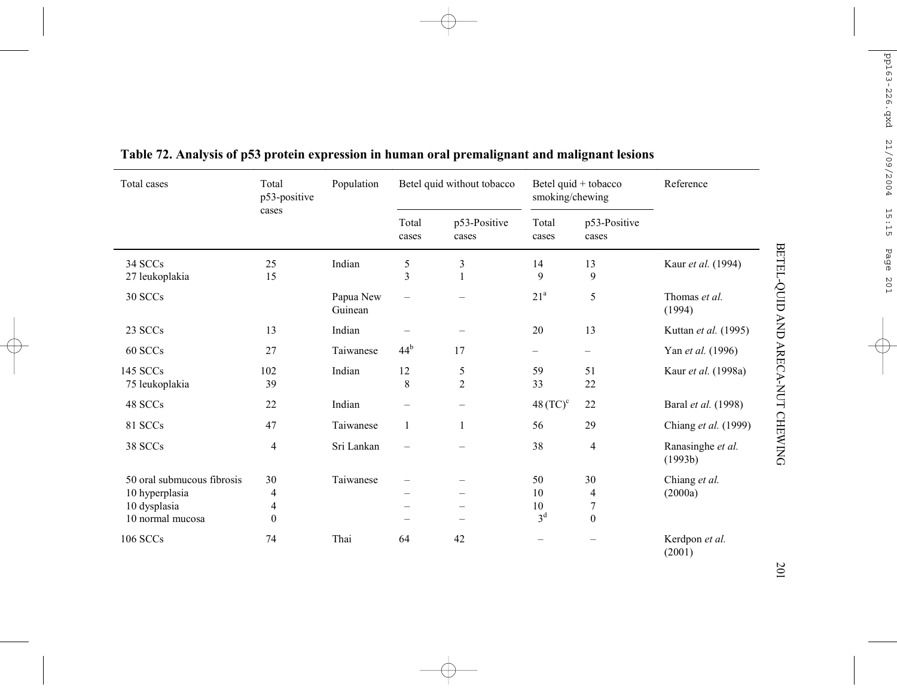**Table 72. Analysis of p53 protein expression in human oral premalignant and malignant lesions**

| Total cases | Total p53-positive cases | Population | Betel quid without tobacco | | Betel quid + tobacco smoking/chewing | | Reference |
|---|---|---|---|---|---|---|---|
| | | | Total cases | p53-Positive cases | Total cases | p53-Positive cases | |
| 34 SCCs | 25 | Indian | 5 | 3 | 14 | 13 | Kaur *et al.* (1994) |
| 27 leukoplakia | 15 | | 3 | 1 | 9 | 9 | |
| 30 SCCs | | Papua New Guinean | – | – | 21[a] | 5 | Thomas *et al.* (1994) |
| 23 SCCs | 13 | Indian | – | – | 20 | 13 | Kuttan *et al.* (1995) |
| 60 SCCs | 27 | Taiwanese | 44[b] | 17 | – | – | Yan *et al.* (1996) |
| 145 SCCs | 102 | Indian | 12 | 5 | 59 | 51 | Kaur *et al.* (1998a) |
| 75 leukoplakia | 39 | | 8 | 2 | 33 | 22 | |
| 48 SCCs | 22 | Indian | – | – | 48 (TC)[c] | 22 | Baral *et al.* (1998) |
| 81 SCCs | 47 | Taiwanese | 1 | 1 | 56 | 29 | Chiang *et al.* (1999) |
| 38 SCCs | 4 | Sri Lankan | – | – | 38 | 4 | Ranasinghe *et al.* (1993b) |
| 50 oral submucous fibrosis | 30 | Taiwanese | – | – | 50 | 30 | Chiang *et al.* (2000a) |
| 10 hyperplasia | 4 | | – | – | 10 | 4 | |
| 10 dysplasia | 4 | | – | – | 10 | 7 | |
| 10 normal mucosa | 0 | | – | – | 3[d] | 0 | |
| 106 SCCs | 74 | Thai | 64 | 42 | – | – | Kerdpon *et al.* (2001) |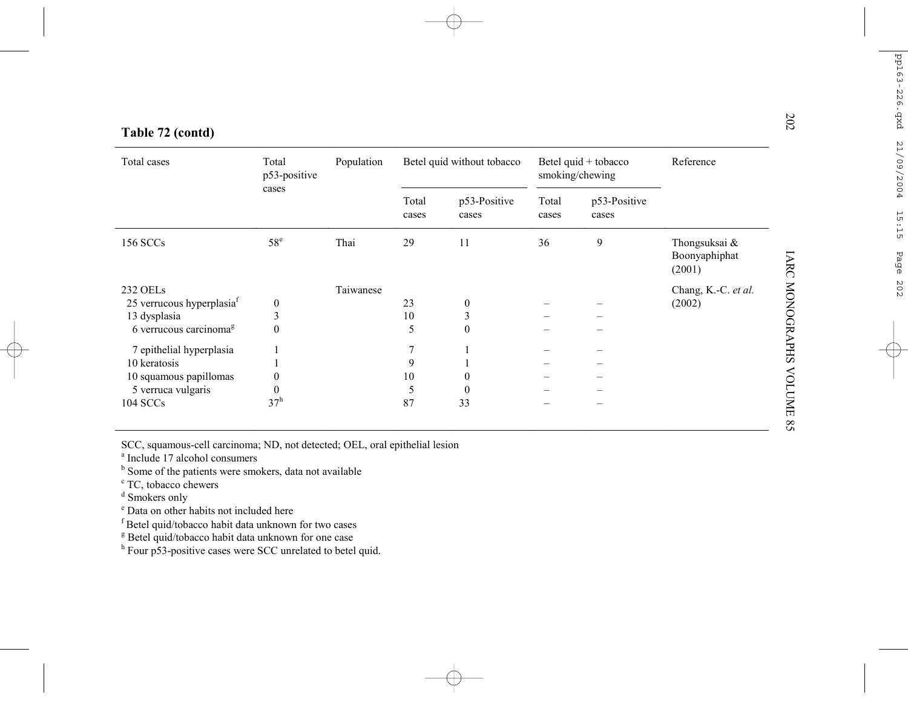**Table 72 (contd)**

| Total cases | Total p53-positive cases | Population | Betel quid without tobacco | | Betel quid + tobacco smoking/chewing | | Reference |
|---|---|---|---|---|---|---|---|
| | | | Total cases | p53-Positive cases | Total cases | p53-Positive cases | |
| 156 SCCs | 58[e] | Thai | 29 | 11 | 36 | 9 | Thongsuksai & Boonyaphiphat (2001) |
| 232 OELs | | Taiwanese | | | | | Chang, K.-C. *et al.* (2002) |
| 25 verrucous hyperplasia[f] | 0 | | 23 | 0 | – | – | |
| 13 dysplasia | 3 | | 10 | 3 | – | – | |
| 6 verrucous carcinoma[g] | 0 | | 5 | 0 | – | – | |
| 7 epithelial hyperplasia | 1 | | 7 | 1 | – | – | |
| 10 keratosis | 1 | | 9 | 1 | – | – | |
| 10 squamous papillomas | 0 | | 10 | 0 | – | – | |
| 5 verruca vulgaris | 0 | | 5 | 0 | – | – | |
| 104 SCCs | 37[h] | | 87 | 33 | – | – | |

SCC, squamous-cell carcinoma; ND, not detected; OEL, oral epithelial lesion
[a] Include 17 alcohol consumers
[b] Some of the patients were smokers, data not available
[c] TC, tobacco chewers
[d] Smokers only
[e] Data on other habits not included here
[f] Betel quid/tobacco habit data unknown for two cases
[g] Betel quid/tobacco habit data unknown for one case
[h] Four p53-positive cases were SCC unrelated to betel quid.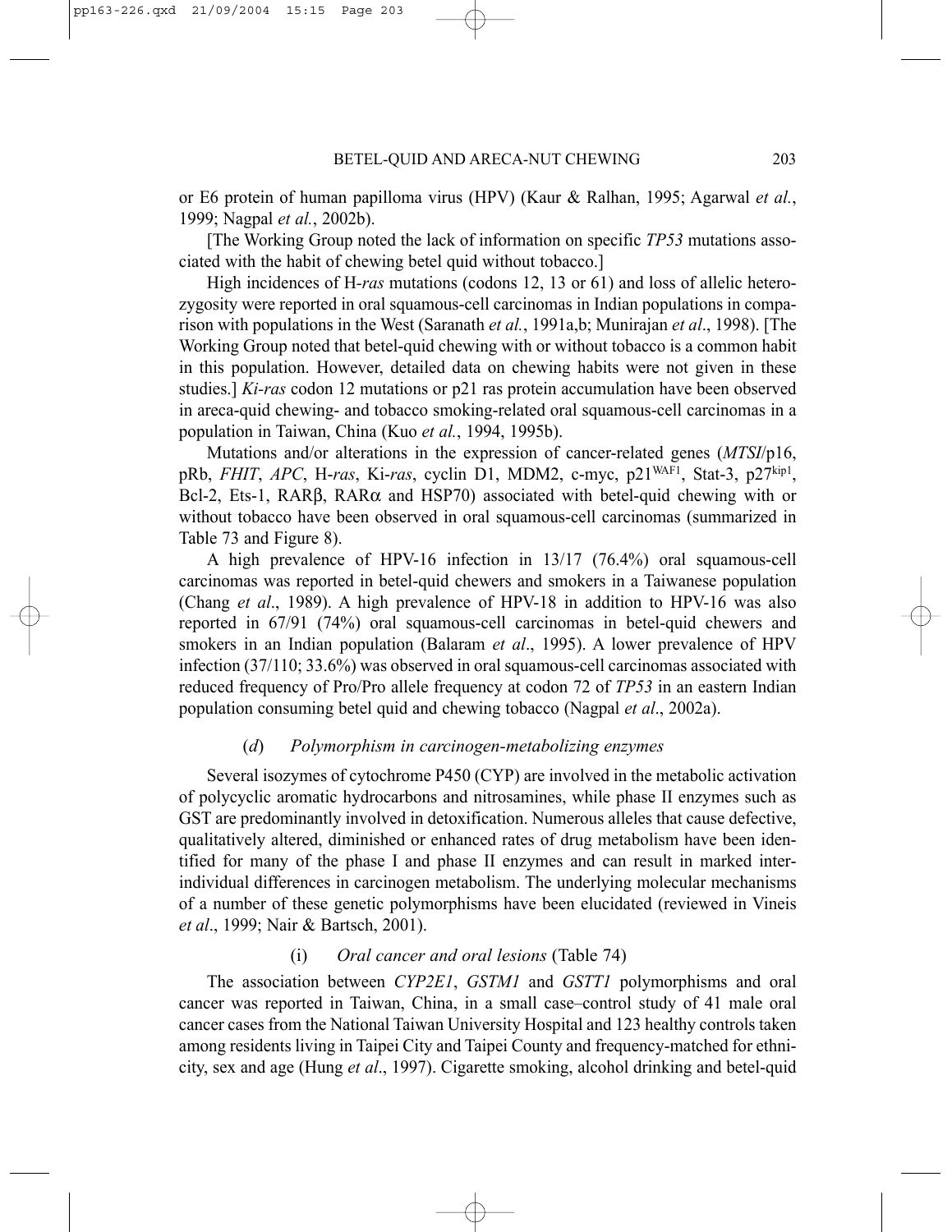or E6 protein of human papilloma virus (HPV) (Kaur & Ralhan, 1995; Agarwal *et al.*, 1999; Nagpal *et al.*, 2002b).

[The Working Group noted the lack of information on specific *TP53* mutations associated with the habit of chewing betel quid without tobacco.]

High incidences of H-*ras* mutations (codons 12, 13 or 61) and loss of allelic heterozygosity were reported in oral squamous-cell carcinomas in Indian populations in comparison with populations in the West (Saranath *et al.*, 1991a,b; Munirajan *et al*., 1998). [The Working Group noted that betel-quid chewing with or without tobacco is a common habit in this population. However, detailed data on chewing habits were not given in these studies.] *Ki-ras* codon 12 mutations or p21 ras protein accumulation have been observed in areca-quid chewing- and tobacco smoking-related oral squamous-cell carcinomas in a population in Taiwan, China (Kuo *et al.*, 1994, 1995b).

Mutations and/or alterations in the expression of cancer-related genes (*MTSI*/p16, pRb, *FHIT*, *APC*, H-*ras*, Ki-*ras*, cyclin D1, MDM2, c-myc, p21[WAF1], Stat-3, p27[kip1], Bcl-2, Ets-1, RARβ, RARα and HSP70) associated with betel-quid chewing with or without tobacco have been observed in oral squamous-cell carcinomas (summarized in Table 73 and Figure 8).

A high prevalence of HPV-16 infection in 13/17 (76.4%) oral squamous-cell carcinomas was reported in betel-quid chewers and smokers in a Taiwanese population (Chang *et al*., 1989). A high prevalence of HPV-18 in addition to HPV-16 was also reported in 67/91 (74%) oral squamous-cell carcinomas in betel-quid chewers and smokers in an Indian population (Balaram *et al*., 1995). A lower prevalence of HPV infection (37/110; 33.6%) was observed in oral squamous-cell carcinomas associated with reduced frequency of Pro/Pro allele frequency at codon 72 of *TP53* in an eastern Indian population consuming betel quid and chewing tobacco (Nagpal *et al*., 2002a).

#### (*d*) *Polymorphism in carcinogen-metabolizing enzymes*

Several isozymes of cytochrome P450 (CYP) are involved in the metabolic activation of polycyclic aromatic hydrocarbons and nitrosamines, while phase II enzymes such as GST are predominantly involved in detoxification. Numerous alleles that cause defective, qualitatively altered, diminished or enhanced rates of drug metabolism have been identified for many of the phase I and phase II enzymes and can result in marked interindividual differences in carcinogen metabolism. The underlying molecular mechanisms of a number of these genetic polymorphisms have been elucidated (reviewed in Vineis *et al*., 1999; Nair & Bartsch, 2001).

##### (i) *Oral cancer and oral lesions* (Table 74)

The association between *CYP2E1*, *GSTM1* and *GSTT1* polymorphisms and oral cancer was reported in Taiwan, China, in a small case–control study of 41 male oral cancer cases from the National Taiwan University Hospital and 123 healthy controls taken among residents living in Taipei City and Taipei County and frequency-matched for ethnicity, sex and age (Hung *et al*., 1997). Cigarette smoking, alcohol drinking and betel-quid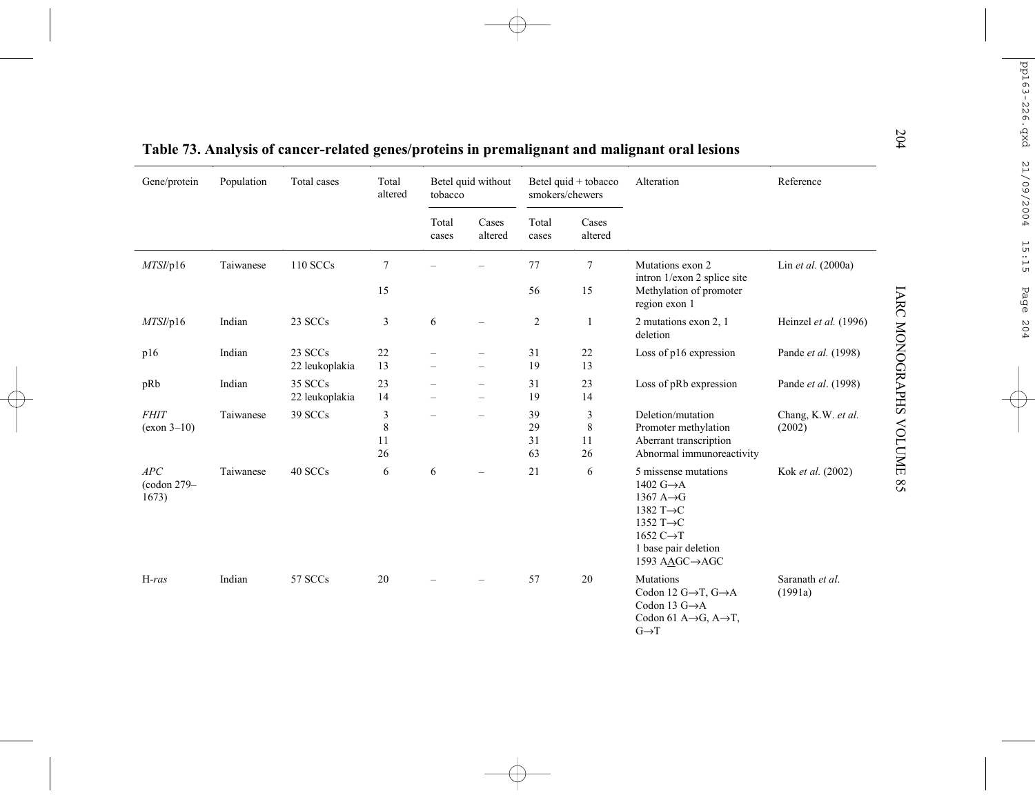## Table 73. Analysis of cancer-related genes/proteins in premalignant and malignant oral lesions

| Gene/protein | Population | Total cases | Total altered | Betel quid without tobacco | | Betel quid + tobacco smokers/chewers | | Alteration | Reference |
|---|---|---|---|---|---|---|---|---|---|
| | | | | Total cases | Cases altered | Total cases | Cases altered | | |
| *MTSI*/p16 | Taiwanese | 110 SCCs | 7 | – | – | 77 | 7 | Mutations exon 2 intron 1/exon 2 splice site | Lin *et al.* (2000a) |
| | | | 15 | | | 56 | 15 | Methylation of promoter region exon 1 | |
| *MTSI*/p16 | Indian | 23 SCCs | 3 | 6 | – | 2 | 1 | 2 mutations exon 2, 1 deletion | Heinzel *et al.* (1996) |
| p16 | Indian | 23 SCCs<br>22 leukoplakia | 22<br>13 | –<br>– | –<br>– | 31<br>19 | 22<br>13 | Loss of p16 expression | Pande *et al.* (1998) |
| pRb | Indian | 35 SCCs<br>22 leukoplakia | 23<br>14 | –<br>– | –<br>– | 31<br>19 | 23<br>14 | Loss of pRb expression | Pande *et al*. (1998) |
| *FHIT* (exon 3–10) | Taiwanese | 39 SCCs | 3<br>8<br>11<br>26 | – | – | 39<br>29<br>31<br>63 | 3<br>8<br>11<br>26 | Deletion/mutation<br>Promoter methylation<br>Aberrant transcription<br>Abnormal immunoreactivity | Chang, K.W. *et al.* (2002) |
| *APC* (codon 279–1673) | Taiwanese | 40 SCCs | 6 | 6 | – | 21 | 6 | 5 missense mutations<br>1402 G→A<br>1367 A→G<br>1382 T→C<br>1352 T→C<br>1652 C→T<br>1 base pair deletion<br>1593 A<u>A</u>GC→AGC | Kok *et al.* (2002) |
| H-*ras* | Indian | 57 SCCs | 20 | – | – | 57 | 20 | Mutations<br>Codon 12 G→T, G→A<br>Codon 13 G→A<br>Codon 61 A→G, A→T, G→T | Saranath *et al*. (1991a) |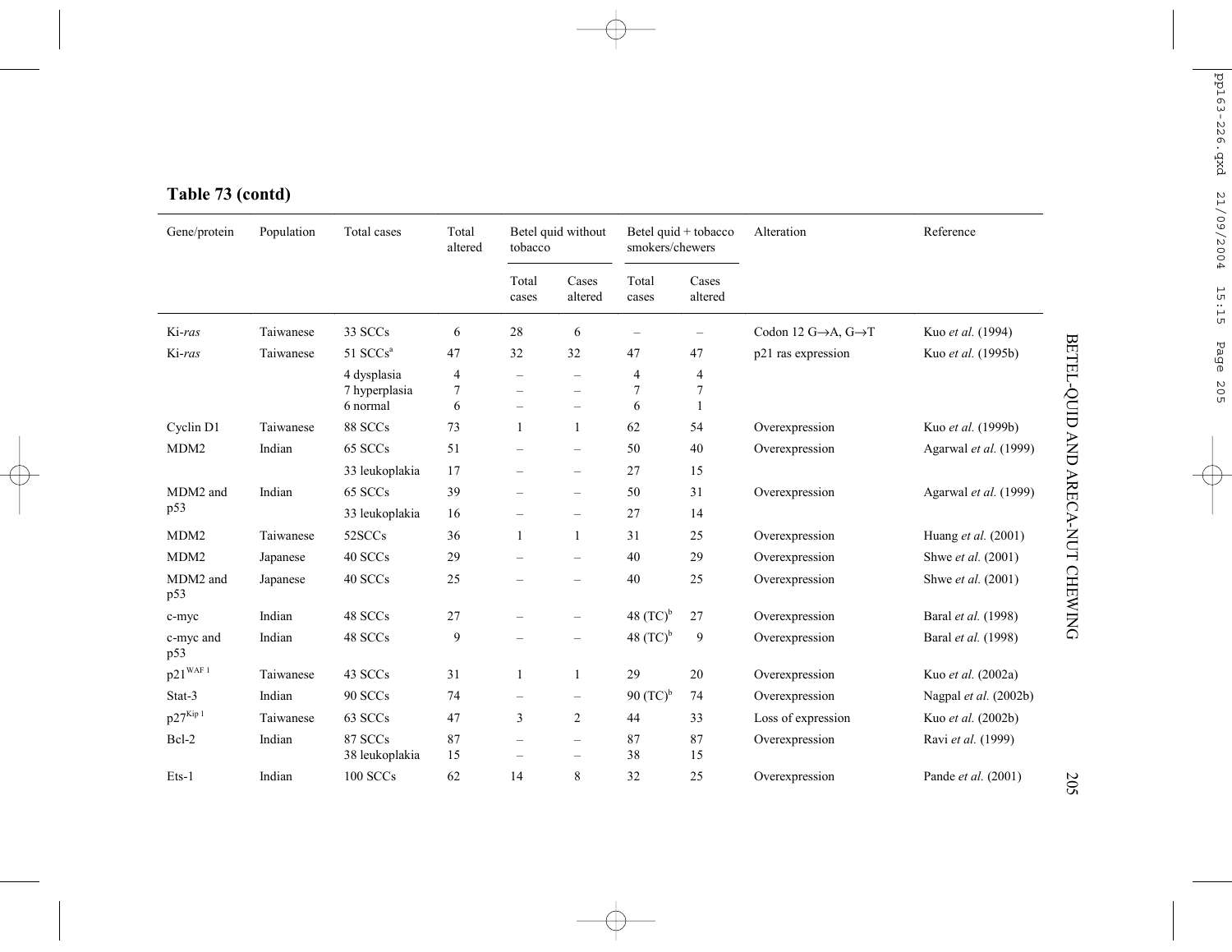**Table 73 (contd)**

| Gene/protein | Population | Total cases | Total altered | Betel quid without tobacco | | Betel quid + tobacco smokers/chewers | | Alteration | Reference |
|---|---|---|---|---|---|---|---|---|---|
| | | | | Total cases | Cases altered | Total cases | Cases altered | | |
| Ki-*ras* | Taiwanese | 33 SCCs | 6 | 28 | 6 | – | – | Codon 12 G→A, G→T | Kuo *et al.* (1994) |
| Ki-*ras* | Taiwanese | 51 SCCs[a] | 47 | 32 | 32 | 47 | 47 | p21 ras expression | Kuo *et al.* (1995b) |
| | | 4 dysplasia | 4 | – | – | 4 | 4 | | |
| | | 7 hyperplasia | 7 | – | – | 7 | 7 | | |
| | | 6 normal | 6 | – | – | 6 | 1 | | |
| Cyclin D1 | Taiwanese | 88 SCCs | 73 | 1 | 1 | 62 | 54 | Overexpression | Kuo *et al.* (1999b) |
| MDM2 | Indian | 65 SCCs | 51 | – | – | 50 | 40 | Overexpression | Agarwal *et al.* (1999) |
| | | 33 leukoplakia | 17 | – | – | 27 | 15 | | |
| MDM2 and p53 | Indian | 65 SCCs | 39 | – | – | 50 | 31 | Overexpression | Agarwal *et al.* (1999) |
| | | 33 leukoplakia | 16 | – | – | 27 | 14 | | |
| MDM2 | Taiwanese | 52SCCs | 36 | 1 | 1 | 31 | 25 | Overexpression | Huang *et al.* (2001) |
| MDM2 | Japanese | 40 SCCs | 29 | – | – | 40 | 29 | Overexpression | Shwe *et al.* (2001) |
| MDM2 and p53 | Japanese | 40 SCCs | 25 | – | – | 40 | 25 | Overexpression | Shwe *et al.* (2001) |
| c-myc | Indian | 48 SCCs | 27 | – | – | 48 (TC)[b] | 27 | Overexpression | Baral *et al.* (1998) |
| c-myc and p53 | Indian | 48 SCCs | 9 | – | – | 48 (TC)[b] | 9 | Overexpression | Baral *et al.* (1998) |
| p21[WAF 1] | Taiwanese | 43 SCCs | 31 | 1 | 1 | 29 | 20 | Overexpression | Kuo *et al.* (2002a) |
| Stat-3 | Indian | 90 SCCs | 74 | – | – | 90 (TC)[b] | 74 | Overexpression | Nagpal *et al.* (2002b) |
| p27[Kip 1] | Taiwanese | 63 SCCs | 47 | 3 | 2 | 44 | 33 | Loss of expression | Kuo *et al.* (2002b) |
| Bcl-2 | Indian | 87 SCCs | 87 | – | – | 87 | 87 | Overexpression | Ravi *et al.* (1999) |
| | | 38 leukoplakia | 15 | – | – | 38 | 15 | | |
| Ets-1 | Indian | 100 SCCs | 62 | 14 | 8 | 32 | 25 | Overexpression | Pande *et al.* (2001) |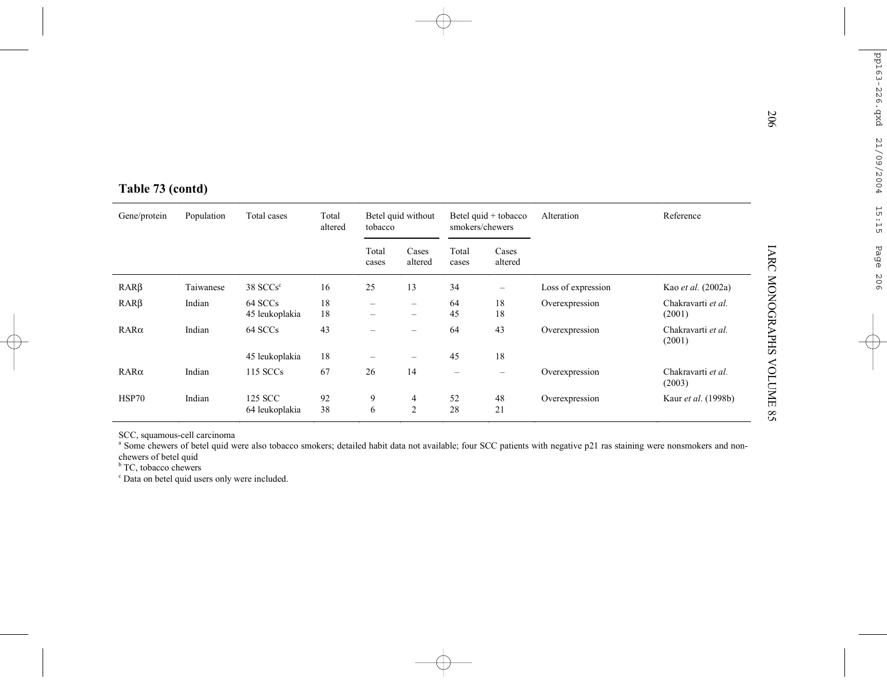**Table 73 (contd)**

| Gene/protein | Population | Total cases | Total altered | Betel quid without tobacco | | Betel quid + tobacco smokers/chewers | | Alteration | Reference |
|---|---|---|---|---|---|---|---|---|---|
| | | | | Total cases | Cases altered | Total cases | Cases altered | | |
| RARβ | Taiwanese | 38 SCCs[c] | 16 | 25 | 13 | 34 | – | Loss of expression | Kao *et al.* (2002a) |
| RARβ | Indian | 64 SCCs<br>45 leukoplakia | 18<br>18 | –<br>– | –<br>– | 64<br>45 | 18<br>18 | Overexpression | Chakravarti *et al.* (2001) |
| RARα | Indian | 64 SCCs | 43 | – | – | 64 | 43 | Overexpression | Chakravarti *et al.* (2001) |
| | | 45 leukoplakia | 18 | – | – | 45 | 18 | | |
| RARα | Indian | 115 SCCs | 67 | 26 | 14 | – | – | Overexpression | Chakravarti *et al.* (2003) |
| HSP70 | Indian | 125 SCC<br>64 leukoplakia | 92<br>38 | 9<br>6 | 4<br>2 | 52<br>28 | 48<br>21 | Overexpression | Kaur *et al.* (1998b) |

SCC, squamous-cell carcinoma
[a] Some chewers of betel quid were also tobacco smokers; detailed habit data not available; four SCC patients with negative p21 ras staining were nonsmokers and non-chewers of betel quid
[b] TC, tobacco chewers
[c] Data on betel quid users only were included.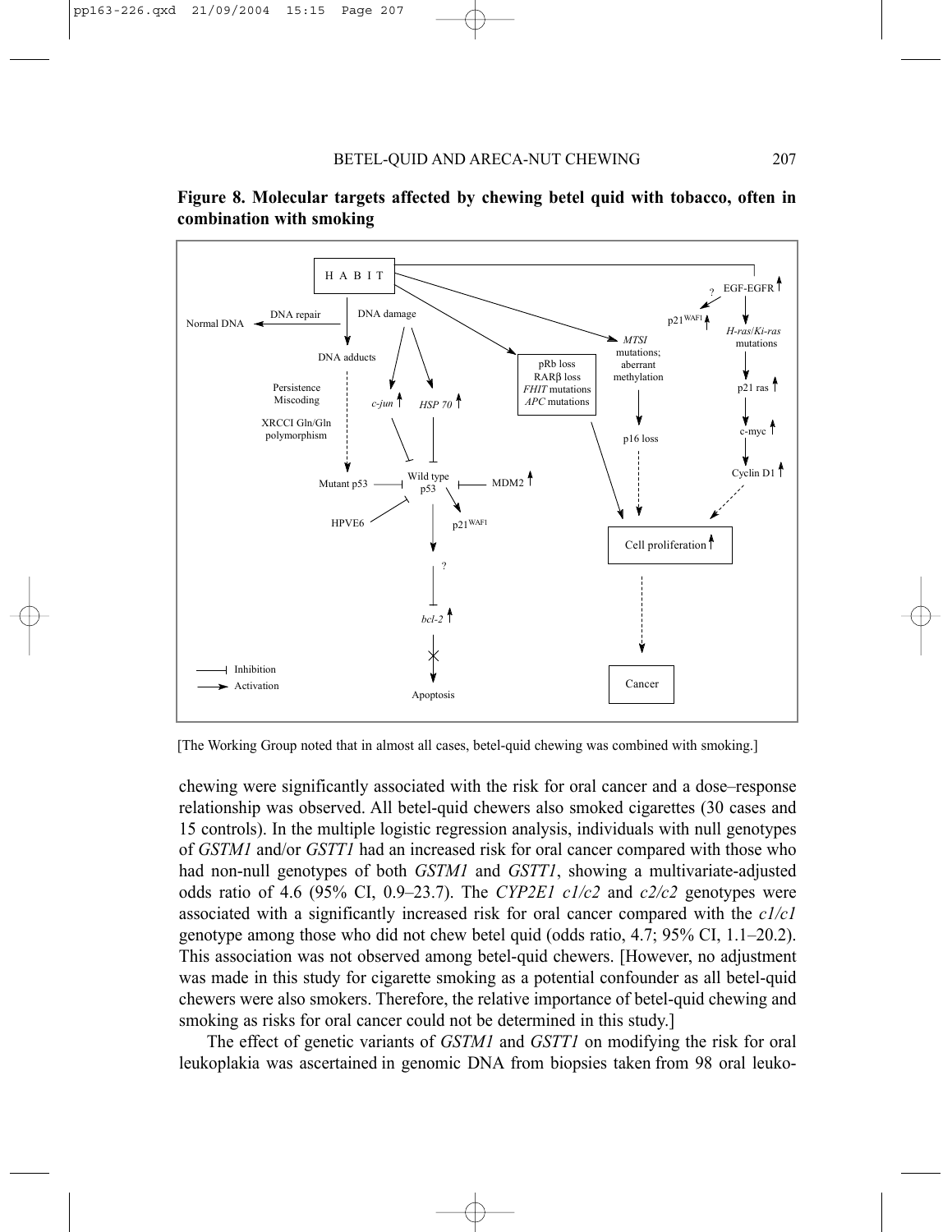**Figure 8. Molecular targets affected by chewing betel quid with tobacco, often in combination with smoking**

[The Working Group noted that in almost all cases, betel-quid chewing was combined with smoking.]

chewing were significantly associated with the risk for oral cancer and a dose–response relationship was observed. All betel-quid chewers also smoked cigarettes (30 cases and 15 controls). In the multiple logistic regression analysis, individuals with null genotypes of *GSTM1* and/or *GSTT1* had an increased risk for oral cancer compared with those who had non-null genotypes of both *GSTM1* and *GSTT1*, showing a multivariate-adjusted odds ratio of 4.6 (95% CI, 0.9–23.7). The *CYP2E1 c1/c2* and *c2/c2* genotypes were associated with a significantly increased risk for oral cancer compared with the *c1/c1* genotype among those who did not chew betel quid (odds ratio, 4.7; 95% CI, 1.1–20.2). This association was not observed among betel-quid chewers. [However, no adjustment was made in this study for cigarette smoking as a potential confounder as all betel-quid chewers were also smokers. Therefore, the relative importance of betel-quid chewing and smoking as risks for oral cancer could not be determined in this study.]

The effect of genetic variants of *GSTM1* and *GSTT1* on modifying the risk for oral leukoplakia was ascertained in genomic DNA from biopsies taken from 98 oral leuko-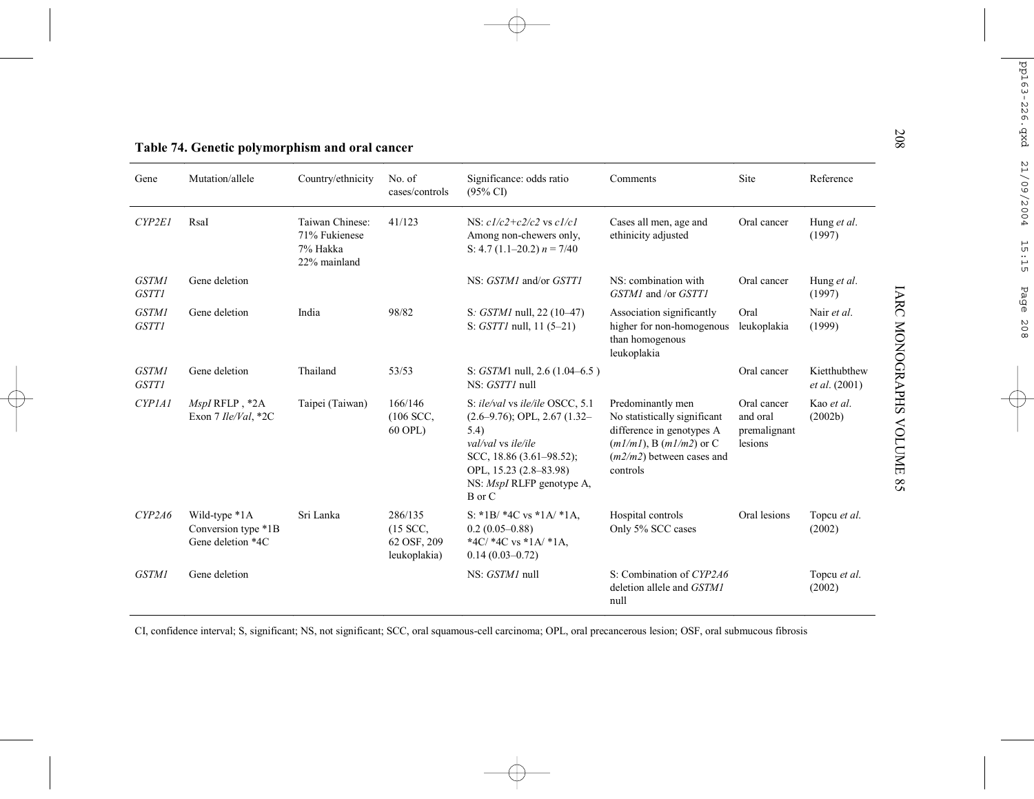**Table 74. Genetic polymorphism and oral cancer**

| Gene | Mutation/allele | Country/ethnicity | No. of cases/controls | Significance: odds ratio (95% CI) | Comments | Site | Reference |
|---|---|---|---|---|---|---|---|
| *CYP2E1* | RsaI | Taiwan Chinese: 71% Fukienese 7% Hakka 22% mainland | 41/123 | NS: *c1/c2+c2/c2* vs *c1/c1* Among non-chewers only, S: 4.7 (1.1–20.2) *n* = 7/40 | Cases all men, age and ethinicity adjusted | Oral cancer | Hung *et al.* (1997) |
| *GSTM1* *GSTT1* | Gene deletion | | | NS: *GSTM1* and/or *GSTT1* | NS: combination with *GSTM1* and /or *GSTT1* | Oral cancer | Hung *et al.* (1997) |
| *GSTM1* *GSTT1* | Gene deletion | India | 98/82 | S: *GSTM1* null, 22 (10–47) S: *GSTT1* null, 11 (5–21) | Association significantly higher for non-homogenous than homogenous leukoplakia | Oral leukoplakia | Nair *et al.* (1999) |
| *GSTM1* *GSTT1* | Gene deletion | Thailand | 53/53 | S: *GSTM*1 null, 2.6 (1.04–6.5 ) NS: *GSTT1* null | | Oral cancer | Kietthubthew *et al.* (2001) |
| *CYP1A1* | *MspI* RFLP , *2A Exon 7 *Ile/Val*, *2C | Taipei (Taiwan) | 166/146 (106 SCC, 60 OPL) | S: *ile/val* vs *ile/ile* OSCC, 5.1 (2.6–9.76); OPL, 2.67 (1.32–5.4) *val/val* vs *ile/ile* SCC, 18.86 (3.61–98.52); OPL, 15.23 (2.8–83.98) NS: *MspI* RLFP genotype A, B or C | Predominantly men No statistically significant difference in genotypes A (*m1/m1*), B (*m1/m2*) or C (*m2/m2*) between cases and controls | Oral cancer and oral premalignant lesions | Kao *et al.* (2002b) |
| *CYP2A6* | Wild-type *1A Conversion type *1B Gene deletion *4C | Sri Lanka | 286/135 (15 SCC, 62 OSF, 209 leukoplakia) | S: *1B/ *4C vs *1A/ *1A, 0.2 (0.05–0.88) *4C/ *4C vs *1A/ *1A, 0.14 (0.03–0.72) | Hospital controls Only 5% SCC cases | Oral lesions | Topcu *et al.* (2002) |
| *GSTM1* | Gene deletion | | | NS: *GSTM1* null | S: Combination of *CYP2A6* deletion allele and *GSTM1* null | | Topcu *et al.* (2002) |

CI, confidence interval; S, significant; NS, not significant; SCC, oral squamous-cell carcinoma; OPL, oral precancerous lesion; OSF, oral submucous fibrosis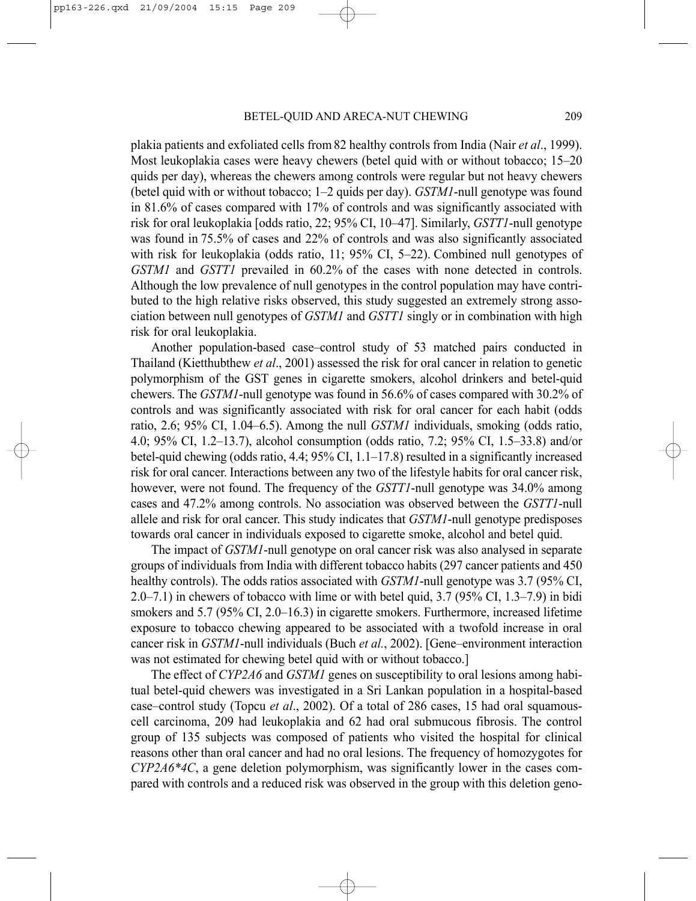plakia patients and exfoliated cells from 82 healthy controls from India (Nair *et al*., 1999). Most leukoplakia cases were heavy chewers (betel quid with or without tobacco; 15–20 quids per day), whereas the chewers among controls were regular but not heavy chewers (betel quid with or without tobacco; 1–2 quids per day). *GSTM1*-null genotype was found in 81.6% of cases compared with 17% of controls and was significantly associated with risk for oral leukoplakia [odds ratio, 22; 95% CI, 10–47]. Similarly, *GSTT1*-null genotype was found in 75.5% of cases and 22% of controls and was also significantly associated with risk for leukoplakia (odds ratio, 11; 95% CI, 5–22). Combined null genotypes of *GSTM1* and *GSTT1* prevailed in 60.2% of the cases with none detected in controls. Although the low prevalence of null genotypes in the control population may have contributed to the high relative risks observed, this study suggested an extremely strong association between null genotypes of *GSTM1* and *GSTT1* singly or in combination with high risk for oral leukoplakia.

Another population-based case–control study of 53 matched pairs conducted in Thailand (Kietthubthew *et al*., 2001) assessed the risk for oral cancer in relation to genetic polymorphism of the GST genes in cigarette smokers, alcohol drinkers and betel-quid chewers. The *GSTM1*-null genotype was found in 56.6% of cases compared with 30.2% of controls and was significantly associated with risk for oral cancer for each habit (odds ratio, 2.6; 95% CI, 1.04–6.5). Among the null *GSTM1* individuals, smoking (odds ratio, 4.0; 95% CI, 1.2–13.7), alcohol consumption (odds ratio, 7.2; 95% CI, 1.5–33.8) and/or betel-quid chewing (odds ratio, 4.4; 95% CI, 1.1–17.8) resulted in a significantly increased risk for oral cancer. Interactions between any two of the lifestyle habits for oral cancer risk, however, were not found. The frequency of the *GSTT1*-null genotype was 34.0% among cases and 47.2% among controls. No association was observed between the *GSTT1*-null allele and risk for oral cancer. This study indicates that *GSTM1*-null genotype predisposes towards oral cancer in individuals exposed to cigarette smoke, alcohol and betel quid.

The impact of *GSTM1*-null genotype on oral cancer risk was also analysed in separate groups of individuals from India with different tobacco habits (297 cancer patients and 450 healthy controls). The odds ratios associated with *GSTM1*-null genotype was 3.7 (95% CI, 2.0–7.1) in chewers of tobacco with lime or with betel quid, 3.7 (95% CI, 1.3–7.9) in bidi smokers and 5.7 (95% CI, 2.0–16.3) in cigarette smokers. Furthermore, increased lifetime exposure to tobacco chewing appeared to be associated with a twofold increase in oral cancer risk in *GSTM1*-null individuals (Buch *et al.*, 2002). [Gene–environment interaction was not estimated for chewing betel quid with or without tobacco.]

The effect of *CYP2A6* and *GSTM1* genes on susceptibility to oral lesions among habitual betel-quid chewers was investigated in a Sri Lankan population in a hospital-based case–control study (Topcu *et al*., 2002). Of a total of 286 cases, 15 had oral squamous-cell carcinoma, 209 had leukoplakia and 62 had oral submucous fibrosis. The control group of 135 subjects was composed of patients who visited the hospital for clinical reasons other than oral cancer and had no oral lesions. The frequency of homozygotes for *CYP2A6\*4C*, a gene deletion polymorphism, was significantly lower in the cases compared with controls and a reduced risk was observed in the group with this deletion geno-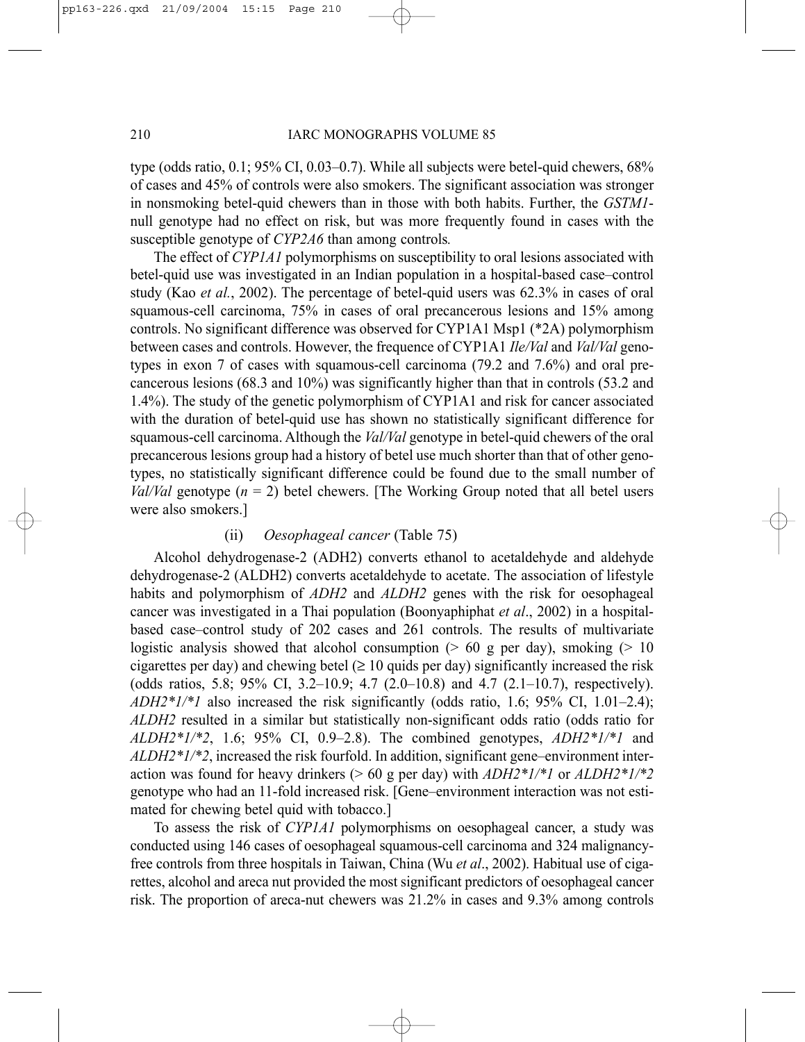type (odds ratio, 0.1; 95% CI, 0.03–0.7). While all subjects were betel-quid chewers, 68% of cases and 45% of controls were also smokers. The significant association was stronger in nonsmoking betel-quid chewers than in those with both habits. Further, the *GSTM1*-null genotype had no effect on risk, but was more frequently found in cases with the susceptible genotype of *CYP2A6* than among controls*.*

The effect of *CYP1A1* polymorphisms on susceptibility to oral lesions associated with betel-quid use was investigated in an Indian population in a hospital-based case–control study (Kao *et al.*, 2002). The percentage of betel-quid users was 62.3% in cases of oral squamous-cell carcinoma, 75% in cases of oral precancerous lesions and 15% among controls. No significant difference was observed for CYP1A1 Msp1 (*2A) polymorphism between cases and controls. However, the frequence of CYP1A1 *Ile/Val* and *Val/Val* genotypes in exon 7 of cases with squamous-cell carcinoma (79.2 and 7.6%) and oral precancerous lesions (68.3 and 10%) was significantly higher than that in controls (53.2 and 1.4%). The study of the genetic polymorphism of CYP1A1 and risk for cancer associated with the duration of betel-quid use has shown no statistically significant difference for squamous-cell carcinoma. Although the *Val/Val* genotype in betel-quid chewers of the oral precancerous lesions group had a history of betel use much shorter than that of other genotypes, no statistically significant difference could be found due to the small number of *Val/Val* genotype ($n$ = 2) betel chewers. [The Working Group noted that all betel users were also smokers.]

#### (ii) *Oesophageal cancer* (Table 75)

Alcohol dehydrogenase-2 (ADH2) converts ethanol to acetaldehyde and aldehyde dehydrogenase-2 (ALDH2) converts acetaldehyde to acetate. The association of lifestyle habits and polymorphism of *ADH2* and *ALDH2* genes with the risk for oesophageal cancer was investigated in a Thai population (Boonyaphiphat *et al*., 2002) in a hospital-based case–control study of 202 cases and 261 controls. The results of multivariate logistic analysis showed that alcohol consumption (> 60 g per day), smoking (> 10 cigarettes per day) and chewing betel (≥ 10 quids per day) significantly increased the risk (odds ratios, 5.8; 95% CI, 3.2–10.9; 4.7 (2.0–10.8) and 4.7 (2.1–10.7), respectively). *ADH2*1/*1* also increased the risk significantly (odds ratio, 1.6; 95% CI, 1.01–2.4); *ALDH2* resulted in a similar but statistically non-significant odds ratio (odds ratio for *ALDH2*1/*2*, 1.6; 95% CI, 0.9–2.8). The combined genotypes, *ADH2*1/*1* and *ALDH2*1/*2*, increased the risk fourfold. In addition, significant gene–environment interaction was found for heavy drinkers (> 60 g per day) with *ADH2*1/*1* or *ALDH2*1/*2* genotype who had an 11-fold increased risk. [Gene–environment interaction was not estimated for chewing betel quid with tobacco.]

To assess the risk of *CYP1A1* polymorphisms on oesophageal cancer, a study was conducted using 146 cases of oesophageal squamous-cell carcinoma and 324 malignancy-free controls from three hospitals in Taiwan, China (Wu *et al*., 2002). Habitual use of cigarettes, alcohol and areca nut provided the most significant predictors of oesophageal cancer risk. The proportion of areca-nut chewers was 21.2% in cases and 9.3% among controls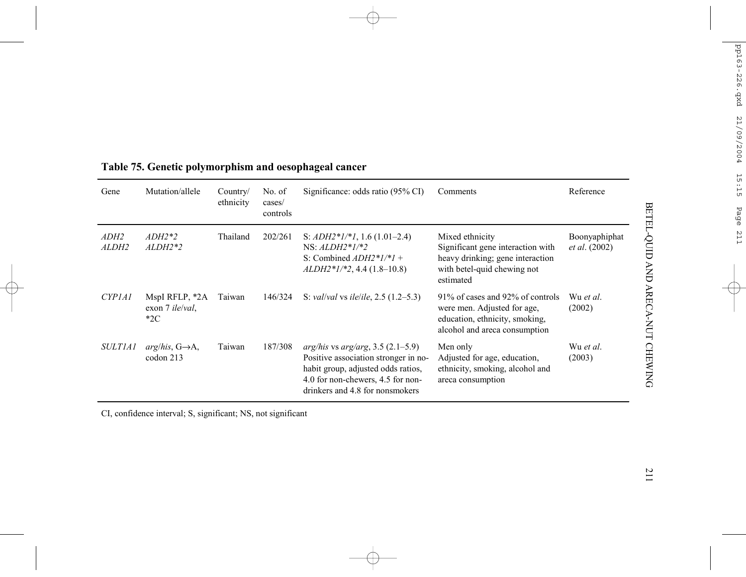**Table 75. Genetic polymorphism and oesophageal cancer**

| Gene | Mutation/allele | Country/ ethnicity | No. of cases/ controls | Significance: odds ratio (95% CI) | Comments | Reference |
|---|---|---|---|---|---|---|
| *ADH2* *ALDH2* | *ADH2*2* *ALDH2*2* | Thailand | 202/261 | S: *ADH2*1/*1*, 1.6 (1.01–2.4) NS: *ALDH2*1/*2* S: Combined *ADH2*1/*1* + *ALDH2*1/*2*, 4.4 (1.8–10.8) | Mixed ethnicity Significant gene interaction with heavy drinking; gene interaction with betel-quid chewing not estimated | Boonyaphiphat *et al*. (2002) |
| *CYP1A1* | MspI RFLP, *2A exon 7 *ile*/*val*, *2C | Taiwan | 146/324 | S: *val*/*val* vs *ile*/*ile*, 2.5 (1.2–5.3) | 91% of cases and 92% of controls were men. Adjusted for age, education, ethnicity, smoking, alcohol and areca consumption | Wu *et al*. (2002) |
| *SULT1A1* | *arg*/*his*, G→A, codon 213 | Taiwan | 187/308 | *arg/his* vs *arg/arg*, 3.5 (2.1–5.9) Positive association stronger in no-habit group, adjusted odds ratios, 4.0 for non-chewers, 4.5 for non-drinkers and 4.8 for nonsmokers | Men only Adjusted for age, education, ethnicity, smoking, alcohol and areca consumption | Wu *et al*. (2003) |

CI, confidence interval; S, significant; NS, not significant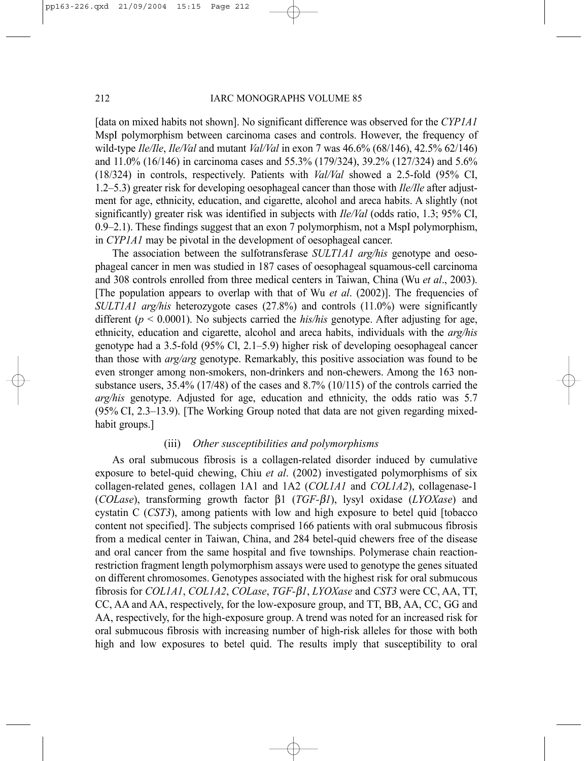[data on mixed habits not shown]. No significant difference was observed for the *CYP1A1* MspI polymorphism between carcinoma cases and controls. However, the frequency of wild-type *Ile/Ile*, *Ile/Val* and mutant *Val/Val* in exon 7 was 46.6% (68/146), 42.5% 62/146) and 11.0% (16/146) in carcinoma cases and 55.3% (179/324), 39.2% (127/324) and 5.6% (18/324) in controls, respectively. Patients with *Val/Val* showed a 2.5-fold (95% CI, 1.2–5.3) greater risk for developing oesophageal cancer than those with *Ile/Ile* after adjustment for age, ethnicity, education, and cigarette, alcohol and areca habits. A slightly (not significantly) greater risk was identified in subjects with *Ile/Val* (odds ratio, 1.3; 95% CI, 0.9–2.1). These findings suggest that an exon 7 polymorphism, not a MspI polymorphism, in *CYP1A1* may be pivotal in the development of oesophageal cancer.

The association between the sulfotransferase *SULT1A1 arg/his* genotype and oesophageal cancer in men was studied in 187 cases of oesophageal squamous-cell carcinoma and 308 controls enrolled from three medical centers in Taiwan, China (Wu *et al*., 2003). [The population appears to overlap with that of Wu *et al*. (2002)]. The frequencies of *SULT1A1 arg/his* heterozygote cases (27.8%) and controls (11.0%) were significantly different ($p < 0.0001$). No subjects carried the *his/his* genotype. After adjusting for age, ethnicity, education and cigarette, alcohol and areca habits, individuals with the *arg/his* genotype had a 3.5-fold (95% Cl, 2.1–5.9) higher risk of developing oesophageal cancer than those with *arg/arg* genotype. Remarkably, this positive association was found to be even stronger among non-smokers, non-drinkers and non-chewers. Among the 163 non-substance users, 35.4% (17/48) of the cases and 8.7% (10/115) of the controls carried the *arg/his* genotype. Adjusted for age, education and ethnicity, the odds ratio was 5.7 (95% CI, 2.3–13.9). [The Working Group noted that data are not given regarding mixed-habit groups.]

#### (iii) *Other susceptibilities and polymorphisms*

As oral submucous fibrosis is a collagen-related disorder induced by cumulative exposure to betel-quid chewing, Chiu *et al*. (2002) investigated polymorphisms of six collagen-related genes, collagen 1A1 and 1A2 (*COL1A1* and *COL1A2*), collagenase-1 (*COLase*), transforming growth factor β1 (*TGF-β1*), lysyl oxidase (*LYOXase*) and cystatin C (*CST3*), among patients with low and high exposure to betel quid [tobacco content not specified]. The subjects comprised 166 patients with oral submucous fibrosis from a medical center in Taiwan, China, and 284 betel-quid chewers free of the disease and oral cancer from the same hospital and five townships. Polymerase chain reaction-restriction fragment length polymorphism assays were used to genotype the genes situated on different chromosomes. Genotypes associated with the highest risk for oral submucous fibrosis for *COL1A1*, *COL1A2*, *COLase*, *TGF-β1*, *LYOXase* and *CST3* were CC, AA, TT, CC, AA and AA, respectively, for the low-exposure group, and TT, BB, AA, CC, GG and AA, respectively, for the high-exposure group. A trend was noted for an increased risk for oral submucous fibrosis with increasing number of high-risk alleles for those with both high and low exposures to betel quid. The results imply that susceptibility to oral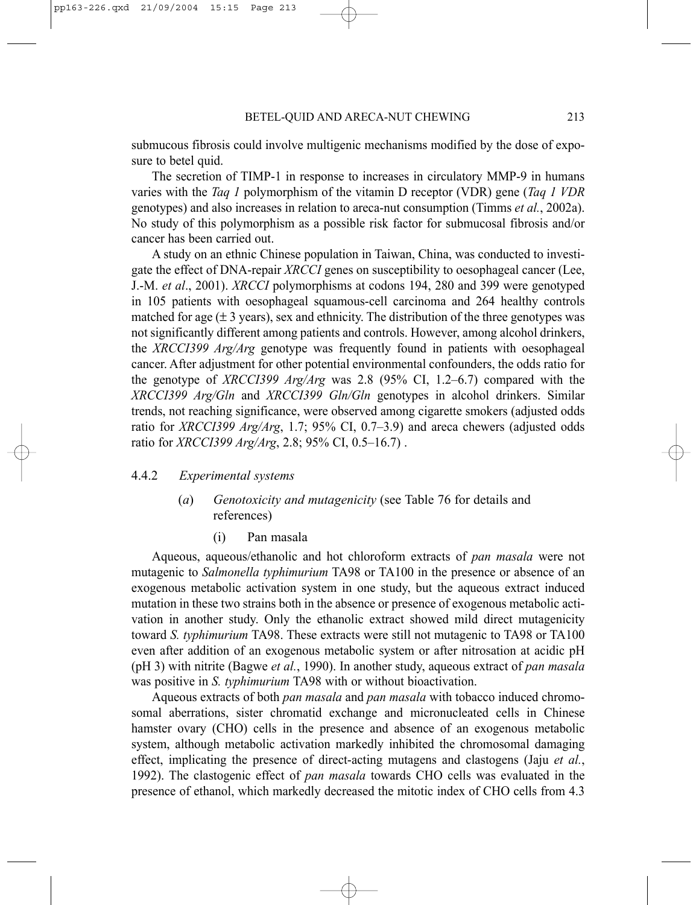submucous fibrosis could involve multigenic mechanisms modified by the dose of exposure to betel quid.

The secretion of TIMP-1 in response to increases in circulatory MMP-9 in humans varies with the *Taq 1* polymorphism of the vitamin D receptor (VDR) gene (*Taq 1 VDR* genotypes) and also increases in relation to areca-nut consumption (Timms *et al.*, 2002a). No study of this polymorphism as a possible risk factor for submucosal fibrosis and/or cancer has been carried out.

A study on an ethnic Chinese population in Taiwan, China, was conducted to investigate the effect of DNA-repair *XRCCI* genes on susceptibility to oesophageal cancer (Lee, J.-M. *et al*., 2001). *XRCCI* polymorphisms at codons 194, 280 and 399 were genotyped in 105 patients with oesophageal squamous-cell carcinoma and 264 healthy controls matched for age (± 3 years), sex and ethnicity. The distribution of the three genotypes was not significantly different among patients and controls. However, among alcohol drinkers, the *XRCCI399 Arg/Arg* genotype was frequently found in patients with oesophageal cancer. After adjustment for other potential environmental confounders, the odds ratio for the genotype of *XRCCI399 Arg/Arg* was 2.8 (95% CI, 1.2–6.7) compared with the *XRCCI399 Arg/Gln* and *XRCCI399 Gln/Gln* genotypes in alcohol drinkers. Similar trends, not reaching significance, were observed among cigarette smokers (adjusted odds ratio for *XRCCI399 Arg/Arg*, 1.7; 95% CI, 0.7–3.9) and areca chewers (adjusted odds ratio for *XRCCI399 Arg/Arg*, 2.8; 95% CI, 0.5–16.7) .

#### 4.4.2 *Experimental systems*

##### (*a*) *Genotoxicity and mutagenicity* (see Table 76 for details and references)

###### (i) Pan masala

Aqueous, aqueous/ethanolic and hot chloroform extracts of *pan masala* were not mutagenic to *Salmonella typhimurium* TA98 or TA100 in the presence or absence of an exogenous metabolic activation system in one study, but the aqueous extract induced mutation in these two strains both in the absence or presence of exogenous metabolic activation in another study. Only the ethanolic extract showed mild direct mutagenicity toward *S. typhimurium* TA98. These extracts were still not mutagenic to TA98 or TA100 even after addition of an exogenous metabolic system or after nitrosation at acidic pH (pH 3) with nitrite (Bagwe *et al.*, 1990). In another study, aqueous extract of *pan masala* was positive in *S. typhimurium* TA98 with or without bioactivation.

Aqueous extracts of both *pan masala* and *pan masala* with tobacco induced chromosomal aberrations, sister chromatid exchange and micronucleated cells in Chinese hamster ovary (CHO) cells in the presence and absence of an exogenous metabolic system, although metabolic activation markedly inhibited the chromosomal damaging effect, implicating the presence of direct-acting mutagens and clastogens (Jaju *et al.*, 1992). The clastogenic effect of *pan masala* towards CHO cells was evaluated in the presence of ethanol, which markedly decreased the mitotic index of CHO cells from 4.3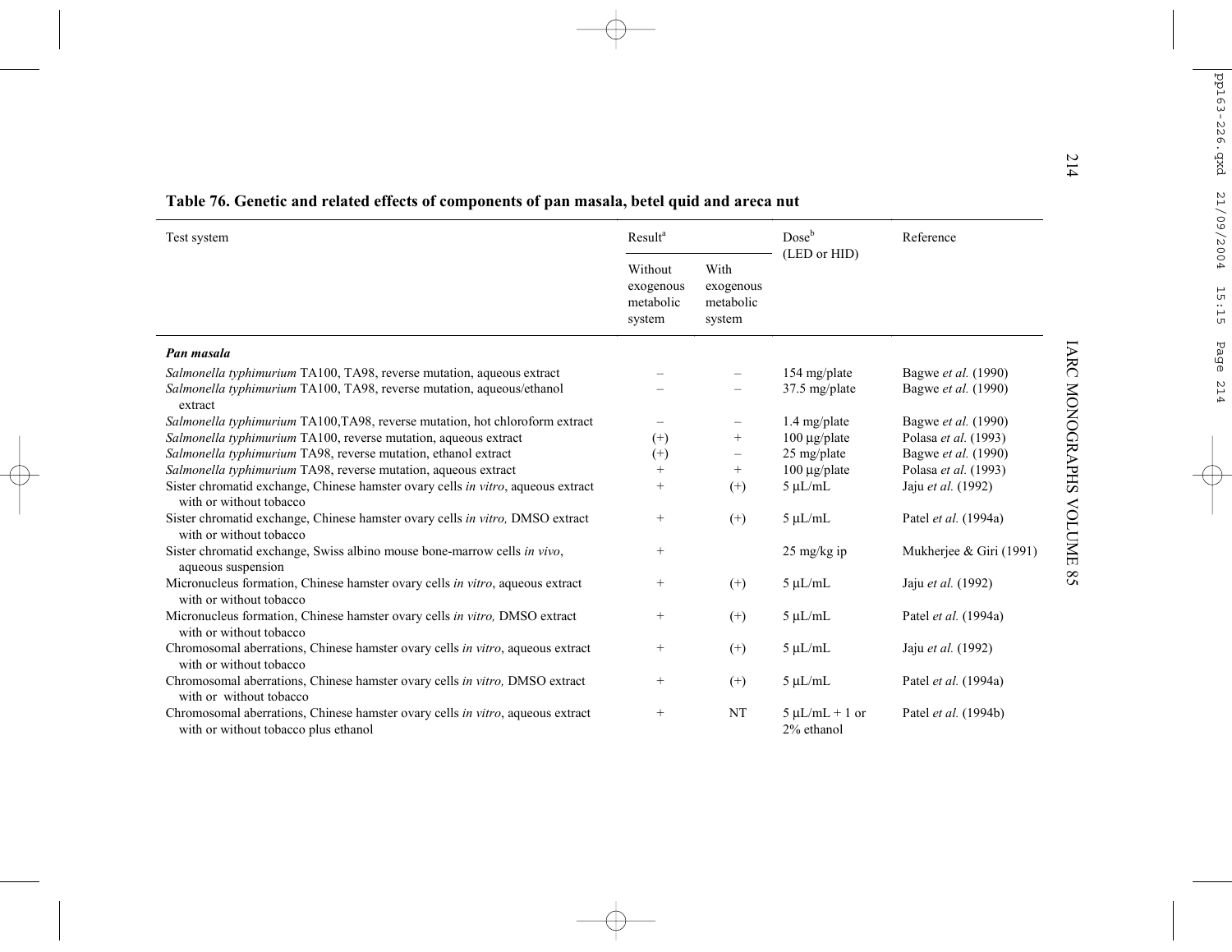**Table 76. Genetic and related effects of components of pan masala, betel quid and areca nut**

| Test system | Result[a] | | Dose[b] (LED or HID) | Reference |
|---|---|---|---|---|
| | Without exogenous metabolic system | With exogenous metabolic system | | |
| ***Pan masala*** | | | | |
| *Salmonella typhimurium* TA100, TA98, reverse mutation, aqueous extract | – | – | 154 mg/plate | Bagwe *et al.* (1990) |
| *Salmonella typhimurium* TA100, TA98, reverse mutation, aqueous/ethanol extract | – | – | 37.5 mg/plate | Bagwe *et al.* (1990) |
| *Salmonella typhimurium* TA100,TA98, reverse mutation, hot chloroform extract | – | – | 1.4 mg/plate | Bagwe *et al.* (1990) |
| *Salmonella typhimurium* TA100, reverse mutation, aqueous extract | (+) | + | 100 µg/plate | Polasa *et al.* (1993) |
| *Salmonella typhimurium* TA98, reverse mutation, ethanol extract | (+) | – | 25 mg/plate | Bagwe *et al.* (1990) |
| *Salmonella typhimurium* TA98, reverse mutation, aqueous extract | + | + | 100 µg/plate | Polasa *et al.* (1993) |
| Sister chromatid exchange, Chinese hamster ovary cells *in vitro*, aqueous extract with or without tobacco | + | (+) | 5 µL/mL | Jaju *et al.* (1992) |
| Sister chromatid exchange, Chinese hamster ovary cells *in vitro,* DMSO extract with or without tobacco | + | (+) | 5 µL/mL | Patel *et al.* (1994a) |
| Sister chromatid exchange, Swiss albino mouse bone-marrow cells *in vivo*, aqueous suspension | + | | 25 mg/kg ip | Mukherjee & Giri (1991) |
| Micronucleus formation, Chinese hamster ovary cells *in vitro*, aqueous extract with or without tobacco | + | (+) | 5 µL/mL | Jaju *et al.* (1992) |
| Micronucleus formation, Chinese hamster ovary cells *in vitro,* DMSO extract with or without tobacco | + | (+) | 5 µL/mL | Patel *et al.* (1994a) |
| Chromosomal aberrations, Chinese hamster ovary cells *in vitro*, aqueous extract with or without tobacco | + | (+) | 5 µL/mL | Jaju *et al.* (1992) |
| Chromosomal aberrations, Chinese hamster ovary cells *in vitro,* DMSO extract with or without tobacco | + | (+) | 5 µL/mL | Patel *et al.* (1994a) |
| Chromosomal aberrations, Chinese hamster ovary cells *in vitro*, aqueous extract with or without tobacco plus ethanol | + | NT | 5 µL/mL + 1 or 2% ethanol | Patel *et al.* (1994b) |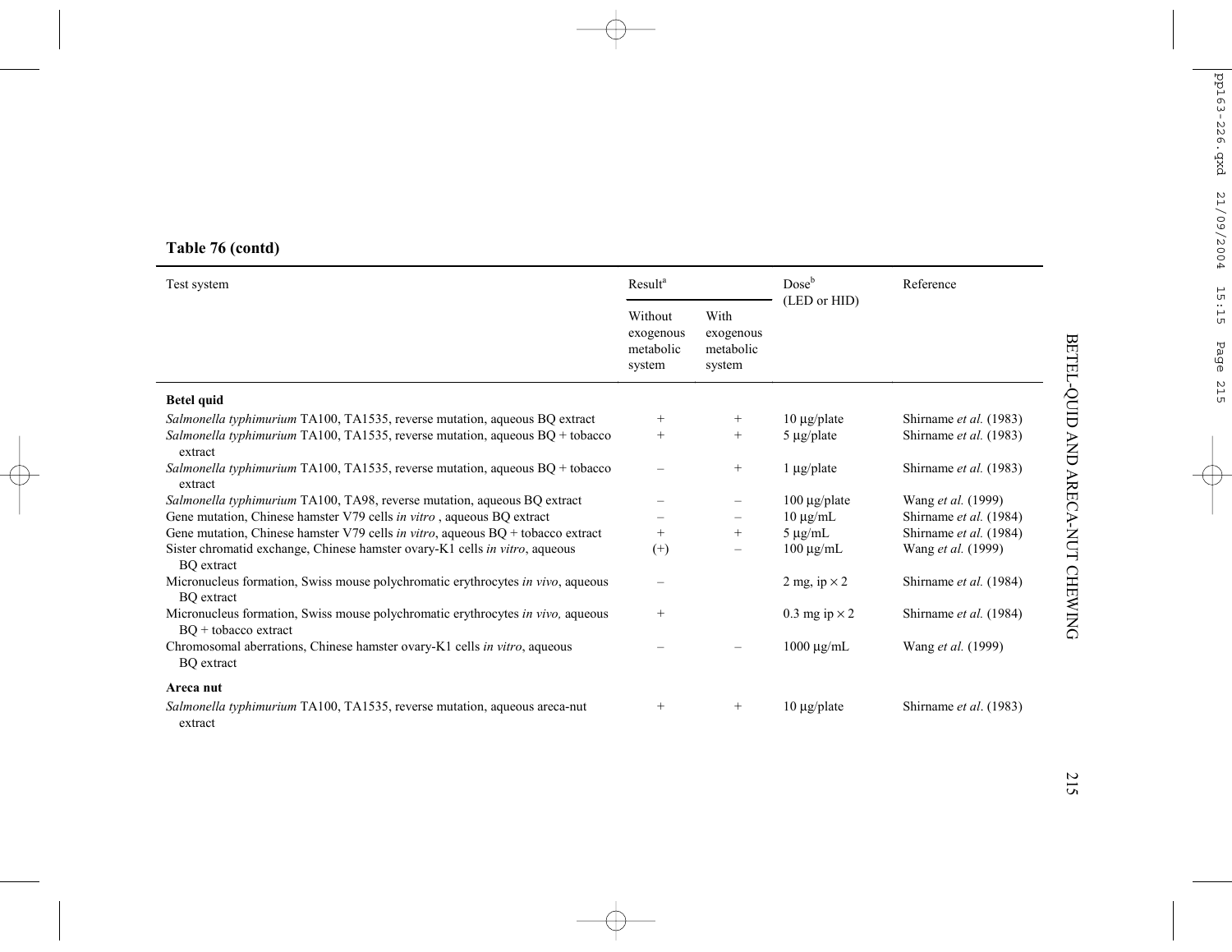**Table 76 (contd)**

| Test system | Result[a] | | Dose[b] (LED or HID) | Reference |
|---|---|---|---|---|
| | Without exogenous metabolic system | With exogenous metabolic system | | |
| **Betel quid** | | | | |
| *Salmonella typhimurium* TA100, TA1535, reverse mutation, aqueous BQ extract | + | + | 10 μg/plate | Shirname *et al.* (1983) |
| *Salmonella typhimurium* TA100, TA1535, reverse mutation, aqueous BQ + tobacco extract | + | + | 5 μg/plate | Shirname *et al.* (1983) |
| *Salmonella typhimurium* TA100, TA1535, reverse mutation, aqueous BQ + tobacco extract | – | + | 1 μg/plate | Shirname *et al.* (1983) |
| *Salmonella typhimurium* TA100, TA98, reverse mutation, aqueous BQ extract | – | – | 100 μg/plate | Wang *et al.* (1999) |
| Gene mutation, Chinese hamster V79 cells *in vitro* , aqueous BQ extract | – | – | 10 μg/mL | Shirname *et al.* (1984) |
| Gene mutation, Chinese hamster V79 cells *in vitro*, aqueous BQ + tobacco extract | + | + | 5 μg/mL | Shirname *et al.* (1984) |
| Sister chromatid exchange, Chinese hamster ovary-K1 cells *in vitro*, aqueous BQ extract | (+) | – | 100 μg/mL | Wang *et al.* (1999) |
| Micronucleus formation, Swiss mouse polychromatic erythrocytes *in vivo*, aqueous BQ extract | – | | 2 mg, ip × 2 | Shirname *et al.* (1984) |
| Micronucleus formation, Swiss mouse polychromatic erythrocytes *in vivo,* aqueous BQ + tobacco extract | + | | 0.3 mg ip × 2 | Shirname *et al.* (1984) |
| Chromosomal aberrations, Chinese hamster ovary-K1 cells *in vitro*, aqueous BQ extract | – | – | 1000 μg/mL | Wang *et al.* (1999) |
| **Areca nut** | | | | |
| *Salmonella typhimurium* TA100, TA1535, reverse mutation, aqueous areca-nut extract | + | + | 10 μg/plate | Shirname *et al*. (1983) |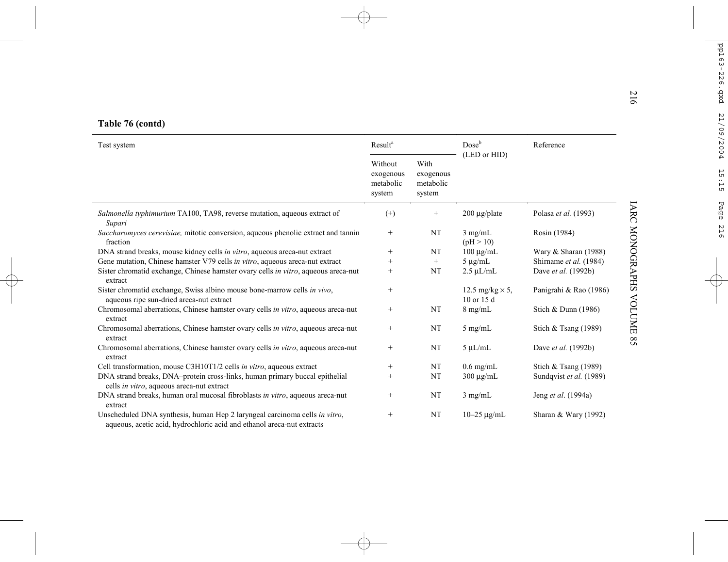**Table 76 (contd)**

| Test system | Result[a] | | Dose[b] (LED or HID) | Reference |
|---|---|---|---|---|
| | Without exogenous metabolic system | With exogenous metabolic system | | |
| *Salmonella typhimurium* TA100, TA98, reverse mutation, aqueous extract of *Supari* | (+) | + | 200 µg/plate | Polasa *et al.* (1993) |
| *Saccharomyces cerevisiae,* mitotic conversion, aqueous phenolic extract and tannin fraction | + | NT | 3 mg/mL (pH > 10) | Rosin (1984) |
| DNA strand breaks, mouse kidney cells *in vitro*, aqueous areca-nut extract | + | NT | 100 µg/mL | Wary & Sharan (1988) |
| Gene mutation, Chinese hamster V79 cells *in vitro*, aqueous areca-nut extract | + | + | 5 µg/mL | Shirname *et al.* (1984) |
| Sister chromatid exchange, Chinese hamster ovary cells *in vitro*, aqueous areca-nut extract | + | NT | 2.5 µL/mL | Dave *et al.* (1992b) |
| Sister chromatid exchange, Swiss albino mouse bone-marrow cells *in vivo*, aqueous ripe sun-dried areca-nut extract | + | | 12.5 mg/kg × 5, 10 or 15 d | Panigrahi & Rao (1986) |
| Chromosomal aberrations, Chinese hamster ovary cells *in vitro*, aqueous areca-nut extract | + | NT | 8 mg/mL | Stich & Dunn (1986) |
| Chromosomal aberrations, Chinese hamster ovary cells *in vitro*, aqueous areca-nut extract | + | NT | 5 mg/mL | Stich & Tsang (1989) |
| Chromosomal aberrations, Chinese hamster ovary cells *in vitro*, aqueous areca-nut extract | + | NT | 5 µL/mL | Dave *et al.* (1992b) |
| Cell transformation, mouse C3H10T1/2 cells *in vitro*, aqueous extract | + | NT | 0.6 mg/mL | Stich & Tsang (1989) |
| DNA strand breaks, DNA–protein cross-links, human primary buccal epithelial cells *in vitro*, aqueous areca-nut extract | + | NT | 300 µg/mL | Sundqvist *et al.* (1989) |
| DNA strand breaks, human oral mucosal fibroblasts *in vitro*, aqueous areca-nut extract | + | NT | 3 mg/mL | Jeng *et al*. (1994a) |
| Unscheduled DNA synthesis, human Hep 2 laryngeal carcinoma cells *in vitro*, aqueous, acetic acid, hydrochloric acid and ethanol areca-nut extracts | + | NT | 10–25 µg/mL | Sharan & Wary (1992) |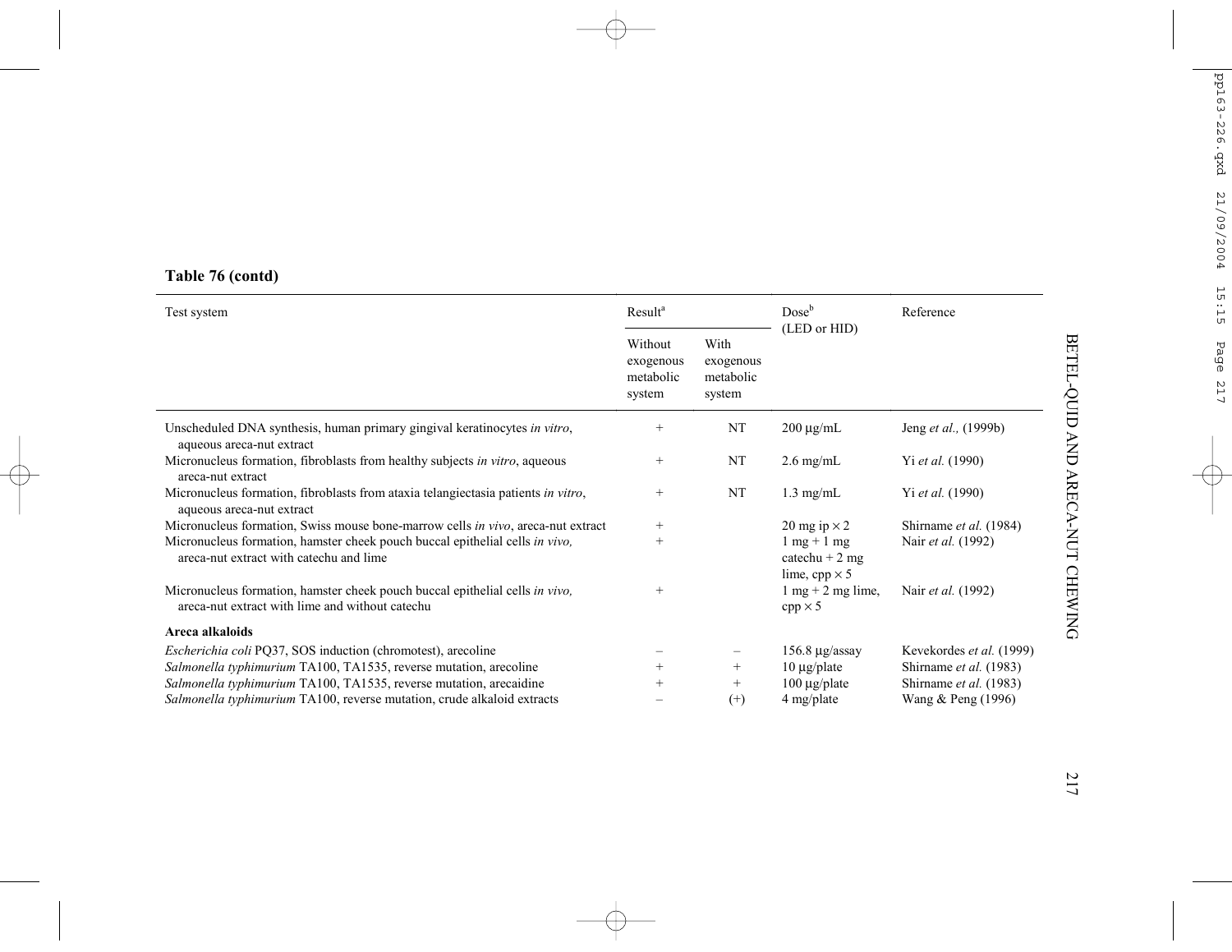**Table 76 (contd)**

| Test system | Result[a] | | Dose[b] (LED or HID) | Reference |
|---|---|---|---|---|
| | Without exogenous metabolic system | With exogenous metabolic system | | |
| Unscheduled DNA synthesis, human primary gingival keratinocytes *in vitro*, aqueous areca-nut extract | + | NT | 200 μg/mL | Jeng *et al.,* (1999b) |
| Micronucleus formation, fibroblasts from healthy subjects *in vitro*, aqueous areca-nut extract | + | NT | 2.6 mg/mL | Yi *et al.* (1990) |
| Micronucleus formation, fibroblasts from ataxia telangiectasia patients *in vitro*, aqueous areca-nut extract | + | NT | 1.3 mg/mL | Yi *et al.* (1990) |
| Micronucleus formation, Swiss mouse bone-marrow cells *in vivo*, areca-nut extract | + | | 20 mg ip × 2 | Shirname *et al.* (1984) |
| Micronucleus formation, hamster cheek pouch buccal epithelial cells *in vivo,* areca-nut extract with catechu and lime | + | | 1 mg + 1 mg catechu + 2 mg lime, cpp × 5 | Nair *et al.* (1992) |
| Micronucleus formation, hamster cheek pouch buccal epithelial cells *in vivo,* areca-nut extract with lime and without catechu | + | | 1 mg + 2 mg lime, cpp × 5 | Nair *et al.* (1992) |
| **Areca alkaloids** | | | | |
| *Escherichia coli* PQ37, SOS induction (chromotest), arecoline | – | – | 156.8 μg/assay | Kevekordes *et al.* (1999) |
| *Salmonella typhimurium* TA100, TA1535, reverse mutation, arecoline | + | + | 10 μg/plate | Shirname *et al.* (1983) |
| *Salmonella typhimurium* TA100, TA1535, reverse mutation, arecaidine | + | + | 100 μg/plate | Shirname *et al.* (1983) |
| *Salmonella typhimurium* TA100, reverse mutation, crude alkaloid extracts | – | (+) | 4 mg/plate | Wang & Peng (1996) |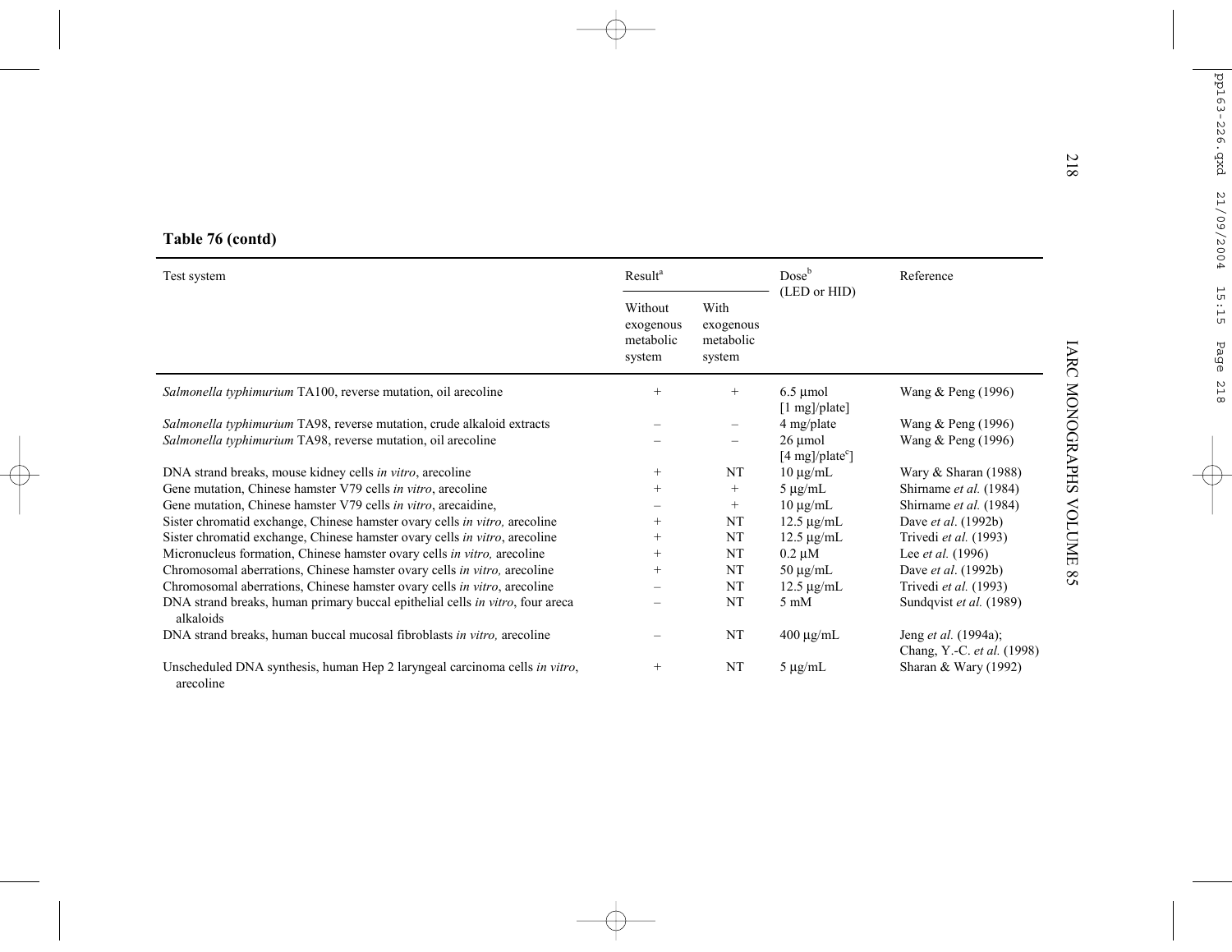**Table 76 (contd)**

| Test system | Result[a] | | Dose[b] (LED or HID) | Reference |
|---|---|---|---|---|
| | Without exogenous metabolic system | With exogenous metabolic system | | |
| *Salmonella typhimurium* TA100, reverse mutation, oil arecoline | + | + | 6.5 µmol [1 mg]/plate] | Wang & Peng (1996) |
| *Salmonella typhimurium* TA98, reverse mutation, crude alkaloid extracts | – | – | 4 mg/plate | Wang & Peng (1996) |
| *Salmonella typhimurium* TA98, reverse mutation, oil arecoline | – | – | 26 µmol [4 mg]/plate[c]] | Wang & Peng (1996) |
| DNA strand breaks, mouse kidney cells *in vitro*, arecoline | + | NT | 10 µg/mL | Wary & Sharan (1988) |
| Gene mutation, Chinese hamster V79 cells *in vitro*, arecoline | + | + | 5 µg/mL | Shirname *et al.* (1984) |
| Gene mutation, Chinese hamster V79 cells *in vitro*, arecaidine, | – | + | 10 µg/mL | Shirname *et al.* (1984) |
| Sister chromatid exchange, Chinese hamster ovary cells *in vitro,* arecoline | + | NT | 12.5 µg/mL | Dave *et al*. (1992b) |
| Sister chromatid exchange, Chinese hamster ovary cells *in vitro*, arecoline | + | NT | 12.5 µg/mL | Trivedi *et al.* (1993) |
| Micronucleus formation, Chinese hamster ovary cells *in vitro,* arecoline | + | NT | 0.2 µM | Lee *et al.* (1996) |
| Chromosomal aberrations, Chinese hamster ovary cells *in vitro,* arecoline | + | NT | 50 µg/mL | Dave *et al*. (1992b) |
| Chromosomal aberrations, Chinese hamster ovary cells *in vitro*, arecoline | – | NT | 12.5 µg/mL | Trivedi *et al.* (1993) |
| DNA strand breaks, human primary buccal epithelial cells *in vitro*, four areca alkaloids | – | NT | 5 mM | Sundqvist *et al.* (1989) |
| DNA strand breaks, human buccal mucosal fibroblasts *in vitro,* arecoline | – | NT | 400 µg/mL | Jeng *et al.* (1994a); Chang, Y.-C. *et al.* (1998) |
| Unscheduled DNA synthesis, human Hep 2 laryngeal carcinoma cells *in vitro*, arecoline | + | NT | 5 µg/mL | Sharan & Wary (1992) |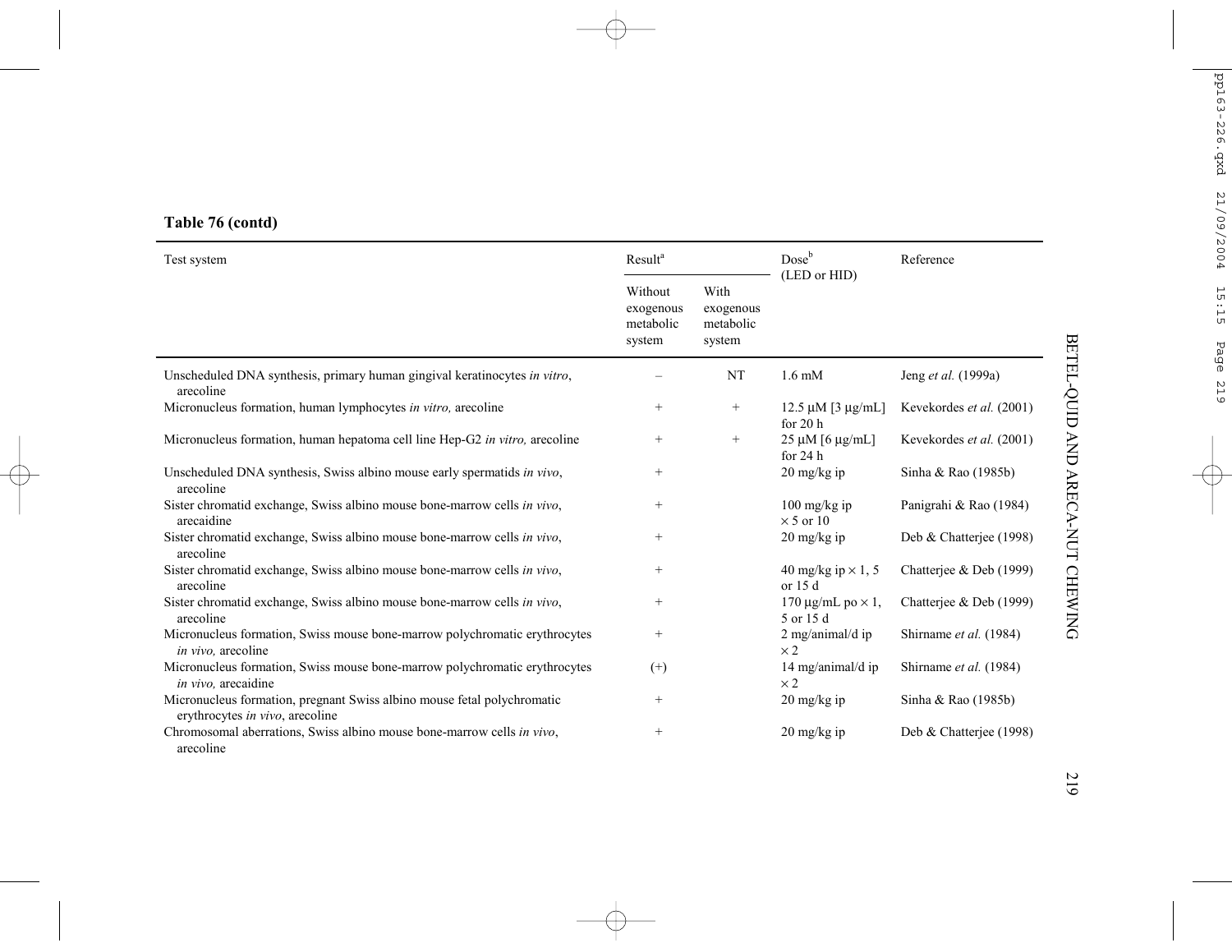**Table 76 (contd)**

| Test system | Result[a] | | Dose[b] (LED or HID) | Reference |
|---|---|---|---|---|
| | Without exogenous metabolic system | With exogenous metabolic system | | |
| Unscheduled DNA synthesis, primary human gingival keratinocytes *in vitro*, arecoline | – | NT | 1.6 mM | Jeng *et al.* (1999a) |
| Micronucleus formation, human lymphocytes *in vitro,* arecoline | + | + | 12.5 μM [3 μg/mL] for 20 h | Kevekordes *et al.* (2001) |
| Micronucleus formation, human hepatoma cell line Hep-G2 *in vitro,* arecoline | + | + | 25 μM [6 μg/mL] for 24 h | Kevekordes *et al.* (2001) |
| Unscheduled DNA synthesis, Swiss albino mouse early spermatids *in vivo*, arecoline | + | | 20 mg/kg ip | Sinha & Rao (1985b) |
| Sister chromatid exchange, Swiss albino mouse bone-marrow cells *in vivo*, arecaidine | + | | 100 mg/kg ip × 5 or 10 | Panigrahi & Rao (1984) |
| Sister chromatid exchange, Swiss albino mouse bone-marrow cells *in vivo*, arecoline | + | | 20 mg/kg ip | Deb & Chatterjee (1998) |
| Sister chromatid exchange, Swiss albino mouse bone-marrow cells *in vivo*, arecoline | + | | 40 mg/kg ip × 1, 5 or 15 d | Chatterjee & Deb (1999) |
| Sister chromatid exchange, Swiss albino mouse bone-marrow cells *in vivo*, arecoline | + | | 170 μg/mL po × 1, 5 or 15 d | Chatterjee & Deb (1999) |
| Micronucleus formation, Swiss mouse bone-marrow polychromatic erythrocytes *in vivo,* arecoline | + | | 2 mg/animal/d ip × 2 | Shirname *et al.* (1984) |
| Micronucleus formation, Swiss mouse bone-marrow polychromatic erythrocytes *in vivo,* arecaidine | (+) | | 14 mg/animal/d ip × 2 | Shirname *et al.* (1984) |
| Micronucleus formation, pregnant Swiss albino mouse fetal polychromatic erythrocytes *in vivo*, arecoline | + | | 20 mg/kg ip | Sinha & Rao (1985b) |
| Chromosomal aberrations, Swiss albino mouse bone-marrow cells *in vivo*, arecoline | + | | 20 mg/kg ip | Deb & Chatterjee (1998) |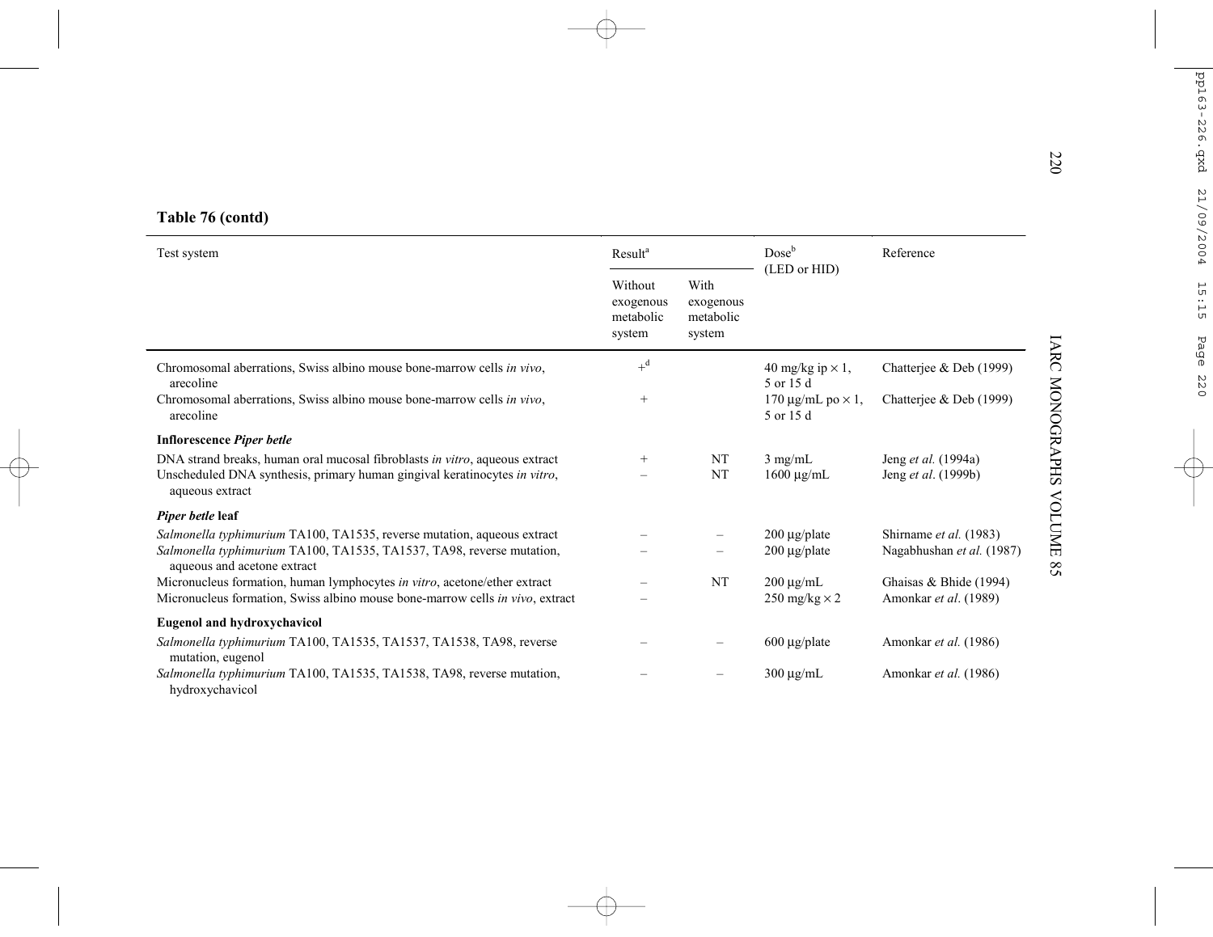**Table 76 (contd)**

| Test system | Result[a] | | Dose[b] (LED or HID) | Reference |
|---|---|---|---|---|
| | Without exogenous metabolic system | With exogenous metabolic system | | |
| Chromosomal aberrations, Swiss albino mouse bone-marrow cells *in vivo*, arecoline | +[d] | | 40 mg/kg ip × 1, 5 or 15 d | Chatterjee & Deb (1999) |
| Chromosomal aberrations, Swiss albino mouse bone-marrow cells *in vivo*, arecoline | + | | 170 µg/mL po × 1, 5 or 15 d | Chatterjee & Deb (1999) |
| **Inflorescence *Piper betle*** | | | | |
| DNA strand breaks, human oral mucosal fibroblasts *in vitro*, aqueous extract | + | NT | 3 mg/mL | Jeng *et al.* (1994a) |
| Unscheduled DNA synthesis, primary human gingival keratinocytes *in vitro*, aqueous extract | – | NT | 1600 µg/mL | Jeng *et al*. (1999b) |
| ***Piper betle* leaf** | | | | |
| *Salmonella typhimurium* TA100, TA1535, reverse mutation, aqueous extract | – | – | 200 µg/plate | Shirname *et al.* (1983) |
| *Salmonella typhimurium* TA100, TA1535, TA1537, TA98, reverse mutation, aqueous and acetone extract | – | – | 200 µg/plate | Nagabhushan *et al.* (1987) |
| Micronucleus formation, human lymphocytes *in vitro*, acetone/ether extract | – | NT | 200 µg/mL | Ghaisas & Bhide (1994) |
| Micronucleus formation, Swiss albino mouse bone-marrow cells *in vivo*, extract | – | | 250 mg/kg × 2 | Amonkar *et al*. (1989) |
| **Eugenol and hydroxychavicol** | | | | |
| *Salmonella typhimurium* TA100, TA1535, TA1537, TA1538, TA98, reverse mutation, eugenol | – | – | 600 µg/plate | Amonkar *et al.* (1986) |
| *Salmonella typhimurium* TA100, TA1535, TA1538, TA98, reverse mutation, hydroxychavicol | – | – | 300 µg/mL | Amonkar *et al.* (1986) |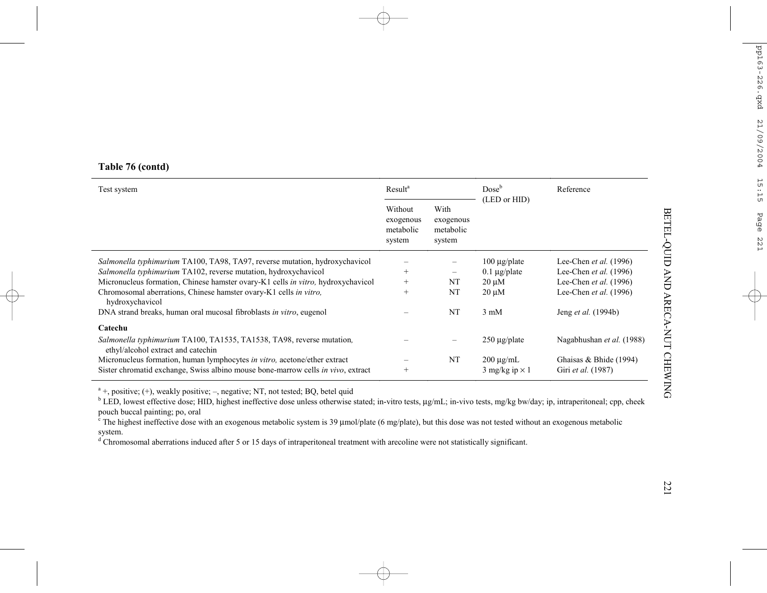**Table 76 (contd)**

| Test system | Result[a] | | Dose[b] (LED or HID) | Reference |
|---|---|---|---|---|
| | Without exogenous metabolic system | With exogenous metabolic system | | |
| *Salmonella typhimurium* TA100, TA98, TA97, reverse mutation, hydroxychavicol | – | – | 100 µg/plate | Lee-Chen *et al.* (1996) |
| *Salmonella typhimurium* TA102, reverse mutation, hydroxychavicol | + | – | 0.1 µg/plate | Lee-Chen *et al.* (1996) |
| Micronucleus formation, Chinese hamster ovary-K1 cells *in vitro,* hydroxychavicol | + | NT | 20 µM | Lee-Chen *et al.* (1996) |
| Chromosomal aberrations, Chinese hamster ovary-K1 cells *in vitro,* hydroxychavicol | + | NT | 20 µM | Lee-Chen *et al.* (1996) |
| DNA strand breaks, human oral mucosal fibroblasts *in vitro*, eugenol | – | NT | 3 mM | Jeng *et al.* (1994b) |
| **Catechu** | | | | |
| *Salmonella typhimurium* TA100, TA1535, TA1538, TA98, reverse mutation, ethyl/alcohol extract and catechin | – | – | 250 µg/plate | Nagabhushan *et al.* (1988) |
| Micronucleus formation, human lymphocytes *in vitro,* acetone/ether extract | – | NT | 200 µg/mL | Ghaisas & Bhide (1994) |
| Sister chromatid exchange, Swiss albino mouse bone-marrow cells *in vivo*, extract | + | | 3 mg/kg ip × 1 | Giri *et al.* (1987) |

[a] +, positive; (+), weakly positive; –, negative; NT, not tested; BQ, betel quid

[b] LED, lowest effective dose; HID, highest ineffective dose unless otherwise stated; in-vitro tests, µg/mL; in-vivo tests, mg/kg bw/day; ip, intraperitoneal; cpp, cheek pouch buccal painting; po, oral

[c] The highest ineffective dose with an exogenous metabolic system is 39 µmol/plate (6 mg/plate), but this dose was not tested without an exogenous metabolic system.

[d] Chromosomal aberrations induced after 5 or 15 days of intraperitoneal treatment with arecoline were not statistically significant.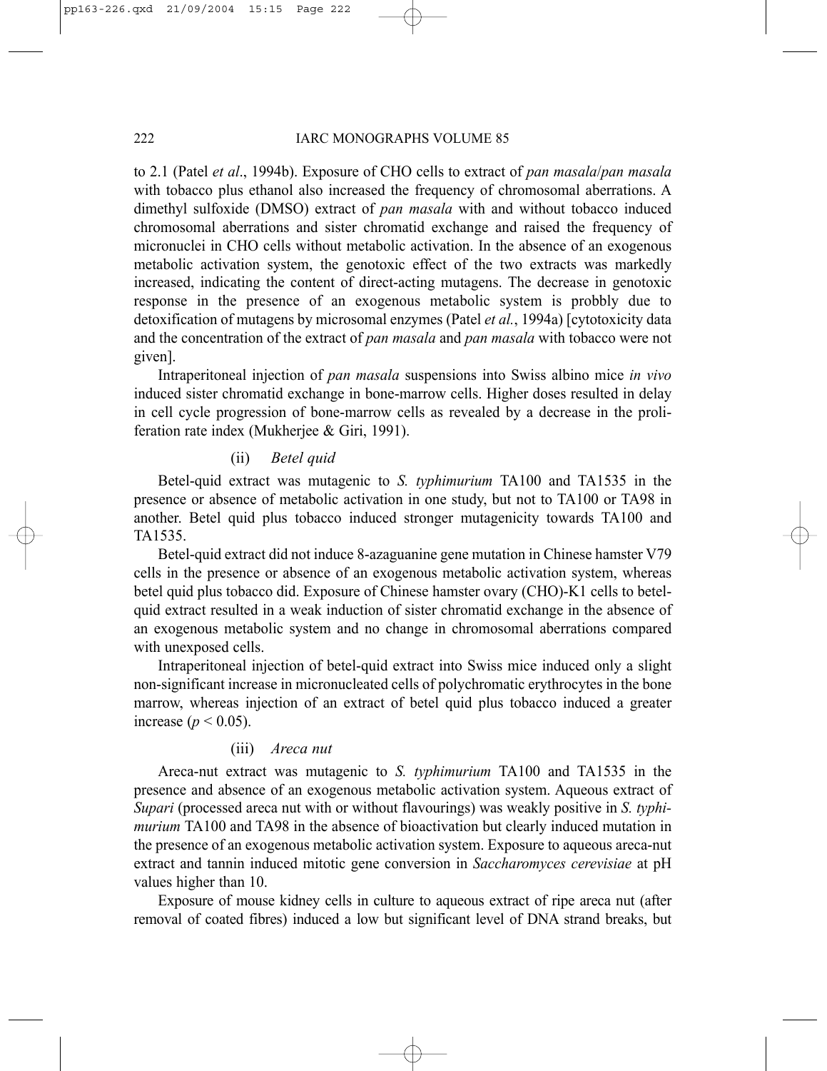to 2.1 (Patel *et al*., 1994b). Exposure of CHO cells to extract of *pan masala*/*pan masala* with tobacco plus ethanol also increased the frequency of chromosomal aberrations. A dimethyl sulfoxide (DMSO) extract of *pan masala* with and without tobacco induced chromosomal aberrations and sister chromatid exchange and raised the frequency of micronuclei in CHO cells without metabolic activation. In the absence of an exogenous metabolic activation system, the genotoxic effect of the two extracts was markedly increased, indicating the content of direct-acting mutagens. The decrease in genotoxic response in the presence of an exogenous metabolic system is probbly due to detoxification of mutagens by microsomal enzymes (Patel *et al.*, 1994a) [cytotoxicity data and the concentration of the extract of *pan masala* and *pan masala* with tobacco were not given].

Intraperitoneal injection of *pan masala* suspensions into Swiss albino mice *in vivo* induced sister chromatid exchange in bone-marrow cells. Higher doses resulted in delay in cell cycle progression of bone-marrow cells as revealed by a decrease in the proliferation rate index (Mukherjee & Giri, 1991).

(ii) *Betel quid*

Betel-quid extract was mutagenic to *S. typhimurium* TA100 and TA1535 in the presence or absence of metabolic activation in one study, but not to TA100 or TA98 in another. Betel quid plus tobacco induced stronger mutagenicity towards TA100 and TA1535.

Betel-quid extract did not induce 8-azaguanine gene mutation in Chinese hamster V79 cells in the presence or absence of an exogenous metabolic activation system, whereas betel quid plus tobacco did. Exposure of Chinese hamster ovary (CHO)-K1 cells to betel-quid extract resulted in a weak induction of sister chromatid exchange in the absence of an exogenous metabolic system and no change in chromosomal aberrations compared with unexposed cells.

Intraperitoneal injection of betel-quid extract into Swiss mice induced only a slight non-significant increase in micronucleated cells of polychromatic erythrocytes in the bone marrow, whereas injection of an extract of betel quid plus tobacco induced a greater increase ($p < 0.05$).

(iii) *Areca nut*

Areca-nut extract was mutagenic to *S. typhimurium* TA100 and TA1535 in the presence and absence of an exogenous metabolic activation system. Aqueous extract of *Supari* (processed areca nut with or without flavourings) was weakly positive in *S. typhimurium* TA100 and TA98 in the absence of bioactivation but clearly induced mutation in the presence of an exogenous metabolic activation system. Exposure to aqueous areca-nut extract and tannin induced mitotic gene conversion in *Saccharomyces cerevisiae* at pH values higher than 10.

Exposure of mouse kidney cells in culture to aqueous extract of ripe areca nut (after removal of coated fibres) induced a low but significant level of DNA strand breaks, but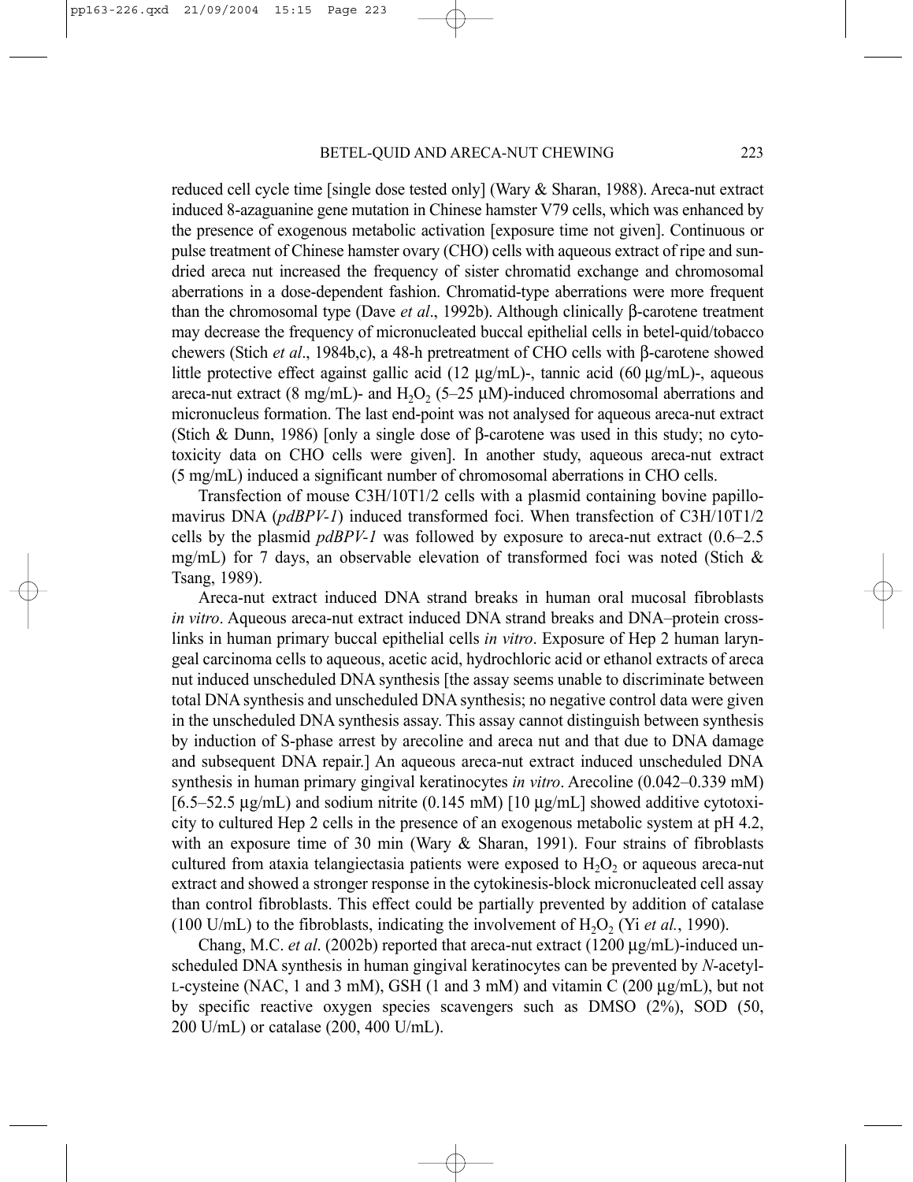reduced cell cycle time [single dose tested only] (Wary & Sharan, 1988). Areca-nut extract induced 8-azaguanine gene mutation in Chinese hamster V79 cells, which was enhanced by the presence of exogenous metabolic activation [exposure time not given]. Continuous or pulse treatment of Chinese hamster ovary (CHO) cells with aqueous extract of ripe and sun-dried areca nut increased the frequency of sister chromatid exchange and chromosomal aberrations in a dose-dependent fashion. Chromatid-type aberrations were more frequent than the chromosomal type (Dave *et al*., 1992b). Although clinically β-carotene treatment may decrease the frequency of micronucleated buccal epithelial cells in betel-quid/tobacco chewers (Stich *et al*., 1984b,c), a 48-h pretreatment of CHO cells with β-carotene showed little protective effect against gallic acid (12 μg/mL)-, tannic acid (60 μg/mL)-, aqueous areca-nut extract (8 mg/mL)- and $H_2O_2$ (5–25 μM)-induced chromosomal aberrations and micronucleus formation. The last end-point was not analysed for aqueous areca-nut extract (Stich & Dunn, 1986) [only a single dose of β-carotene was used in this study; no cytotoxicity data on CHO cells were given]. In another study, aqueous areca-nut extract (5 mg/mL) induced a significant number of chromosomal aberrations in CHO cells.

Transfection of mouse C3H/10T1/2 cells with a plasmid containing bovine papillomavirus DNA (*pdBPV-1*) induced transformed foci. When transfection of C3H/10T1/2 cells by the plasmid *pdBPV-1* was followed by exposure to areca-nut extract (0.6–2.5 mg/mL) for 7 days, an observable elevation of transformed foci was noted (Stich & Tsang, 1989).

Areca-nut extract induced DNA strand breaks in human oral mucosal fibroblasts *in vitro*. Aqueous areca-nut extract induced DNA strand breaks and DNA–protein cross-links in human primary buccal epithelial cells *in vitro*. Exposure of Hep 2 human laryngeal carcinoma cells to aqueous, acetic acid, hydrochloric acid or ethanol extracts of areca nut induced unscheduled DNA synthesis [the assay seems unable to discriminate between total DNA synthesis and unscheduled DNA synthesis; no negative control data were given in the unscheduled DNA synthesis assay. This assay cannot distinguish between synthesis by induction of S-phase arrest by arecoline and areca nut and that due to DNA damage and subsequent DNA repair.] An aqueous areca-nut extract induced unscheduled DNA synthesis in human primary gingival keratinocytes *in vitro*. Arecoline (0.042–0.339 mM) [6.5–52.5 μg/mL) and sodium nitrite (0.145 mM) [10 μg/mL] showed additive cytotoxicity to cultured Hep 2 cells in the presence of an exogenous metabolic system at pH 4.2, with an exposure time of 30 min (Wary & Sharan, 1991). Four strains of fibroblasts cultured from ataxia telangiectasia patients were exposed to $H_2O_2$ or aqueous areca-nut extract and showed a stronger response in the cytokinesis-block micronucleated cell assay than control fibroblasts. This effect could be partially prevented by addition of catalase (100 U/mL) to the fibroblasts, indicating the involvement of $H_2O_2$ (Yi *et al.*, 1990).

Chang, M.C. *et al*. (2002b) reported that areca-nut extract (1200 μg/mL)-induced unscheduled DNA synthesis in human gingival keratinocytes can be prevented by *N*-acetyl-L-cysteine (NAC, 1 and 3 mM), GSH (1 and 3 mM) and vitamin C (200 μg/mL), but not by specific reactive oxygen species scavengers such as DMSO (2%), SOD (50, 200 U/mL) or catalase (200, 400 U/mL).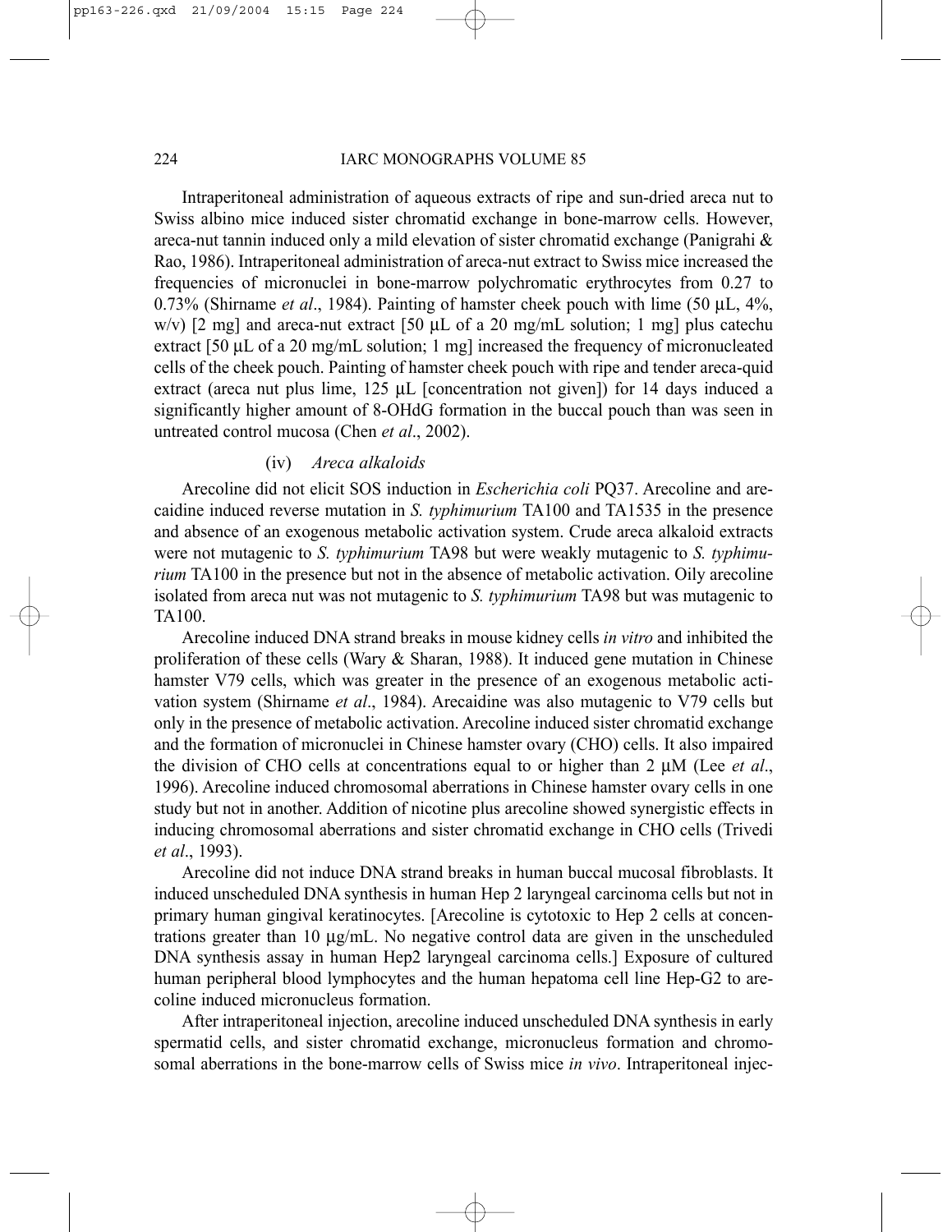Intraperitoneal administration of aqueous extracts of ripe and sun-dried areca nut to Swiss albino mice induced sister chromatid exchange in bone-marrow cells. However, areca-nut tannin induced only a mild elevation of sister chromatid exchange (Panigrahi & Rao, 1986). Intraperitoneal administration of areca-nut extract to Swiss mice increased the frequencies of micronuclei in bone-marrow polychromatic erythrocytes from 0.27 to 0.73% (Shirname *et al*., 1984). Painting of hamster cheek pouch with lime (50 μL, 4%, w/v) [2 mg] and areca-nut extract [50 μL of a 20 mg/mL solution; 1 mg] plus catechu extract [50 μL of a 20 mg/mL solution; 1 mg] increased the frequency of micronucleated cells of the cheek pouch. Painting of hamster cheek pouch with ripe and tender areca-quid extract (areca nut plus lime, 125 μL [concentration not given]) for 14 days induced a significantly higher amount of 8-OHdG formation in the buccal pouch than was seen in untreated control mucosa (Chen *et al*., 2002).

#### (iv) *Areca alkaloids*

Arecoline did not elicit SOS induction in *Escherichia coli* PQ37. Arecoline and arecaidine induced reverse mutation in *S. typhimurium* TA100 and TA1535 in the presence and absence of an exogenous metabolic activation system. Crude areca alkaloid extracts were not mutagenic to *S. typhimurium* TA98 but were weakly mutagenic to *S. typhimurium* TA100 in the presence but not in the absence of metabolic activation. Oily arecoline isolated from areca nut was not mutagenic to *S. typhimurium* TA98 but was mutagenic to TA100.

Arecoline induced DNA strand breaks in mouse kidney cells *in vitro* and inhibited the proliferation of these cells (Wary & Sharan, 1988). It induced gene mutation in Chinese hamster V79 cells, which was greater in the presence of an exogenous metabolic activation system (Shirname *et al*., 1984). Arecaidine was also mutagenic to V79 cells but only in the presence of metabolic activation. Arecoline induced sister chromatid exchange and the formation of micronuclei in Chinese hamster ovary (CHO) cells. It also impaired the division of CHO cells at concentrations equal to or higher than 2 μM (Lee *et al*., 1996). Arecoline induced chromosomal aberrations in Chinese hamster ovary cells in one study but not in another. Addition of nicotine plus arecoline showed synergistic effects in inducing chromosomal aberrations and sister chromatid exchange in CHO cells (Trivedi *et al*., 1993).

Arecoline did not induce DNA strand breaks in human buccal mucosal fibroblasts. It induced unscheduled DNA synthesis in human Hep 2 laryngeal carcinoma cells but not in primary human gingival keratinocytes. [Arecoline is cytotoxic to Hep 2 cells at concentrations greater than 10 μg/mL. No negative control data are given in the unscheduled DNA synthesis assay in human Hep2 laryngeal carcinoma cells.] Exposure of cultured human peripheral blood lymphocytes and the human hepatoma cell line Hep-G2 to arecoline induced micronucleus formation.

After intraperitoneal injection, arecoline induced unscheduled DNA synthesis in early spermatid cells, and sister chromatid exchange, micronucleus formation and chromosomal aberrations in the bone-marrow cells of Swiss mice *in vivo*. Intraperitoneal injec-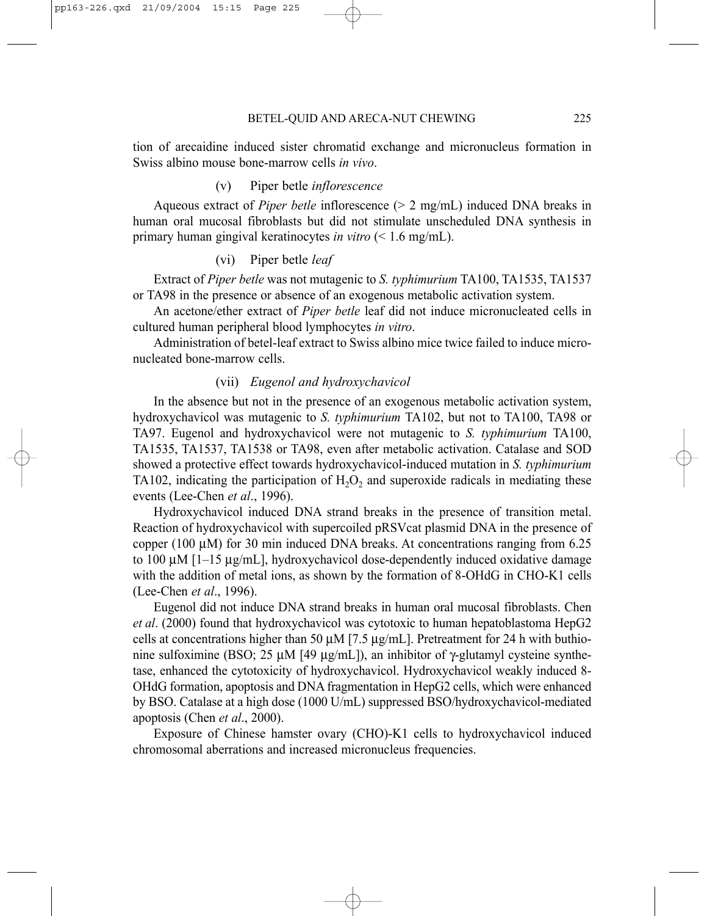tion of arecaidine induced sister chromatid exchange and micronucleus formation in Swiss albino mouse bone-marrow cells *in vivo*.

#### (v) Piper betle *inflorescence*

Aqueous extract of *Piper betle* inflorescence (> 2 mg/mL) induced DNA breaks in human oral mucosal fibroblasts but did not stimulate unscheduled DNA synthesis in primary human gingival keratinocytes *in vitro* (< 1.6 mg/mL).

#### (vi) Piper betle *leaf*

Extract of *Piper betle* was not mutagenic to *S. typhimurium* TA100, TA1535, TA1537 or TA98 in the presence or absence of an exogenous metabolic activation system.

An acetone/ether extract of *Piper betle* leaf did not induce micronucleated cells in cultured human peripheral blood lymphocytes *in vitro*.

Administration of betel-leaf extract to Swiss albino mice twice failed to induce micronucleated bone-marrow cells.

#### (vii) *Eugenol and hydroxychavicol*

In the absence but not in the presence of an exogenous metabolic activation system, hydroxychavicol was mutagenic to *S. typhimurium* TA102, but not to TA100, TA98 or TA97. Eugenol and hydroxychavicol were not mutagenic to *S. typhimurium* TA100, TA1535, TA1537, TA1538 or TA98, even after metabolic activation. Catalase and SOD showed a protective effect towards hydroxychavicol-induced mutation in *S. typhimurium* TA102, indicating the participation of $H_2O_2$ and superoxide radicals in mediating these events (Lee-Chen *et al*., 1996).

Hydroxychavicol induced DNA strand breaks in the presence of transition metal. Reaction of hydroxychavicol with supercoiled pRSVcat plasmid DNA in the presence of copper (100 µM) for 30 min induced DNA breaks. At concentrations ranging from 6.25 to 100 µM [1–15 µg/mL], hydroxychavicol dose-dependently induced oxidative damage with the addition of metal ions, as shown by the formation of 8-OHdG in CHO-K1 cells (Lee-Chen *et al*., 1996).

Eugenol did not induce DNA strand breaks in human oral mucosal fibroblasts. Chen *et al*. (2000) found that hydroxychavicol was cytotoxic to human hepatoblastoma HepG2 cells at concentrations higher than 50 µM [7.5 µg/mL]. Pretreatment for 24 h with buthionine sulfoximine (BSO; 25 µM [49 µg/mL]), an inhibitor of γ-glutamyl cysteine synthetase, enhanced the cytotoxicity of hydroxychavicol. Hydroxychavicol weakly induced 8-OHdG formation, apoptosis and DNA fragmentation in HepG2 cells, which were enhanced by BSO. Catalase at a high dose (1000 U/mL) suppressed BSO/hydroxychavicol-mediated apoptosis (Chen *et al*., 2000).

Exposure of Chinese hamster ovary (CHO)-K1 cells to hydroxychavicol induced chromosomal aberrations and increased micronucleus frequencies.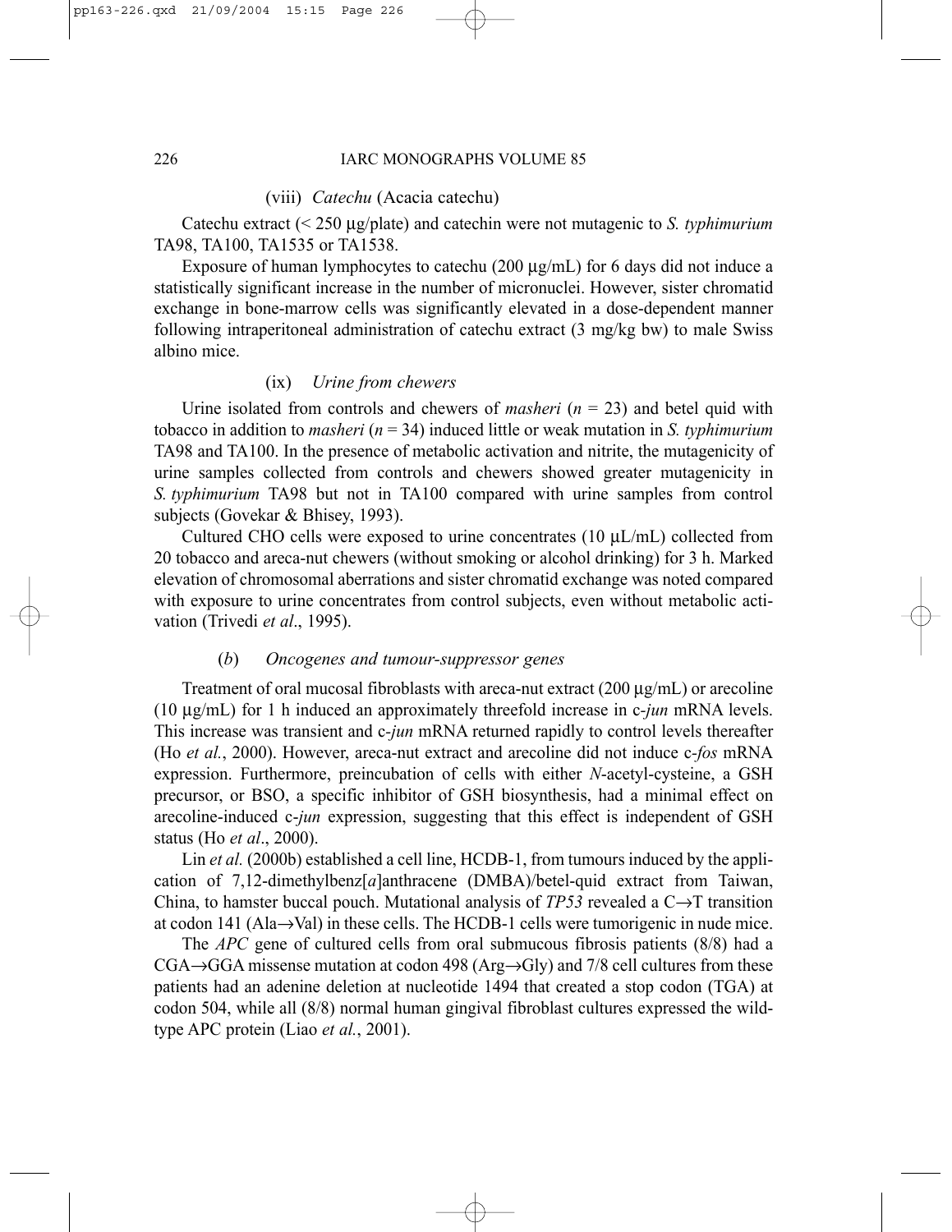#### (viii) *Catechu* (Acacia catechu)

Catechu extract (< 250 μg/plate) and catechin were not mutagenic to *S. typhimurium* TA98, TA100, TA1535 or TA1538.

Exposure of human lymphocytes to catechu (200 μg/mL) for 6 days did not induce a statistically significant increase in the number of micronuclei. However, sister chromatid exchange in bone-marrow cells was significantly elevated in a dose-dependent manner following intraperitoneal administration of catechu extract (3 mg/kg bw) to male Swiss albino mice.

#### (ix) *Urine from chewers*

Urine isolated from controls and chewers of *masheri* ($n = 23$) and betel quid with tobacco in addition to *masheri* ($n = 34$) induced little or weak mutation in *S. typhimurium* TA98 and TA100. In the presence of metabolic activation and nitrite, the mutagenicity of urine samples collected from controls and chewers showed greater mutagenicity in *S. typhimurium* TA98 but not in TA100 compared with urine samples from control subjects (Govekar & Bhisey, 1993).

Cultured CHO cells were exposed to urine concentrates (10 μL/mL) collected from 20 tobacco and areca-nut chewers (without smoking or alcohol drinking) for 3 h. Marked elevation of chromosomal aberrations and sister chromatid exchange was noted compared with exposure to urine concentrates from control subjects, even without metabolic activation (Trivedi *et al*., 1995).

### (*b*) *Oncogenes and tumour-suppressor genes*

Treatment of oral mucosal fibroblasts with areca-nut extract (200 μg/mL) or arecoline (10 μg/mL) for 1 h induced an approximately threefold increase in c-*jun* mRNA levels. This increase was transient and c-*jun* mRNA returned rapidly to control levels thereafter (Ho *et al.*, 2000). However, areca-nut extract and arecoline did not induce c-*fos* mRNA expression. Furthermore, preincubation of cells with either *N*-acetyl-cysteine, a GSH precursor, or BSO, a specific inhibitor of GSH biosynthesis, had a minimal effect on arecoline-induced c-*jun* expression, suggesting that this effect is independent of GSH status (Ho *et al*., 2000).

Lin *et al.* (2000b) established a cell line, HCDB-1, from tumours induced by the application of 7,12-dimethylbenz[*a*]anthracene (DMBA)/betel-quid extract from Taiwan, China, to hamster buccal pouch. Mutational analysis of *TP53* revealed a C→T transition at codon 141 (Ala→Val) in these cells. The HCDB-1 cells were tumorigenic in nude mice.

The *APC* gene of cultured cells from oral submucous fibrosis patients (8/8) had a CGA→GGA missense mutation at codon 498 (Arg→Gly) and 7/8 cell cultures from these patients had an adenine deletion at nucleotide 1494 that created a stop codon (TGA) at codon 504, while all (8/8) normal human gingival fibroblast cultures expressed the wild-type APC protein (Liao *et al.*, 2001).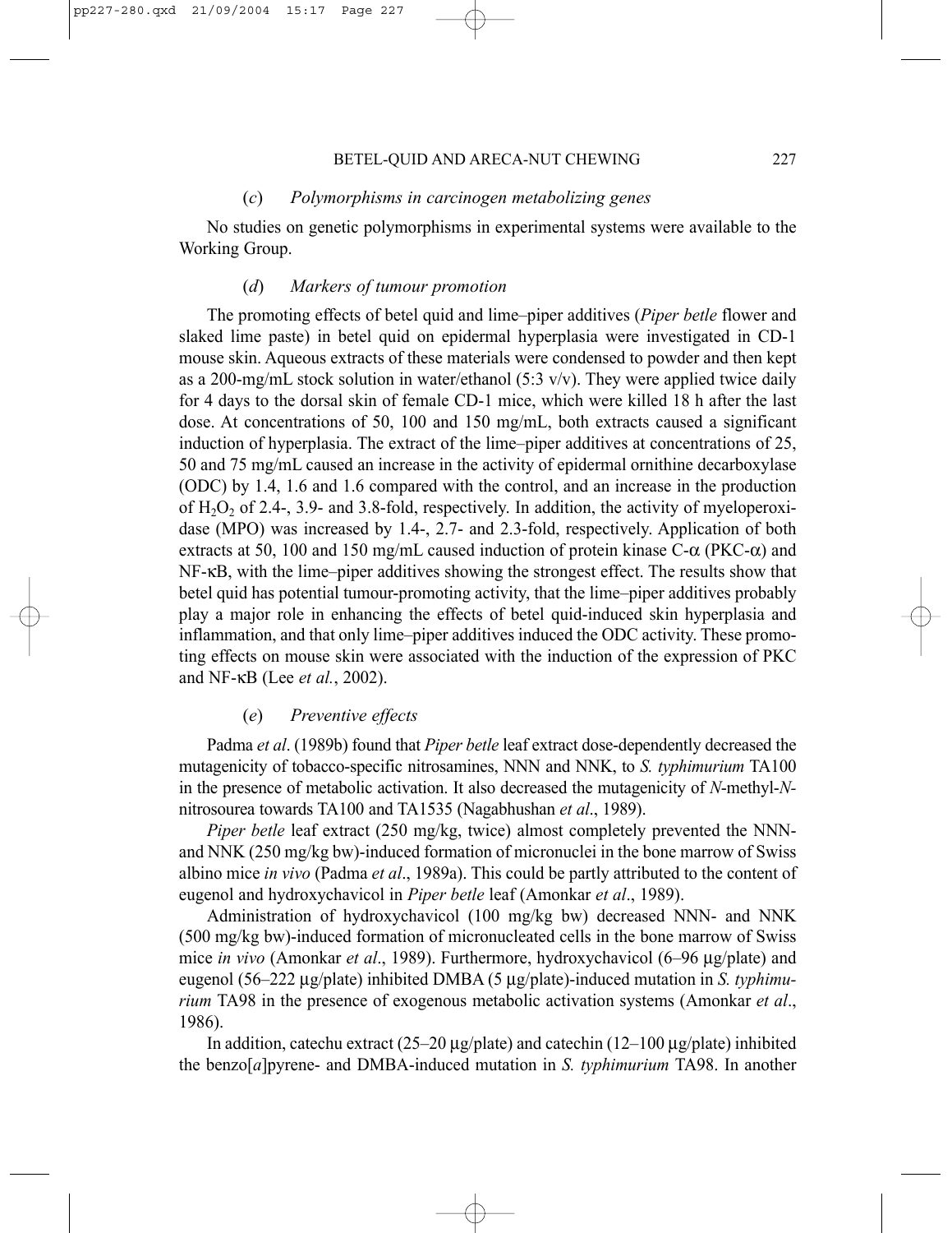### (*c*) *Polymorphisms in carcinogen metabolizing genes*

No studies on genetic polymorphisms in experimental systems were available to the Working Group.

### (*d*) *Markers of tumour promotion*

The promoting effects of betel quid and lime–piper additives (*Piper betle* flower and slaked lime paste) in betel quid on epidermal hyperplasia were investigated in CD-1 mouse skin. Aqueous extracts of these materials were condensed to powder and then kept as a 200-mg/mL stock solution in water/ethanol (5:3 v/v). They were applied twice daily for 4 days to the dorsal skin of female CD-1 mice, which were killed 18 h after the last dose. At concentrations of 50, 100 and 150 mg/mL, both extracts caused a significant induction of hyperplasia. The extract of the lime–piper additives at concentrations of 25, 50 and 75 mg/mL caused an increase in the activity of epidermal ornithine decarboxylase (ODC) by 1.4, 1.6 and 1.6 compared with the control, and an increase in the production of $H_2O_2$ of 2.4-, 3.9- and 3.8-fold, respectively. In addition, the activity of myeloperoxidase (MPO) was increased by 1.4-, 2.7- and 2.3-fold, respectively. Application of both extracts at 50, 100 and 150 mg/mL caused induction of protein kinase C-$\alpha$ (PKC-$\alpha$) and NF-$\kappa$B, with the lime–piper additives showing the strongest effect. The results show that betel quid has potential tumour-promoting activity, that the lime–piper additives probably play a major role in enhancing the effects of betel quid-induced skin hyperplasia and inflammation, and that only lime–piper additives induced the ODC activity. These promoting effects on mouse skin were associated with the induction of the expression of PKC and NF-$\kappa$B (Lee *et al.*, 2002).

### (*e*) *Preventive effects*

Padma *et al*. (1989b) found that *Piper betle* leaf extract dose-dependently decreased the mutagenicity of tobacco-specific nitrosamines, NNN and NNK, to *S. typhimurium* TA100 in the presence of metabolic activation. It also decreased the mutagenicity of *N*-methyl-*N*-nitrosourea towards TA100 and TA1535 (Nagabhushan *et al*., 1989).

*Piper betle* leaf extract (250 mg/kg, twice) almost completely prevented the NNN- and NNK (250 mg/kg bw)-induced formation of micronuclei in the bone marrow of Swiss albino mice *in vivo* (Padma *et al*., 1989a). This could be partly attributed to the content of eugenol and hydroxychavicol in *Piper betle* leaf (Amonkar *et al*., 1989).

Administration of hydroxychavicol (100 mg/kg bw) decreased NNN- and NNK (500 mg/kg bw)-induced formation of micronucleated cells in the bone marrow of Swiss mice *in vivo* (Amonkar *et al*., 1989). Furthermore, hydroxychavicol (6–96 μg/plate) and eugenol (56–222 μg/plate) inhibited DMBA (5 μg/plate)-induced mutation in *S. typhimurium* TA98 in the presence of exogenous metabolic activation systems (Amonkar *et al*., 1986).

In addition, catechu extract (25–20 μg/plate) and catechin (12–100 μg/plate) inhibited the benzo[*a*]pyrene- and DMBA-induced mutation in *S. typhimurium* TA98. In another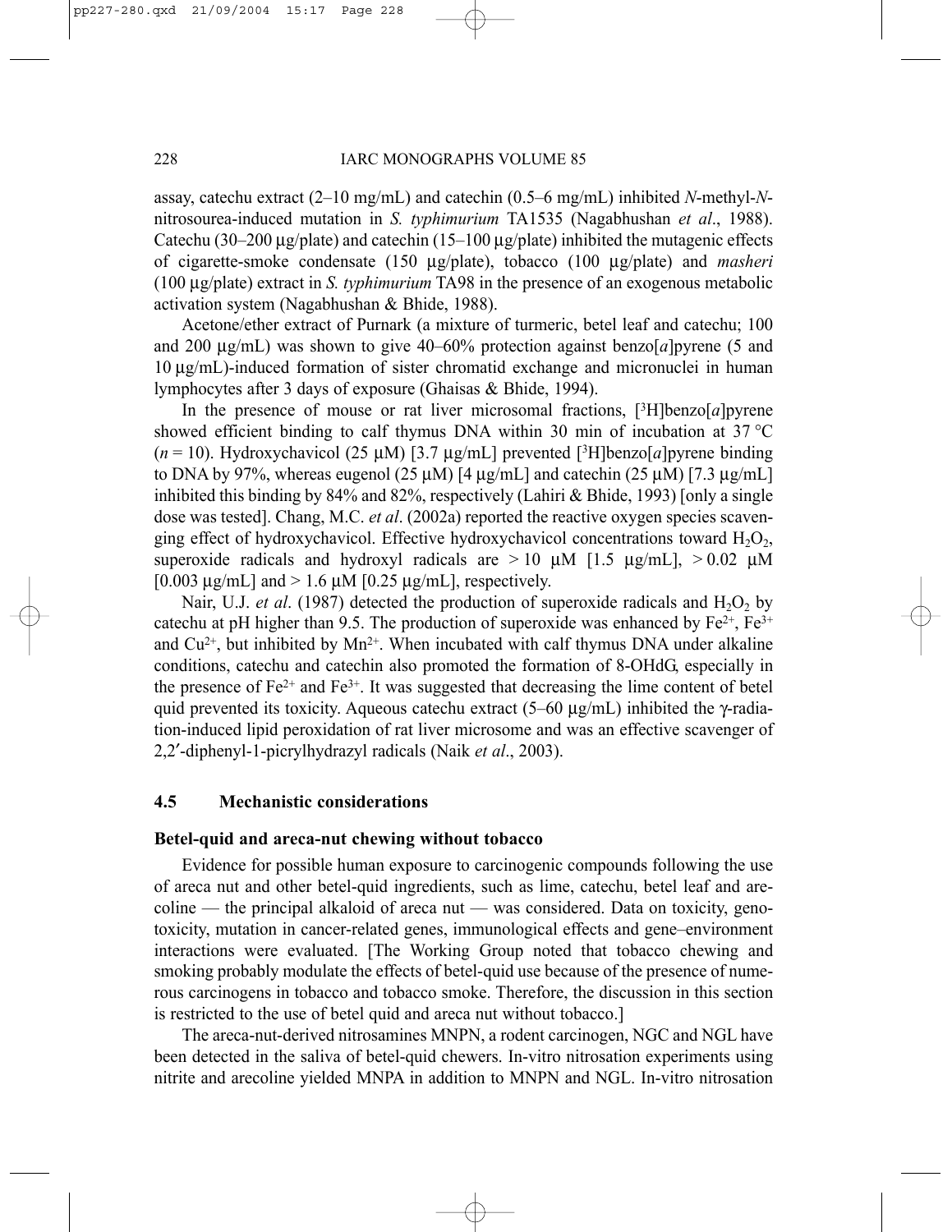assay, catechu extract (2–10 mg/mL) and catechin (0.5–6 mg/mL) inhibited *N*-methyl-*N*-nitrosourea-induced mutation in *S. typhimurium* TA1535 (Nagabhushan *et al*., 1988). Catechu (30–200 μg/plate) and catechin (15–100 μg/plate) inhibited the mutagenic effects of cigarette-smoke condensate (150 μg/plate), tobacco (100 μg/plate) and *masheri* (100 μg/plate) extract in *S. typhimurium* TA98 in the presence of an exogenous metabolic activation system (Nagabhushan & Bhide, 1988).

Acetone/ether extract of Purnark (a mixture of turmeric, betel leaf and catechu; 100 and 200 μg/mL) was shown to give 40–60% protection against benzo[*a*]pyrene (5 and 10 μg/mL)-induced formation of sister chromatid exchange and micronuclei in human lymphocytes after 3 days of exposure (Ghaisas & Bhide, 1994).

In the presence of mouse or rat liver microsomal fractions, [$^3$H]benzo[*a*]pyrene showed efficient binding to calf thymus DNA within 30 min of incubation at 37 °C ($n = 10$). Hydroxychavicol (25 μM) [3.7 μg/mL] prevented [$^3$H]benzo[*a*]pyrene binding to DNA by 97%, whereas eugenol (25 μM) [4 μg/mL] and catechin (25 μM) [7.3 μg/mL] inhibited this binding by 84% and 82%, respectively (Lahiri & Bhide, 1993) [only a single dose was tested]. Chang, M.C. *et al*. (2002a) reported the reactive oxygen species scavenging effect of hydroxychavicol. Effective hydroxychavicol concentrations toward $H_2O_2$, superoxide radicals and hydroxyl radicals are > 10 μM [1.5 μg/mL], > 0.02 μM [0.003 μg/mL] and > 1.6 μM [0.25 μg/mL], respectively.

Nair, U.J. *et al*. (1987) detected the production of superoxide radicals and $H_2O_2$ by catechu at pH higher than 9.5. The production of superoxide was enhanced by $Fe^{2+}$, $Fe^{3+}$ and $Cu^{2+}$, but inhibited by $Mn^{2+}$. When incubated with calf thymus DNA under alkaline conditions, catechu and catechin also promoted the formation of 8-OHdG, especially in the presence of $Fe^{2+}$ and $Fe^{3+}$. It was suggested that decreasing the lime content of betel quid prevented its toxicity. Aqueous catechu extract (5–60 μg/mL) inhibited the γ-radiation-induced lipid peroxidation of rat liver microsome and was an effective scavenger of 2,2′-diphenyl-1-picrylhydrazyl radicals (Naik *et al*., 2003).

### 4.5 Mechanistic considerations

**Betel-quid and areca-nut chewing without tobacco**

Evidence for possible human exposure to carcinogenic compounds following the use of areca nut and other betel-quid ingredients, such as lime, catechu, betel leaf and arecoline — the principal alkaloid of areca nut — was considered. Data on toxicity, genotoxicity, mutation in cancer-related genes, immunological effects and gene–environment interactions were evaluated. [The Working Group noted that tobacco chewing and smoking probably modulate the effects of betel-quid use because of the presence of numerous carcinogens in tobacco and tobacco smoke. Therefore, the discussion in this section is restricted to the use of betel quid and areca nut without tobacco.]

The areca-nut-derived nitrosamines MNPN, a rodent carcinogen, NGC and NGL have been detected in the saliva of betel-quid chewers. In-vitro nitrosation experiments using nitrite and arecoline yielded MNPA in addition to MNPN and NGL. In-vitro nitrosation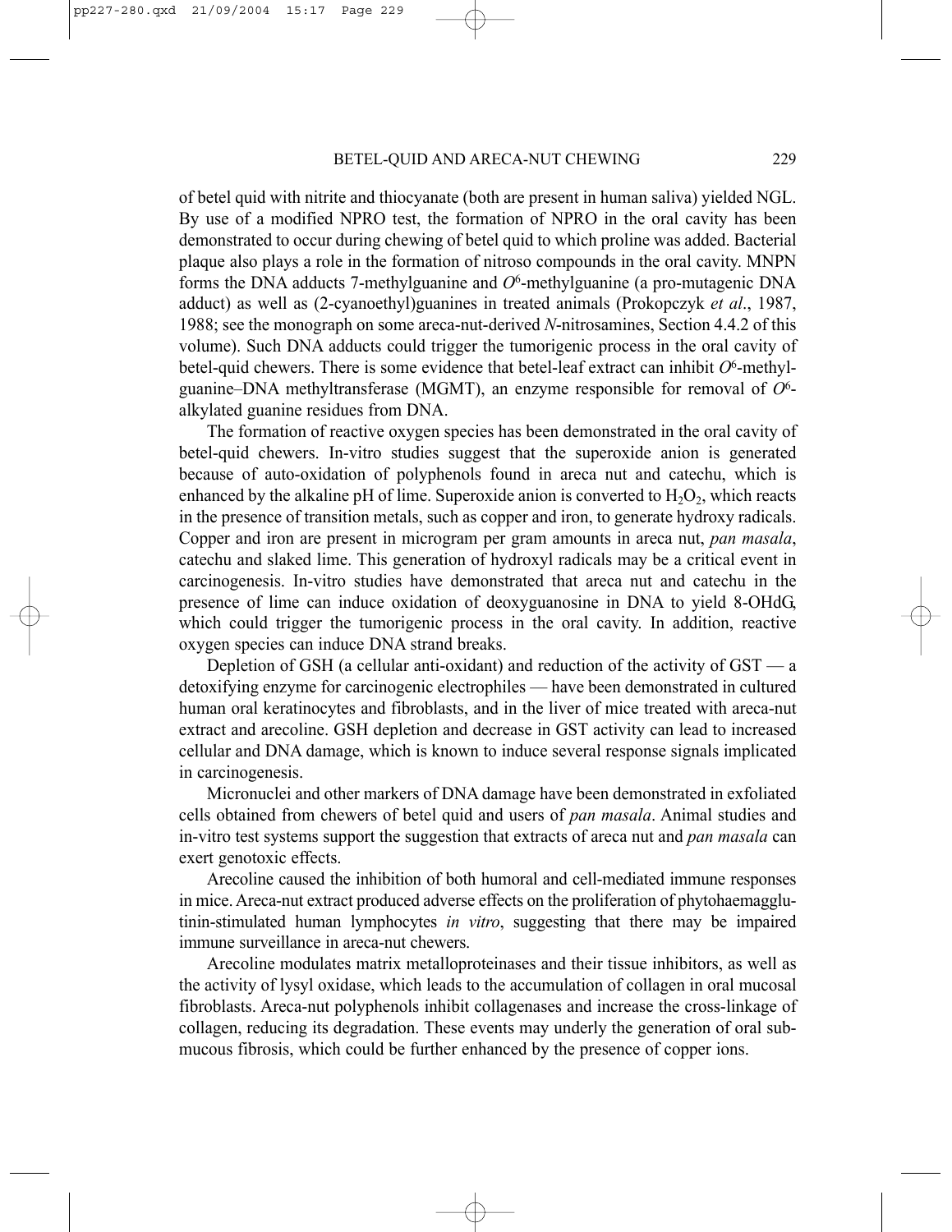of betel quid with nitrite and thiocyanate (both are present in human saliva) yielded NGL. By use of a modified NPRO test, the formation of NPRO in the oral cavity has been demonstrated to occur during chewing of betel quid to which proline was added. Bacterial plaque also plays a role in the formation of nitroso compounds in the oral cavity. MNPN forms the DNA adducts 7-methylguanine and $O^6$-methylguanine (a pro-mutagenic DNA adduct) as well as (2-cyanoethyl)guanines in treated animals (Prokopczyk *et al*., 1987, 1988; see the monograph on some areca-nut-derived *N*-nitrosamines, Section 4.4.2 of this volume). Such DNA adducts could trigger the tumorigenic process in the oral cavity of betel-quid chewers. There is some evidence that betel-leaf extract can inhibit $O^6$-methylguanine–DNA methyltransferase (MGMT), an enzyme responsible for removal of $O^6$-alkylated guanine residues from DNA.

The formation of reactive oxygen species has been demonstrated in the oral cavity of betel-quid chewers. In-vitro studies suggest that the superoxide anion is generated because of auto-oxidation of polyphenols found in areca nut and catechu, which is enhanced by the alkaline pH of lime. Superoxide anion is converted to $H_2O_2$, which reacts in the presence of transition metals, such as copper and iron, to generate hydroxy radicals. Copper and iron are present in microgram per gram amounts in areca nut, *pan masala*, catechu and slaked lime. This generation of hydroxyl radicals may be a critical event in carcinogenesis. In-vitro studies have demonstrated that areca nut and catechu in the presence of lime can induce oxidation of deoxyguanosine in DNA to yield 8-OHdG, which could trigger the tumorigenic process in the oral cavity. In addition, reactive oxygen species can induce DNA strand breaks.

Depletion of GSH (a cellular anti-oxidant) and reduction of the activity of GST — a detoxifying enzyme for carcinogenic electrophiles — have been demonstrated in cultured human oral keratinocytes and fibroblasts, and in the liver of mice treated with areca-nut extract and arecoline. GSH depletion and decrease in GST activity can lead to increased cellular and DNA damage, which is known to induce several response signals implicated in carcinogenesis.

Micronuclei and other markers of DNA damage have been demonstrated in exfoliated cells obtained from chewers of betel quid and users of *pan masala*. Animal studies and in-vitro test systems support the suggestion that extracts of areca nut and *pan masala* can exert genotoxic effects.

Arecoline caused the inhibition of both humoral and cell-mediated immune responses in mice. Areca-nut extract produced adverse effects on the proliferation of phytohaemagglutinin-stimulated human lymphocytes *in vitro*, suggesting that there may be impaired immune surveillance in areca-nut chewers.

Arecoline modulates matrix metalloproteinases and their tissue inhibitors, as well as the activity of lysyl oxidase, which leads to the accumulation of collagen in oral mucosal fibroblasts. Areca-nut polyphenols inhibit collagenases and increase the cross-linkage of collagen, reducing its degradation. These events may underly the generation of oral submucous fibrosis, which could be further enhanced by the presence of copper ions.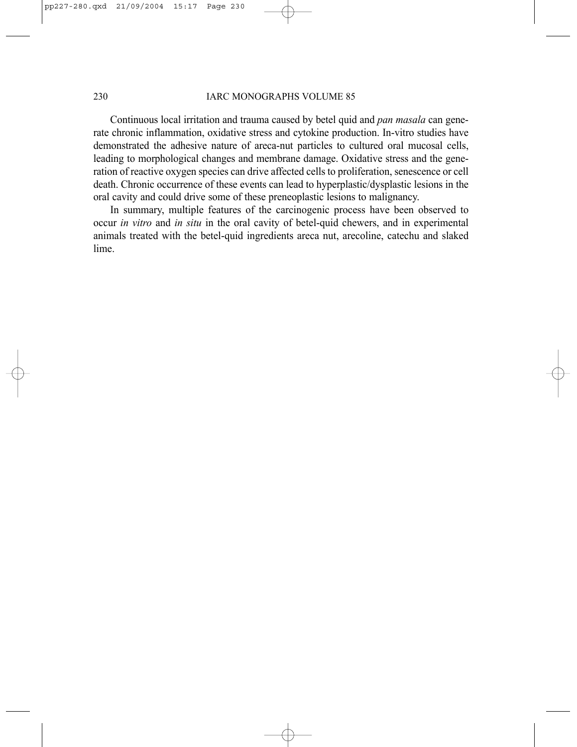Continuous local irritation and trauma caused by betel quid and *pan masala* can generate chronic inflammation, oxidative stress and cytokine production. In-vitro studies have demonstrated the adhesive nature of areca-nut particles to cultured oral mucosal cells, leading to morphological changes and membrane damage. Oxidative stress and the generation of reactive oxygen species can drive affected cells to proliferation, senescence or cell death. Chronic occurrence of these events can lead to hyperplastic/dysplastic lesions in the oral cavity and could drive some of these preneoplastic lesions to malignancy.

In summary, multiple features of the carcinogenic process have been observed to occur *in vitro* and *in situ* in the oral cavity of betel-quid chewers, and in experimental animals treated with the betel-quid ingredients areca nut, arecoline, catechu and slaked lime.